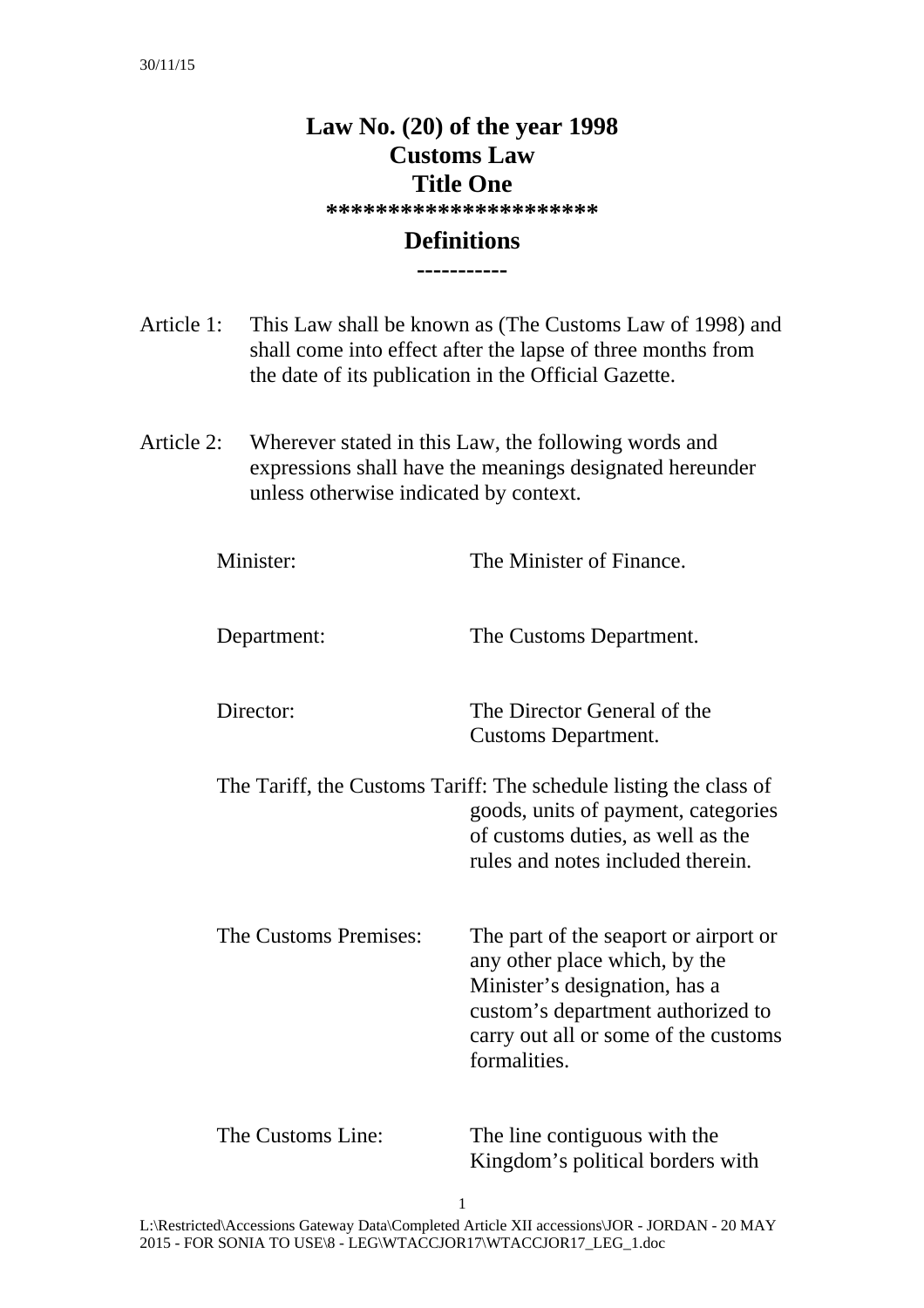# Law No. (20) of the year 1998

# Customs Law

## Title One

**********************

## Definitions

-----------

Article 1: This Law shall be known as (The Customs Law of 1998) and shall come into effect after the lapse of three months from the date of its publication in the Official Gazette.

Article 2: Wherever stated in this Law, the following words and expressions shall have the meanings designated hereunder unless otherwise indicated by context.

Minister: The Minister of Finance.

Department: The Customs Department.

Director: The Director General of the Customs Department.

The Tariff, the Customs Tariff: The schedule listing the class of goods, units of payment, categories of customs duties, as well as the rules and notes included therein.

The Customs Premises: The part of the seaport or airport or any other place which, by the Minister's designation, has a custom's department authorized to carry out all or some of the customs formalities.

The Customs Line: The line contiguous with the Kingdom's political borders with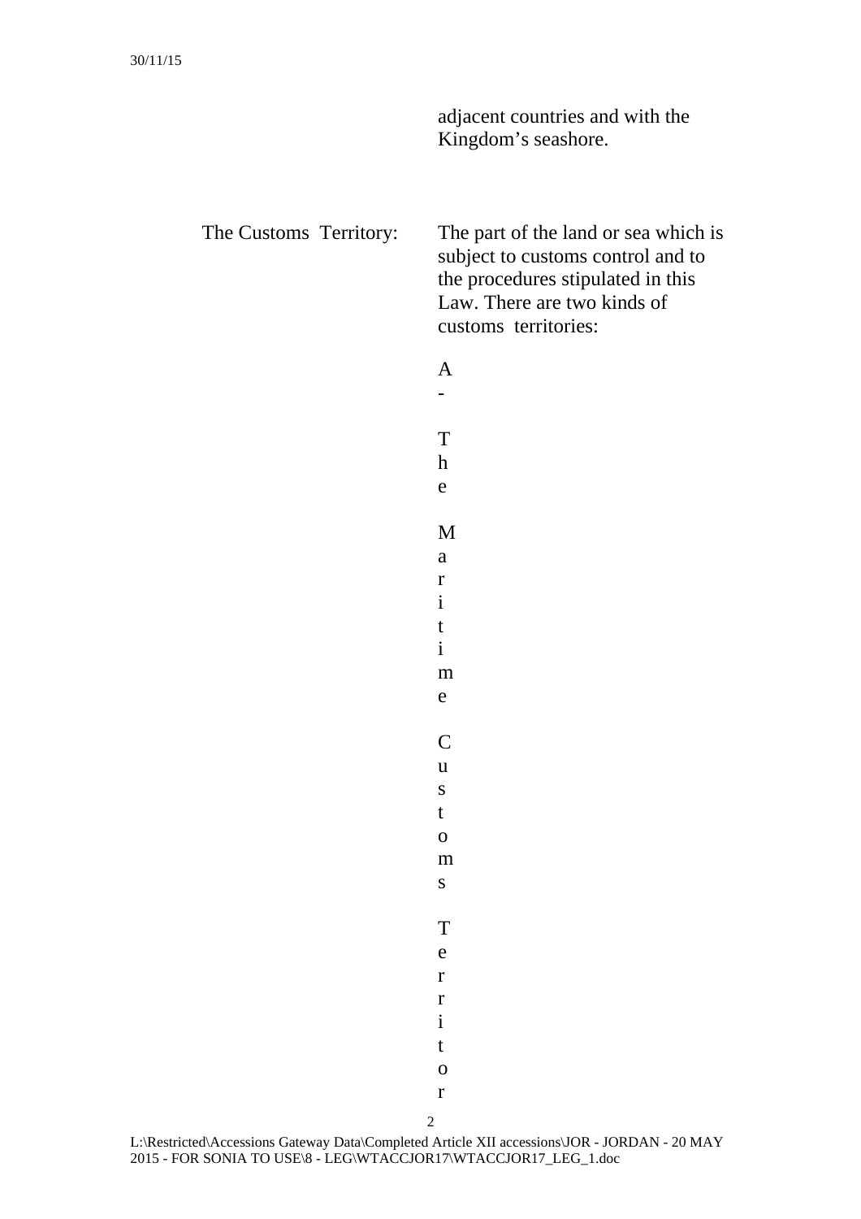adjacent countries and with the Kingdom's seashore.

| | |
|---|---|
| The Customs Territory: | The part of the land or sea which is subject to customs control and to the procedures stipulated in this Law. There are two kinds of customs territories: |
| | A - The Maritime Customs Territor |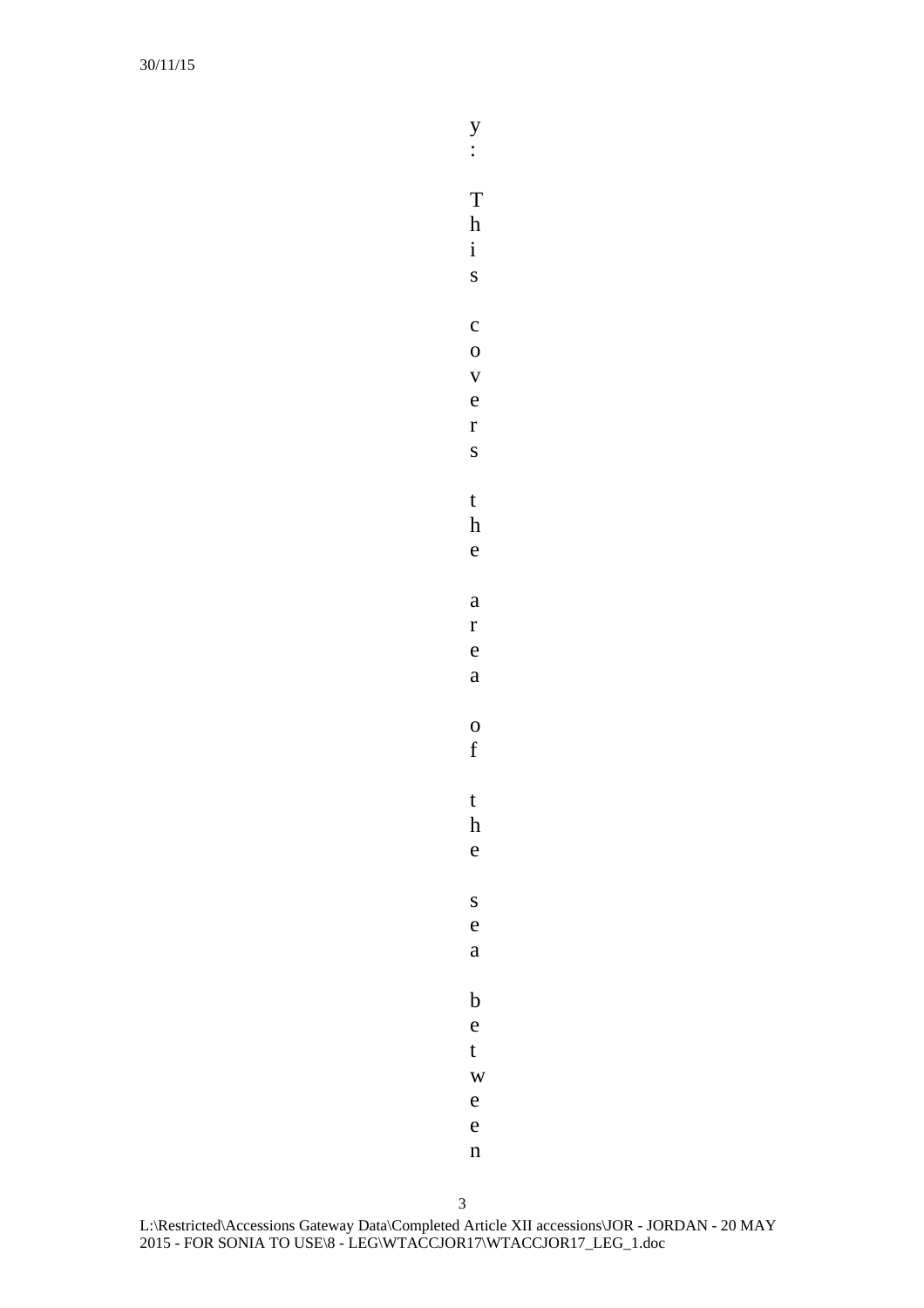y: This covers the area of the sea between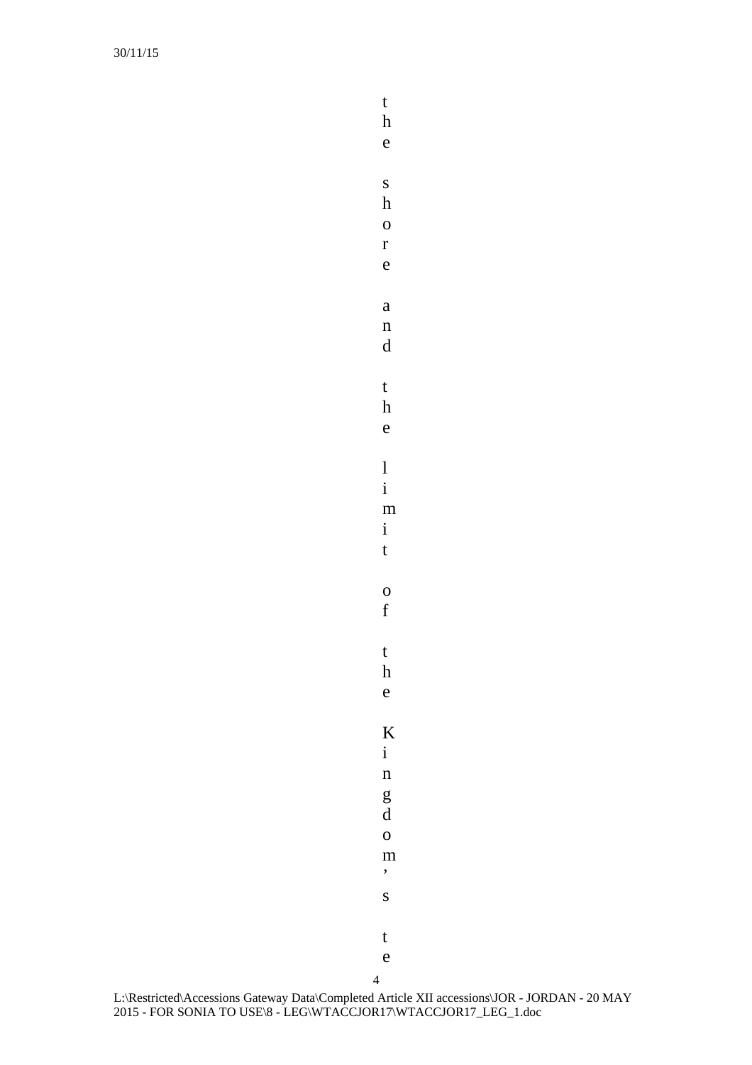the shore and the limit of the Kingdom's te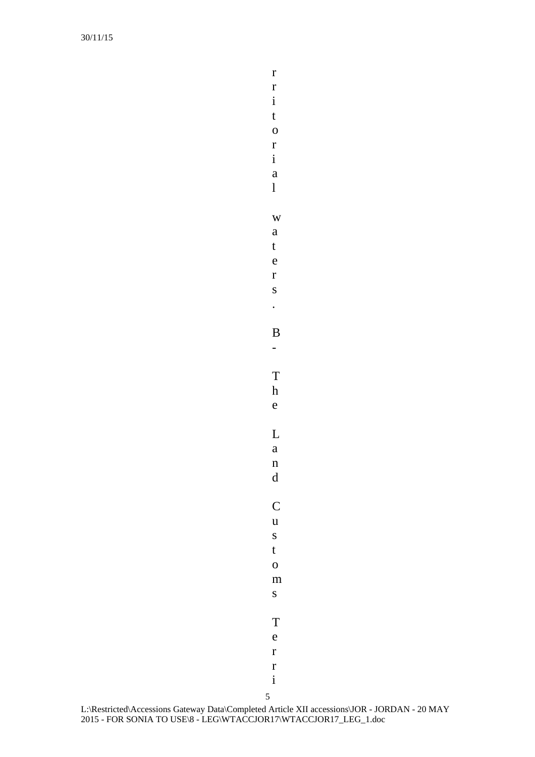rritorial waters.

B- The Land Customs Terri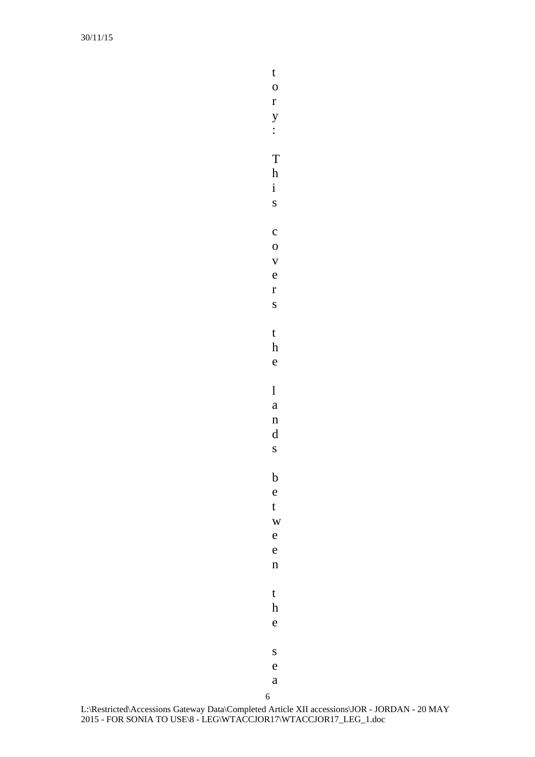tory: This covers the lands between the sea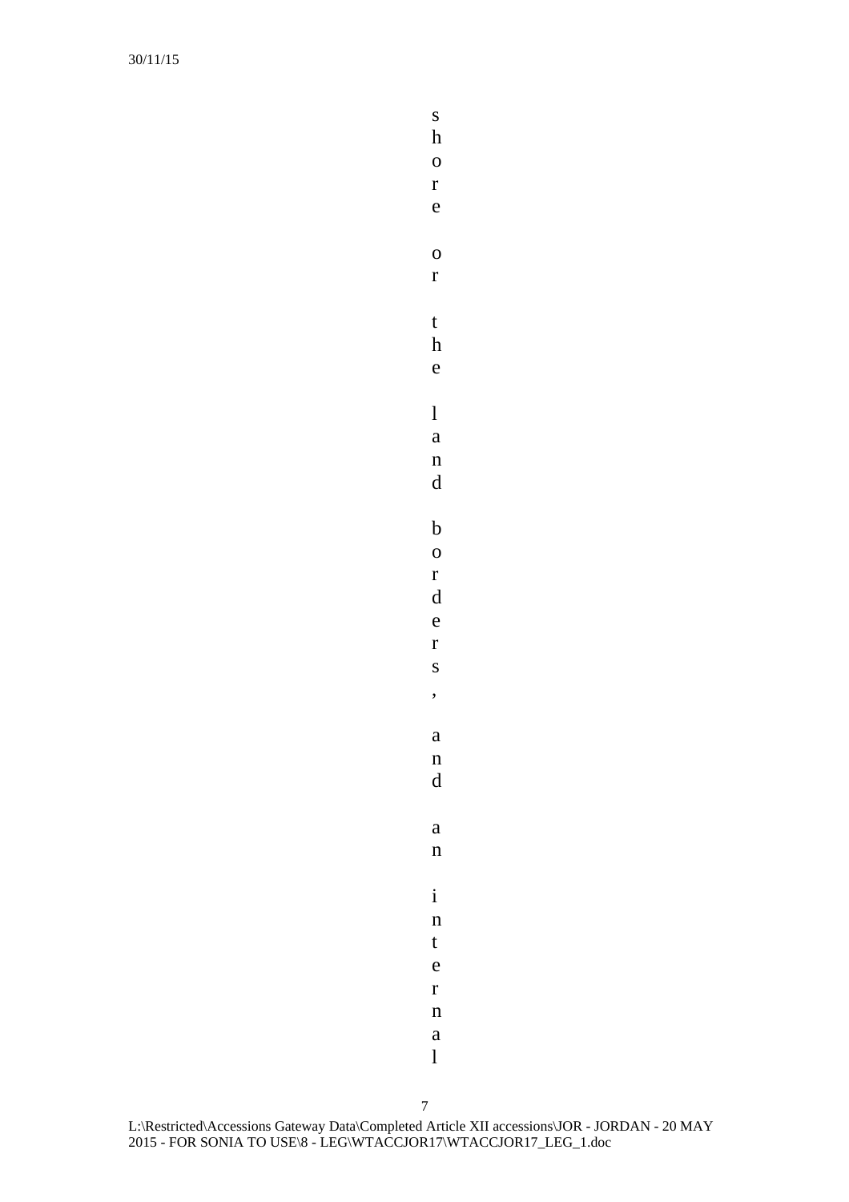shore or the land borders, and an internal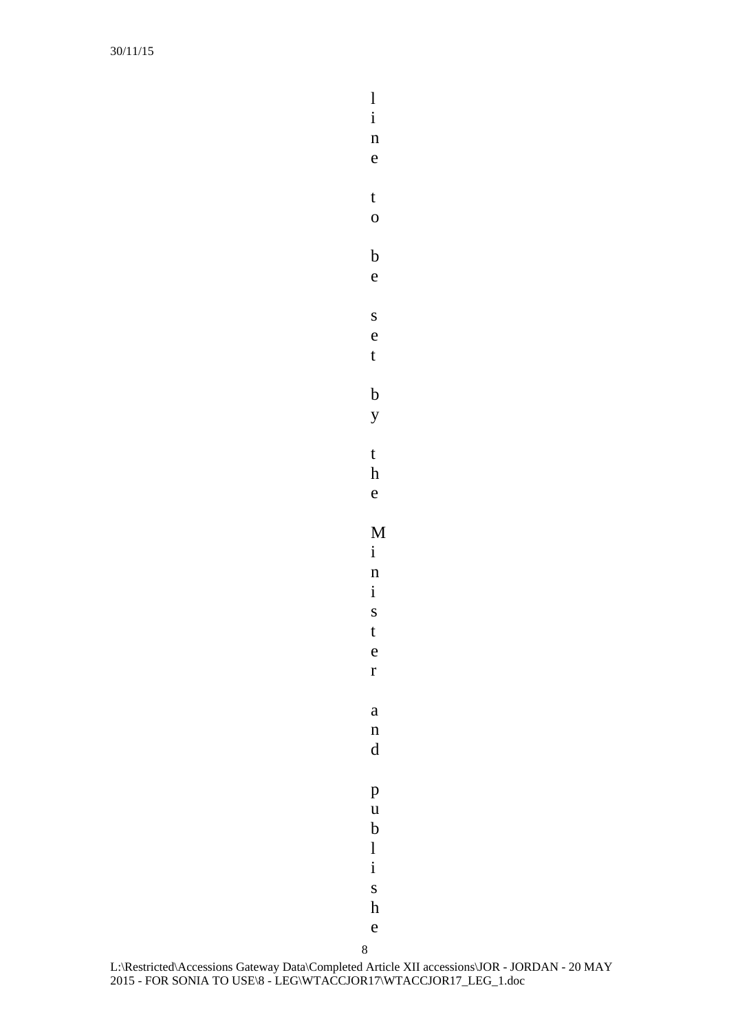line to be set by the Minister and publishe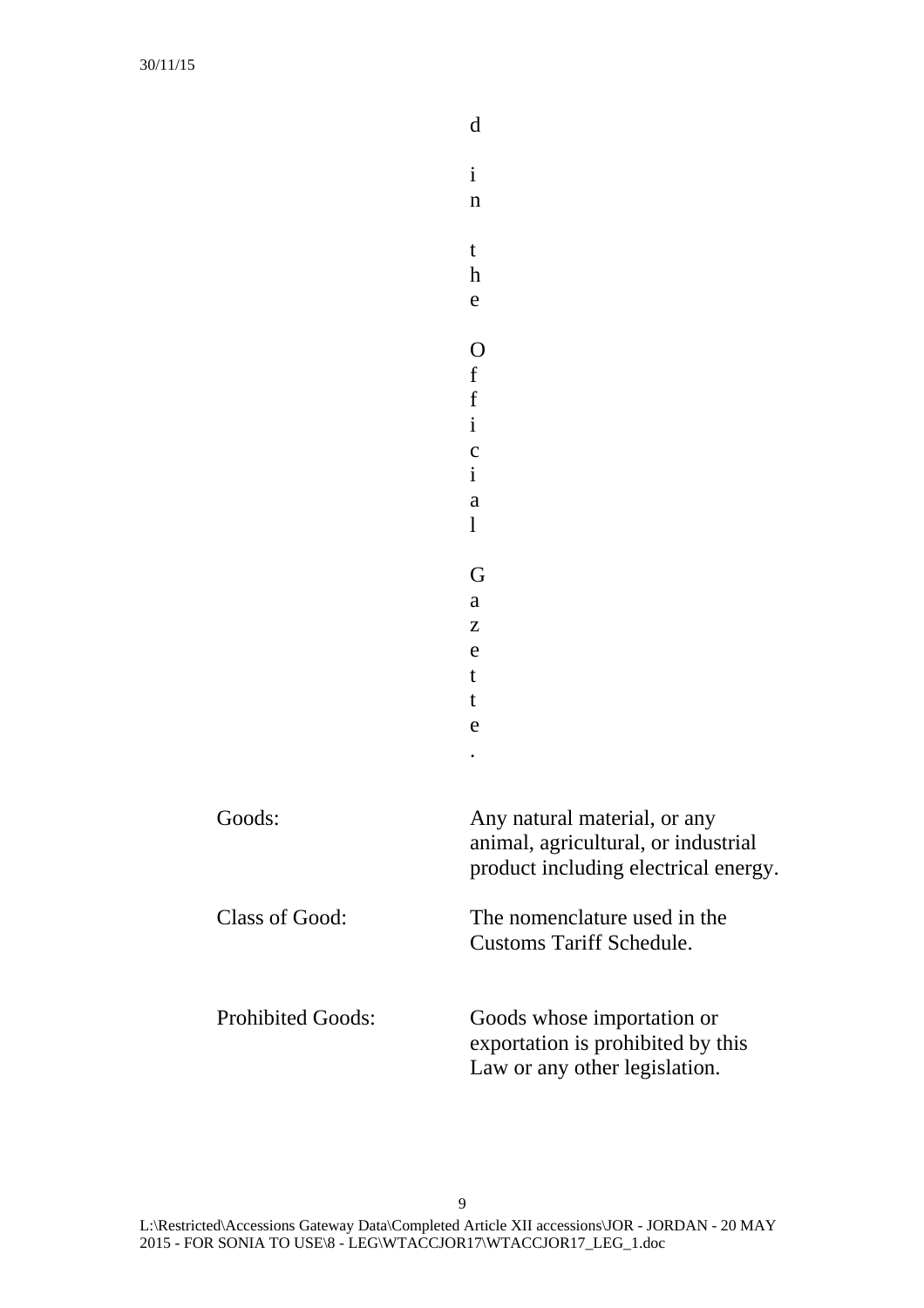d in the Official Gazette.

| | |
|---|---|
| Goods: | Any natural material, or any animal, agricultural, or industrial product including electrical energy. |
| Class of Good: | The nomenclature used in the Customs Tariff Schedule. |
| Prohibited Goods: | Goods whose importation or exportation is prohibited by this Law or any other legislation. |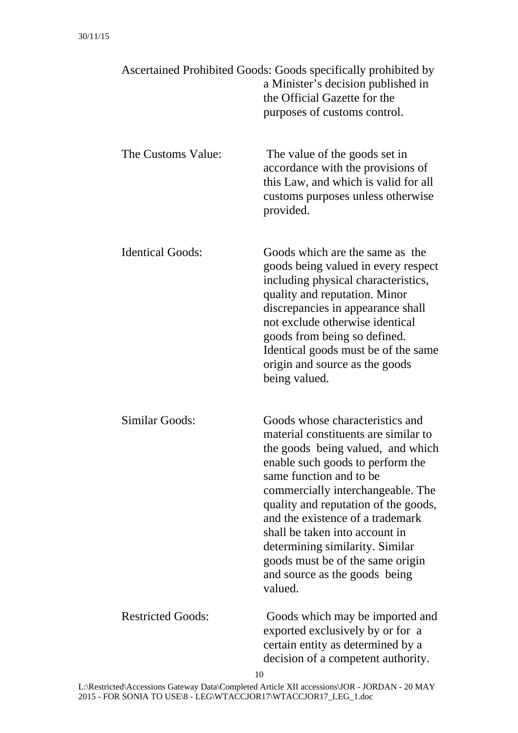Ascertained Prohibited Goods: Goods specifically prohibited by a Minister's decision published in the Official Gazette for the purposes of customs control.

The Customs Value: The value of the goods set in accordance with the provisions of this Law, and which is valid for all customs purposes unless otherwise provided.

Identical Goods: Goods which are the same as the goods being valued in every respect including physical characteristics, quality and reputation. Minor discrepancies in appearance shall not exclude otherwise identical goods from being so defined. Identical goods must be of the same origin and source as the goods being valued.

Similar Goods: Goods whose characteristics and material constituents are similar to the goods being valued, and which enable such goods to perform the same function and to be commercially interchangeable. The quality and reputation of the goods, and the existence of a trademark shall be taken into account in determining similarity. Similar goods must be of the same origin and source as the goods being valued.

Restricted Goods: Goods which may be imported and exported exclusively by or for a certain entity as determined by a decision of a competent authority.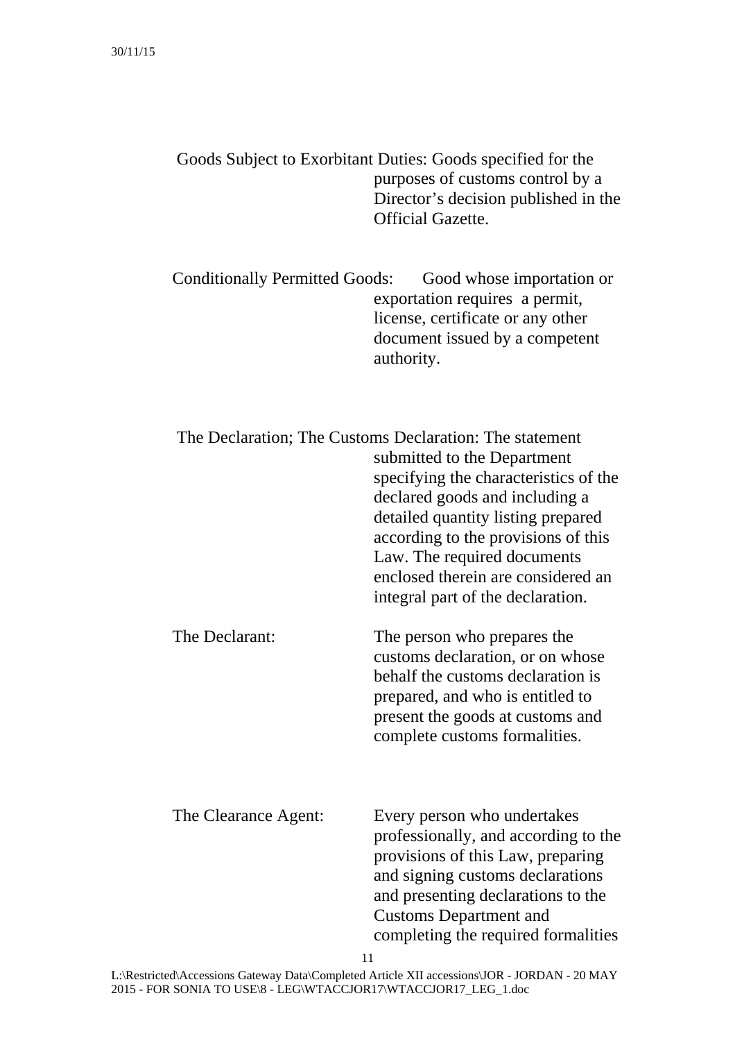Goods Subject to Exorbitant Duties: Goods specified for the purposes of customs control by a Director's decision published in the Official Gazette.

Conditionally Permitted Goods: Good whose importation or exportation requires a permit, license, certificate or any other document issued by a competent authority.

The Declaration; The Customs Declaration: The statement submitted to the Department specifying the characteristics of the declared goods and including a detailed quantity listing prepared according to the provisions of this Law. The required documents enclosed therein are considered an integral part of the declaration.

The Declarant: The person who prepares the customs declaration, or on whose behalf the customs declaration is prepared, and who is entitled to present the goods at customs and complete customs formalities.

The Clearance Agent: Every person who undertakes professionally, and according to the provisions of this Law, preparing and signing customs declarations and presenting declarations to the Customs Department and completing the required formalities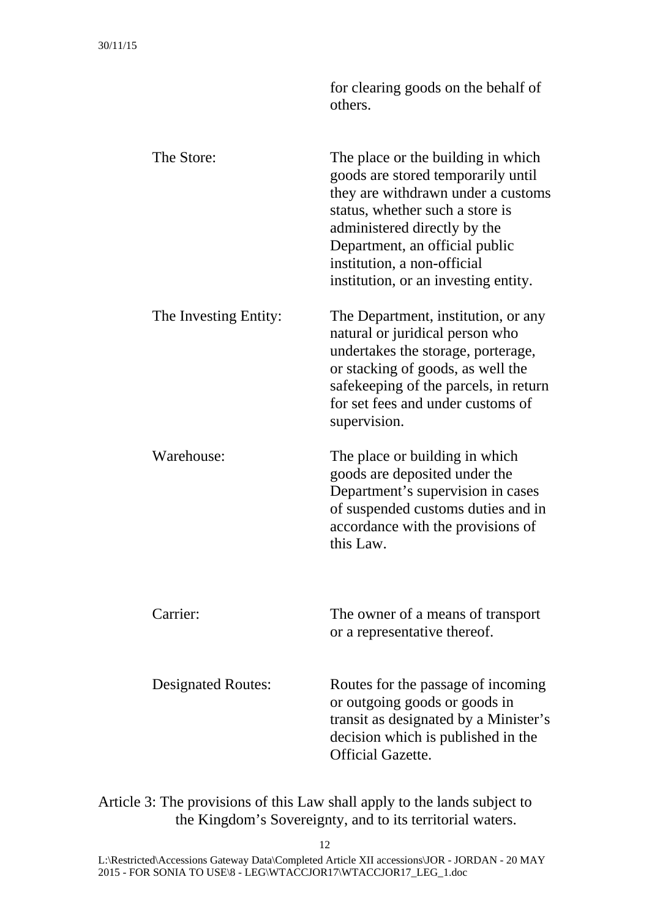for clearing goods on the behalf of others.

| | |
|---|---|
| The Store: | The place or the building in which goods are stored temporarily until they are withdrawn under a customs status, whether such a store is administered directly by the Department, an official public institution, a non-official institution, or an investing entity. |
| The Investing Entity: | The Department, institution, or any natural or juridical person who undertakes the storage, porterage, or stacking of goods, as well the safekeeping of the parcels, in return for set fees and under customs of supervision. |
| Warehouse: | The place or building in which goods are deposited under the Department's supervision in cases of suspended customs duties and in accordance with the provisions of this Law. |
| Carrier: | The owner of a means of transport or a representative thereof. |
| Designated Routes: | Routes for the passage of incoming or outgoing goods or goods in transit as designated by a Minister's decision which is published in the Official Gazette. |

Article 3: The provisions of this Law shall apply to the lands subject to the Kingdom's Sovereignty, and to its territorial waters.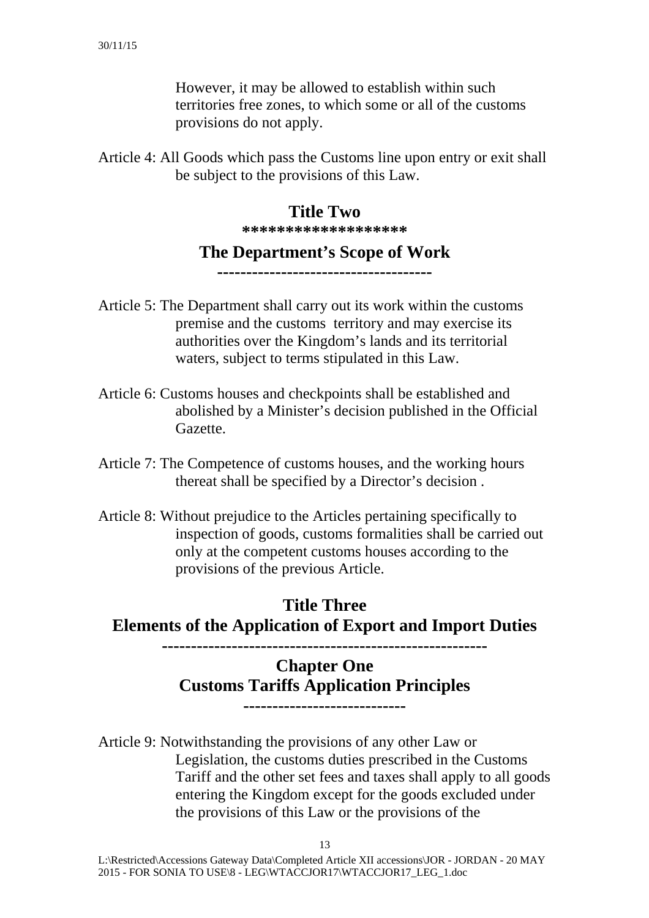However, it may be allowed to establish within such territories free zones, to which some or all of the customs provisions do not apply.

Article 4: All Goods which pass the Customs line upon entry or exit shall be subject to the provisions of this Law.

## Title Two

## The Department's Scope of Work

Article 5: The Department shall carry out its work within the customs premise and the customs territory and may exercise its authorities over the Kingdom's lands and its territorial waters, subject to terms stipulated in this Law.

Article 6: Customs houses and checkpoints shall be established and abolished by a Minister's decision published in the Official Gazette.

Article 7: The Competence of customs houses, and the working hours thereat shall be specified by a Director's decision .

Article 8: Without prejudice to the Articles pertaining specifically to inspection of goods, customs formalities shall be carried out only at the competent customs houses according to the provisions of the previous Article.

## Title Three
## Elements of the Application of Export and Import Duties

### Chapter One
### Customs Tariffs Application Principles

Article 9: Notwithstanding the provisions of any other Law or Legislation, the customs duties prescribed in the Customs Tariff and the other set fees and taxes shall apply to all goods entering the Kingdom except for the goods excluded under the provisions of this Law or the provisions of the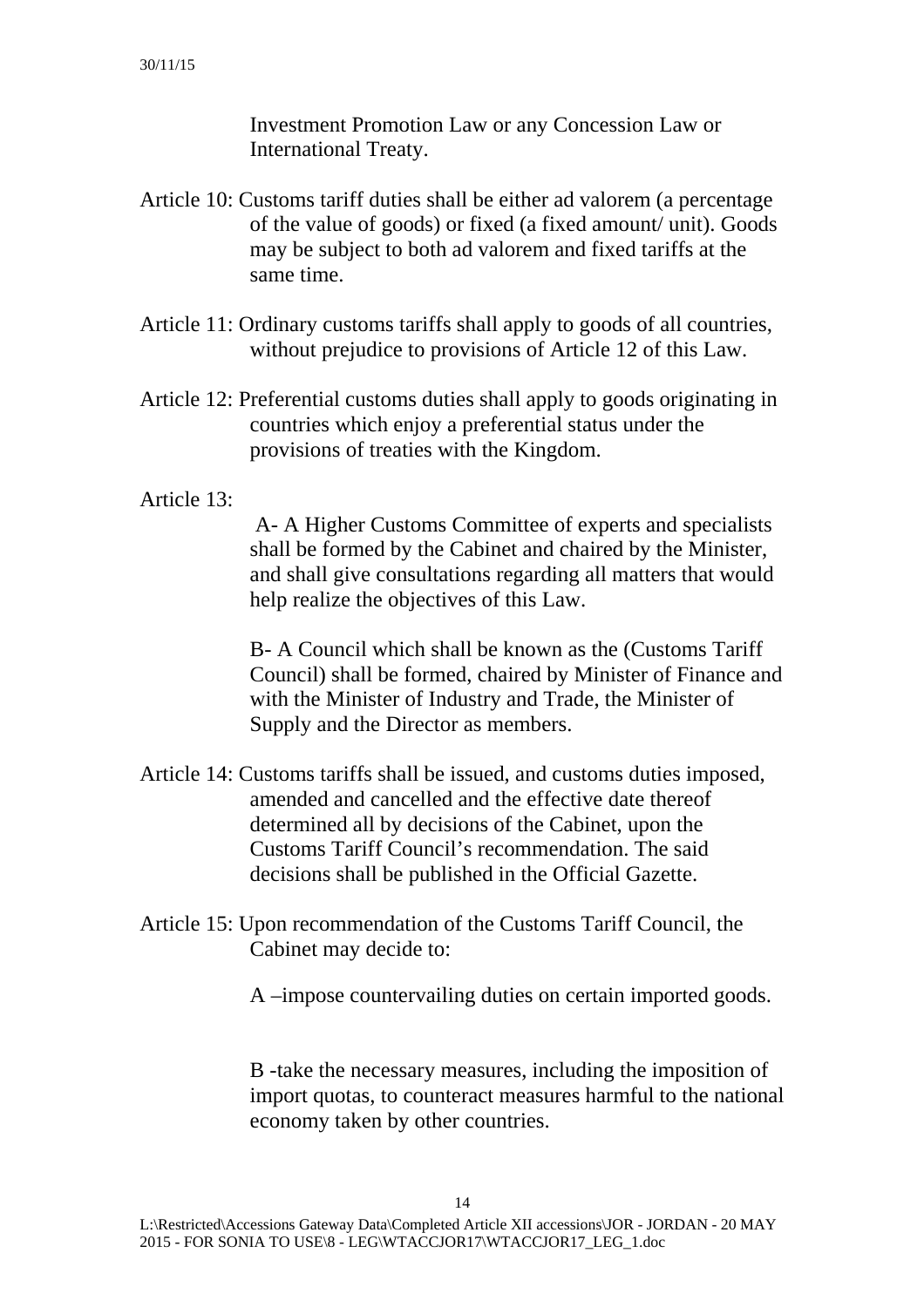Investment Promotion Law or any Concession Law or International Treaty.

Article 10: Customs tariff duties shall be either ad valorem (a percentage of the value of goods) or fixed (a fixed amount/ unit). Goods may be subject to both ad valorem and fixed tariffs at the same time.

Article 11: Ordinary customs tariffs shall apply to goods of all countries, without prejudice to provisions of Article 12 of this Law.

Article 12: Preferential customs duties shall apply to goods originating in countries which enjoy a preferential status under the provisions of treaties with the Kingdom.

Article 13:

A- A Higher Customs Committee of experts and specialists shall be formed by the Cabinet and chaired by the Minister, and shall give consultations regarding all matters that would help realize the objectives of this Law.

B- A Council which shall be known as the (Customs Tariff Council) shall be formed, chaired by Minister of Finance and with the Minister of Industry and Trade, the Minister of Supply and the Director as members.

Article 14: Customs tariffs shall be issued, and customs duties imposed, amended and cancelled and the effective date thereof determined all by decisions of the Cabinet, upon the Customs Tariff Council's recommendation. The said decisions shall be published in the Official Gazette.

Article 15: Upon recommendation of the Customs Tariff Council, the Cabinet may decide to:

A –impose countervailing duties on certain imported goods.

B -take the necessary measures, including the imposition of import quotas, to counteract measures harmful to the national economy taken by other countries.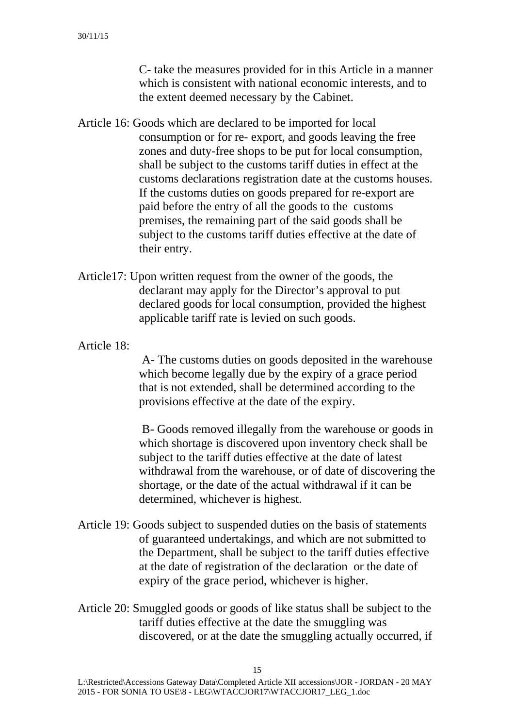C- take the measures provided for in this Article in a manner which is consistent with national economic interests, and to the extent deemed necessary by the Cabinet.

Article 16: Goods which are declared to be imported for local consumption or for re- export, and goods leaving the free zones and duty-free shops to be put for local consumption, shall be subject to the customs tariff duties in effect at the customs declarations registration date at the customs houses. If the customs duties on goods prepared for re-export are paid before the entry of all the goods to the customs premises, the remaining part of the said goods shall be subject to the customs tariff duties effective at the date of their entry.

Article17: Upon written request from the owner of the goods, the declarant may apply for the Director's approval to put declared goods for local consumption, provided the highest applicable tariff rate is levied on such goods.

Article 18:

A- The customs duties on goods deposited in the warehouse which become legally due by the expiry of a grace period that is not extended, shall be determined according to the provisions effective at the date of the expiry.

B- Goods removed illegally from the warehouse or goods in which shortage is discovered upon inventory check shall be subject to the tariff duties effective at the date of latest withdrawal from the warehouse, or of date of discovering the shortage, or the date of the actual withdrawal if it can be determined, whichever is highest.

Article 19: Goods subject to suspended duties on the basis of statements of guaranteed undertakings, and which are not submitted to the Department, shall be subject to the tariff duties effective at the date of registration of the declaration or the date of expiry of the grace period, whichever is higher.

Article 20: Smuggled goods or goods of like status shall be subject to the tariff duties effective at the date the smuggling was discovered, or at the date the smuggling actually occurred, if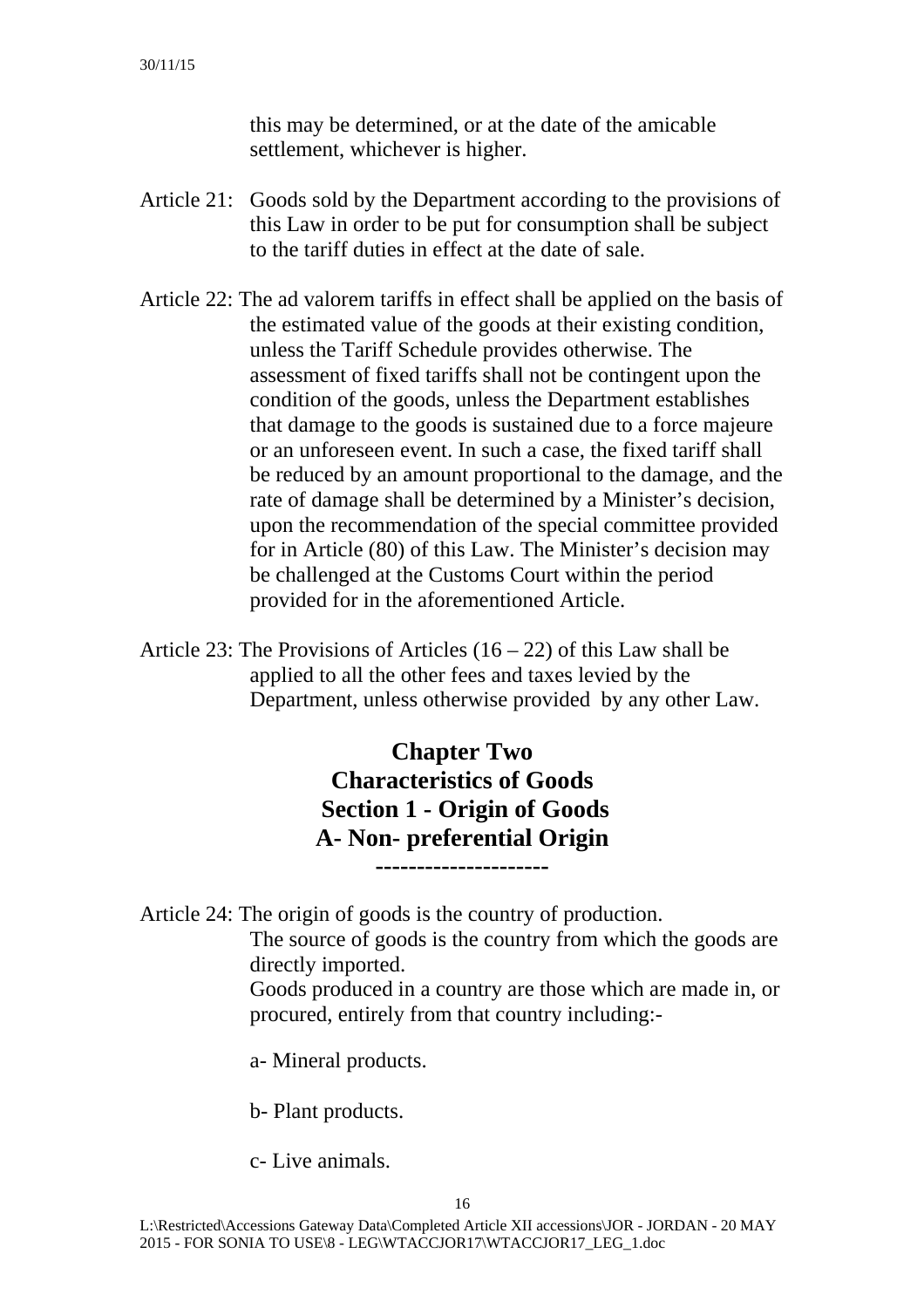this may be determined, or at the date of the amicable settlement, whichever is higher.

Article 21: Goods sold by the Department according to the provisions of this Law in order to be put for consumption shall be subject to the tariff duties in effect at the date of sale.

Article 22: The ad valorem tariffs in effect shall be applied on the basis of the estimated value of the goods at their existing condition, unless the Tariff Schedule provides otherwise. The assessment of fixed tariffs shall not be contingent upon the condition of the goods, unless the Department establishes that damage to the goods is sustained due to a force majeure or an unforeseen event. In such a case, the fixed tariff shall be reduced by an amount proportional to the damage, and the rate of damage shall be determined by a Minister's decision, upon the recommendation of the special committee provided for in Article (80) of this Law. The Minister's decision may be challenged at the Customs Court within the period provided for in the aforementioned Article.

Article 23: The Provisions of Articles (16 – 22) of this Law shall be applied to all the other fees and taxes levied by the Department, unless otherwise provided by any other Law.

## Chapter Two
## Characteristics of Goods
## Section 1 - Origin of Goods
## A- Non- preferential Origin

---------------------

Article 24: The origin of goods is the country of production.

The source of goods is the country from which the goods are directly imported.

Goods produced in a country are those which are made in, or procured, entirely from that country including:-

a- Mineral products.

b- Plant products.

c- Live animals.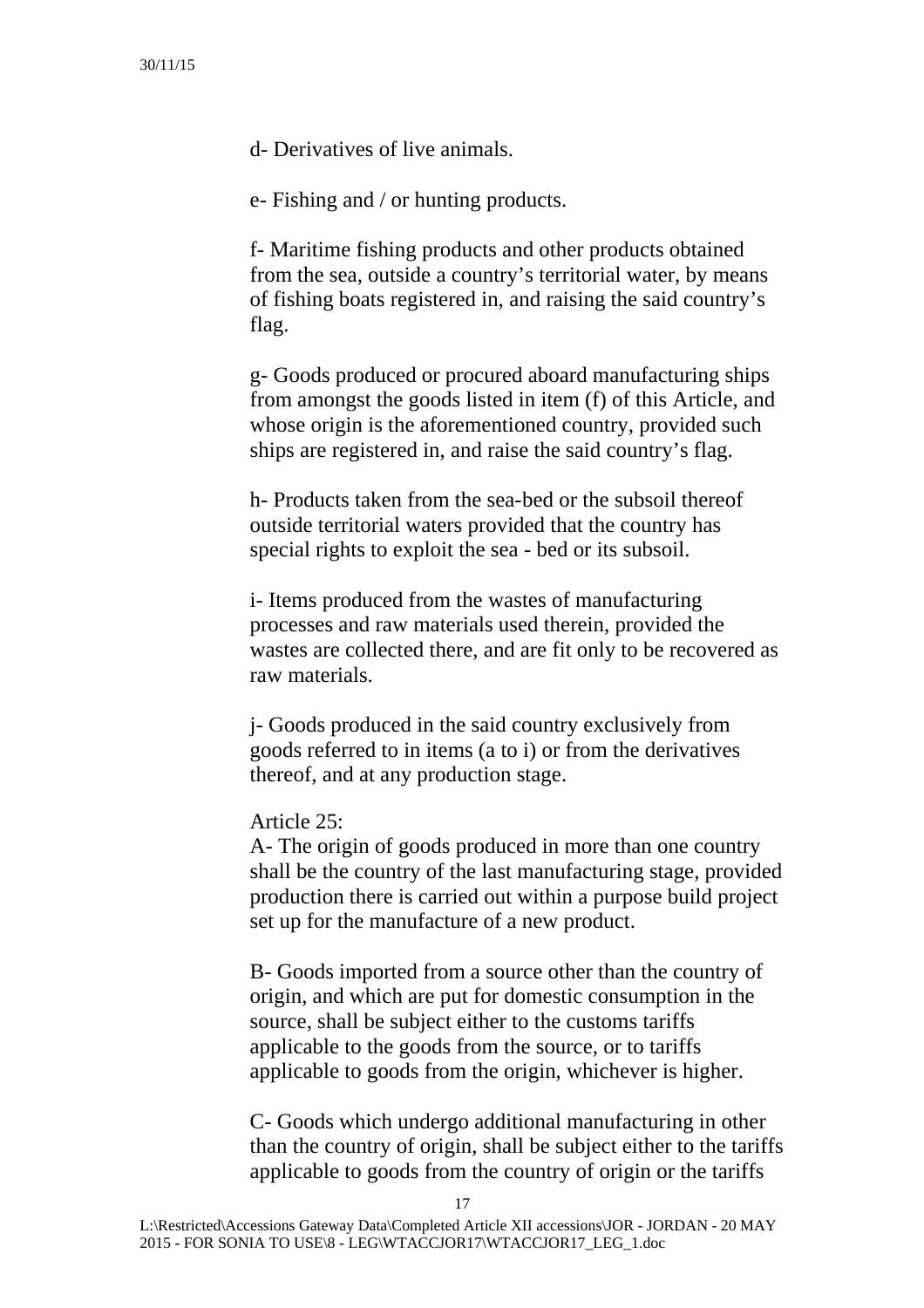d- Derivatives of live animals.

e- Fishing and / or hunting products.

f- Maritime fishing products and other products obtained from the sea, outside a country's territorial water, by means of fishing boats registered in, and raising the said country's flag.

g- Goods produced or procured aboard manufacturing ships from amongst the goods listed in item (f) of this Article, and whose origin is the aforementioned country, provided such ships are registered in, and raise the said country's flag.

h- Products taken from the sea-bed or the subsoil thereof outside territorial waters provided that the country has special rights to exploit the sea - bed or its subsoil.

i- Items produced from the wastes of manufacturing processes and raw materials used therein, provided the wastes are collected there, and are fit only to be recovered as raw materials.

j- Goods produced in the said country exclusively from goods referred to in items (a to i) or from the derivatives thereof, and at any production stage.

Article 25:

A- The origin of goods produced in more than one country shall be the country of the last manufacturing stage, provided production there is carried out within a purpose build project set up for the manufacture of a new product.

B- Goods imported from a source other than the country of origin, and which are put for domestic consumption in the source, shall be subject either to the customs tariffs applicable to the goods from the source, or to tariffs applicable to goods from the origin, whichever is higher.

C- Goods which undergo additional manufacturing in other than the country of origin, shall be subject either to the tariffs applicable to goods from the country of origin or the tariffs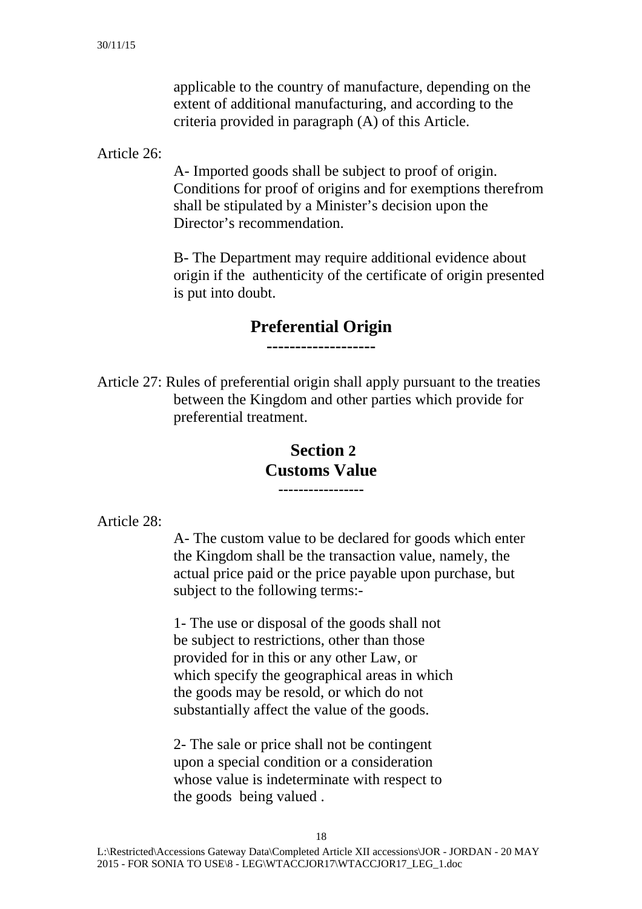applicable to the country of manufacture, depending on the extent of additional manufacturing, and according to the criteria provided in paragraph (A) of this Article.

Article 26:

A- Imported goods shall be subject to proof of origin. Conditions for proof of origins and for exemptions therefrom shall be stipulated by a Minister's decision upon the Director's recommendation.

B- The Department may require additional evidence about origin if the authenticity of the certificate of origin presented is put into doubt.

## Preferential Origin

Article 27: Rules of preferential origin shall apply pursuant to the treaties between the Kingdom and other parties which provide for preferential treatment.

## Section 2
## Customs Value

Article 28:

A- The custom value to be declared for goods which enter the Kingdom shall be the transaction value, namely, the actual price paid or the price payable upon purchase, but subject to the following terms:-

1- The use or disposal of the goods shall not be subject to restrictions, other than those provided for in this or any other Law, or which specify the geographical areas in which the goods may be resold, or which do not substantially affect the value of the goods.

2- The sale or price shall not be contingent upon a special condition or a consideration whose value is indeterminate with respect to the goods being valued .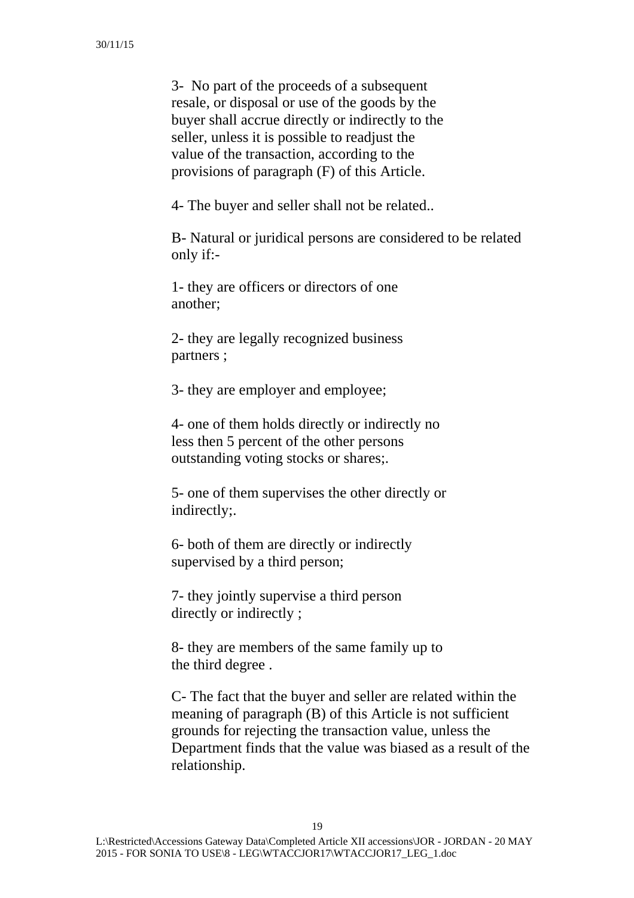3- No part of the proceeds of a subsequent resale, or disposal or use of the goods by the buyer shall accrue directly or indirectly to the seller, unless it is possible to readjust the value of the transaction, according to the provisions of paragraph (F) of this Article.

4- The buyer and seller shall not be related..

B- Natural or juridical persons are considered to be related only if:-

1- they are officers or directors of one another;

2- they are legally recognized business partners ;

3- they are employer and employee;

4- one of them holds directly or indirectly no less then 5 percent of the other persons outstanding voting stocks or shares;.

5- one of them supervises the other directly or indirectly;.

6- both of them are directly or indirectly supervised by a third person;

7- they jointly supervise a third person directly or indirectly ;

8- they are members of the same family up to the third degree .

C- The fact that the buyer and seller are related within the meaning of paragraph (B) of this Article is not sufficient grounds for rejecting the transaction value, unless the Department finds that the value was biased as a result of the relationship.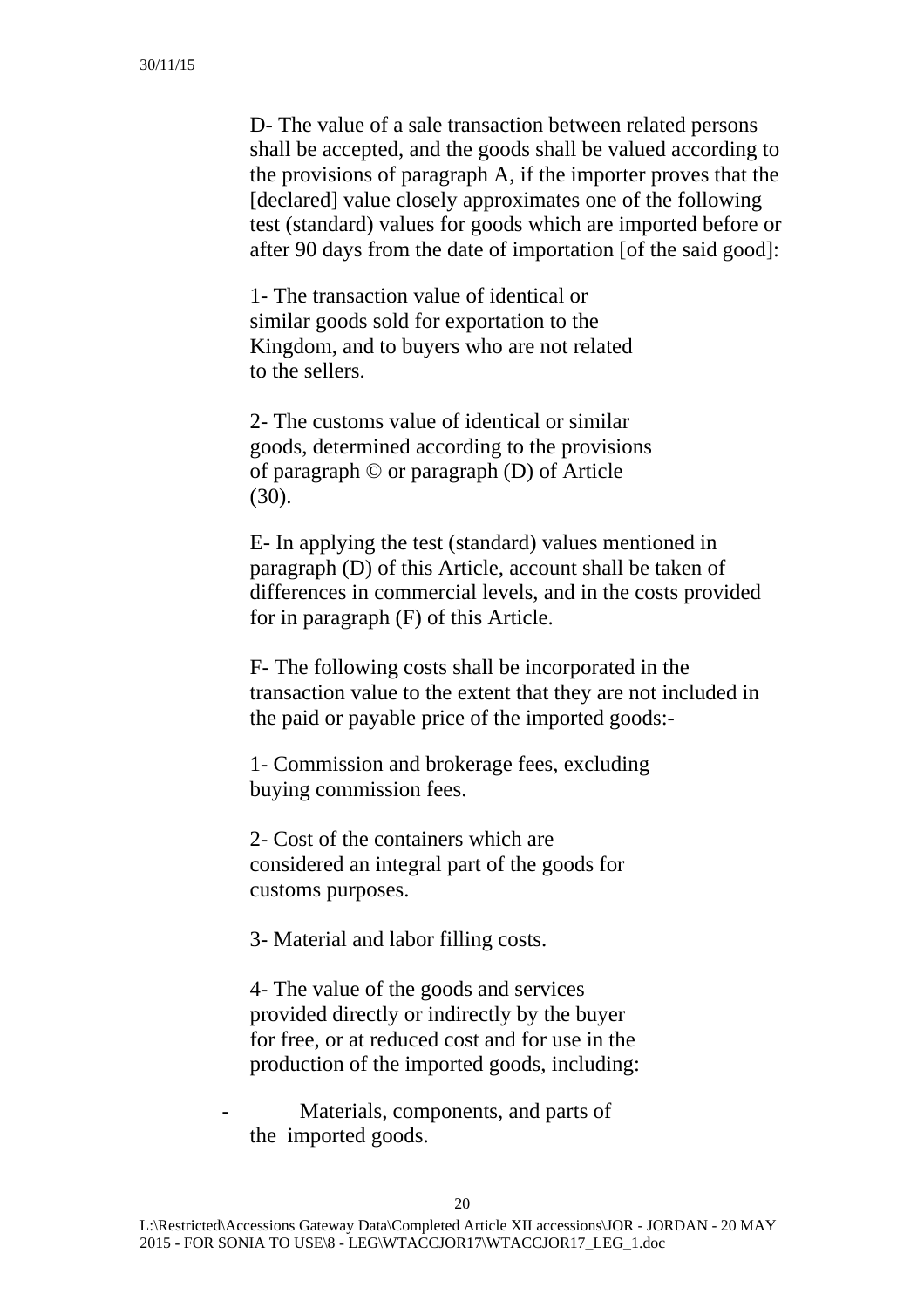D- The value of a sale transaction between related persons shall be accepted, and the goods shall be valued according to the provisions of paragraph A, if the importer proves that the [declared] value closely approximates one of the following test (standard) values for goods which are imported before or after 90 days from the date of importation [of the said good]:

1- The transaction value of identical or similar goods sold for exportation to the Kingdom, and to buyers who are not related to the sellers.

2- The customs value of identical or similar goods, determined according to the provisions of paragraph © or paragraph (D) of Article (30).

E- In applying the test (standard) values mentioned in paragraph (D) of this Article, account shall be taken of differences in commercial levels, and in the costs provided for in paragraph (F) of this Article.

F- The following costs shall be incorporated in the transaction value to the extent that they are not included in the paid or payable price of the imported goods:-

1- Commission and brokerage fees, excluding buying commission fees.

2- Cost of the containers which are considered an integral part of the goods for customs purposes.

3- Material and labor filling costs.

4- The value of the goods and services provided directly or indirectly by the buyer for free, or at reduced cost and for use in the production of the imported goods, including:

- Materials, components, and parts of the imported goods.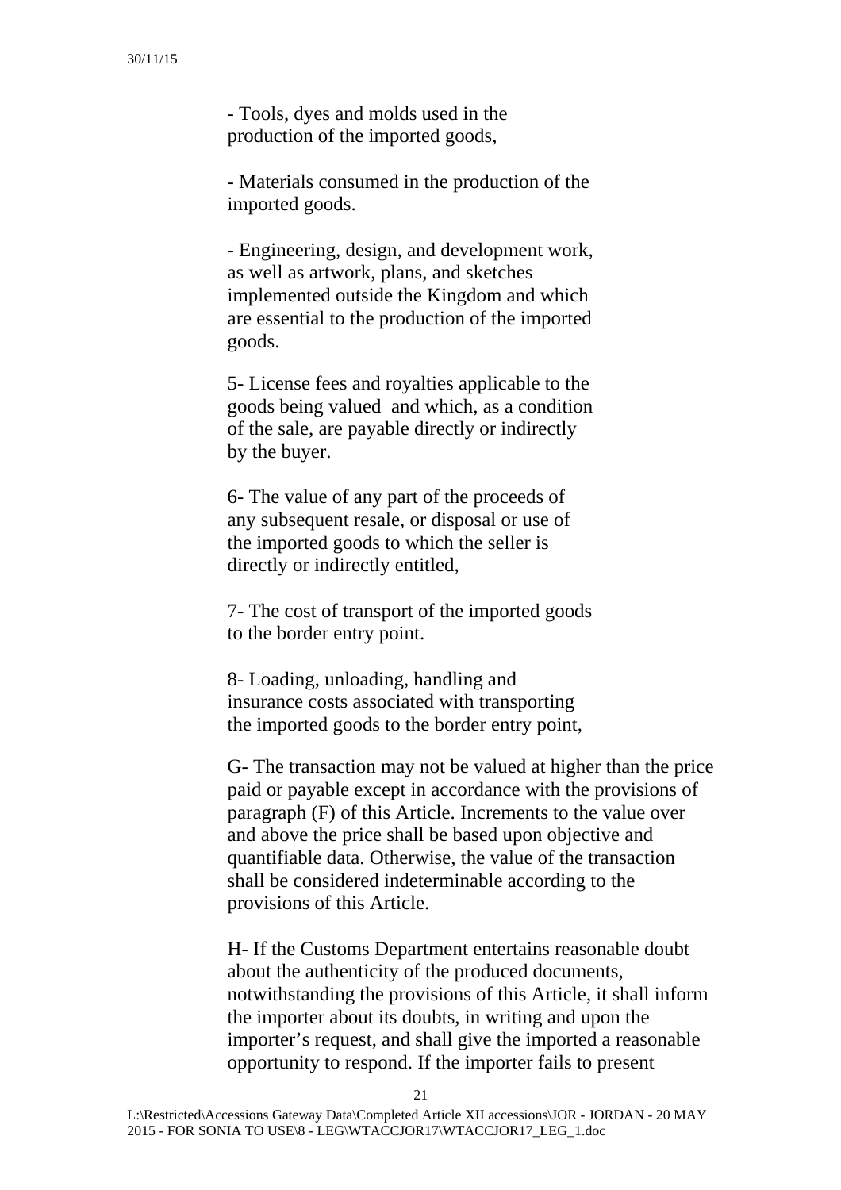- Tools, dyes and molds used in the production of the imported goods,

- Materials consumed in the production of the imported goods.

- Engineering, design, and development work, as well as artwork, plans, and sketches implemented outside the Kingdom and which are essential to the production of the imported goods.

5- License fees and royalties applicable to the goods being valued and which, as a condition of the sale, are payable directly or indirectly by the buyer.

6- The value of any part of the proceeds of any subsequent resale, or disposal or use of the imported goods to which the seller is directly or indirectly entitled,

7- The cost of transport of the imported goods to the border entry point.

8- Loading, unloading, handling and insurance costs associated with transporting the imported goods to the border entry point,

G- The transaction may not be valued at higher than the price paid or payable except in accordance with the provisions of paragraph (F) of this Article. Increments to the value over and above the price shall be based upon objective and quantifiable data. Otherwise, the value of the transaction shall be considered indeterminable according to the provisions of this Article.

H- If the Customs Department entertains reasonable doubt about the authenticity of the produced documents, notwithstanding the provisions of this Article, it shall inform the importer about its doubts, in writing and upon the importer's request, and shall give the imported a reasonable opportunity to respond. If the importer fails to present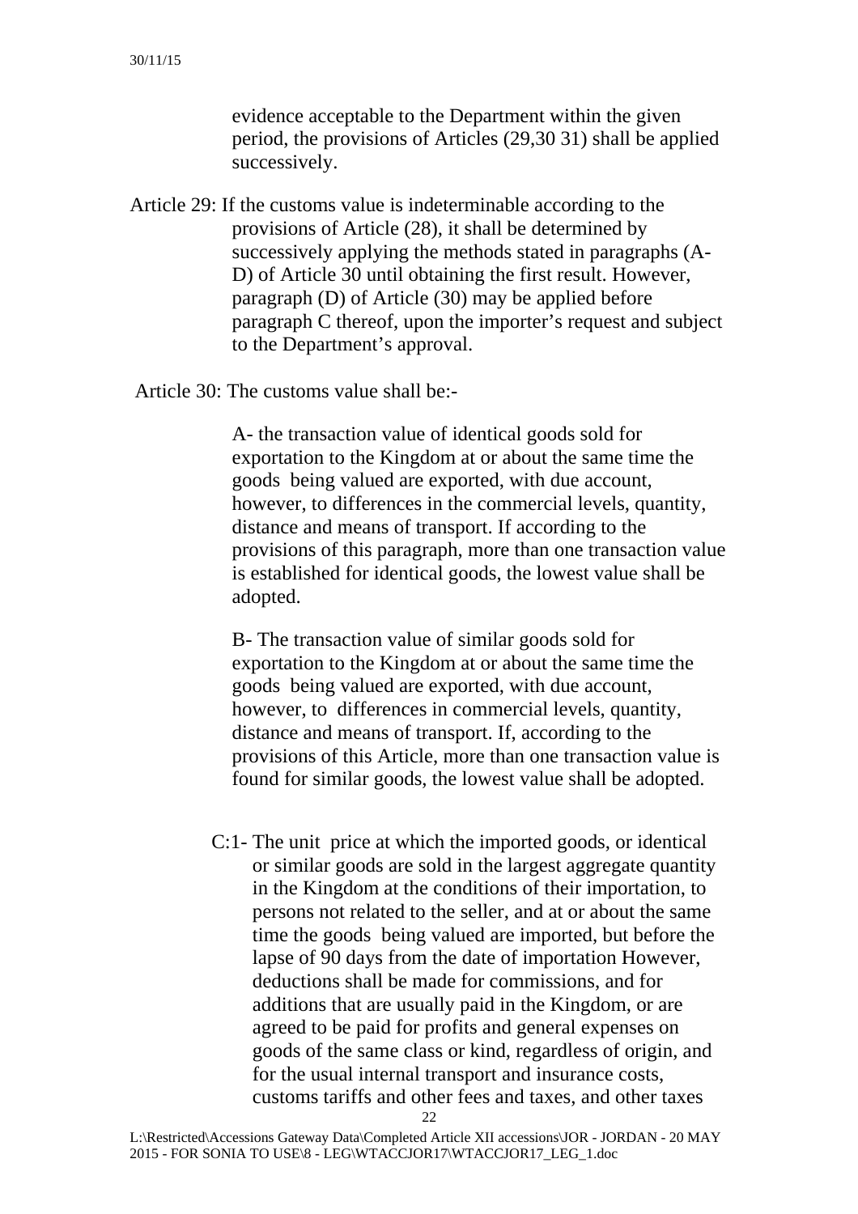evidence acceptable to the Department within the given period, the provisions of Articles (29,30 31) shall be applied successively.

Article 29: If the customs value is indeterminable according to the provisions of Article (28), it shall be determined by successively applying the methods stated in paragraphs (A-D) of Article 30 until obtaining the first result. However, paragraph (D) of Article (30) may be applied before paragraph C thereof, upon the importer's request and subject to the Department's approval.

Article 30: The customs value shall be:-

A- the transaction value of identical goods sold for exportation to the Kingdom at or about the same time the goods being valued are exported, with due account, however, to differences in the commercial levels, quantity, distance and means of transport. If according to the provisions of this paragraph, more than one transaction value is established for identical goods, the lowest value shall be adopted.

B- The transaction value of similar goods sold for exportation to the Kingdom at or about the same time the goods being valued are exported, with due account, however, to differences in commercial levels, quantity, distance and means of transport. If, according to the provisions of this Article, more than one transaction value is found for similar goods, the lowest value shall be adopted.

C:1- The unit price at which the imported goods, or identical or similar goods are sold in the largest aggregate quantity in the Kingdom at the conditions of their importation, to persons not related to the seller, and at or about the same time the goods being valued are imported, but before the lapse of 90 days from the date of importation However, deductions shall be made for commissions, and for additions that are usually paid in the Kingdom, or are agreed to be paid for profits and general expenses on goods of the same class or kind, regardless of origin, and for the usual internal transport and insurance costs, customs tariffs and other fees and taxes, and other taxes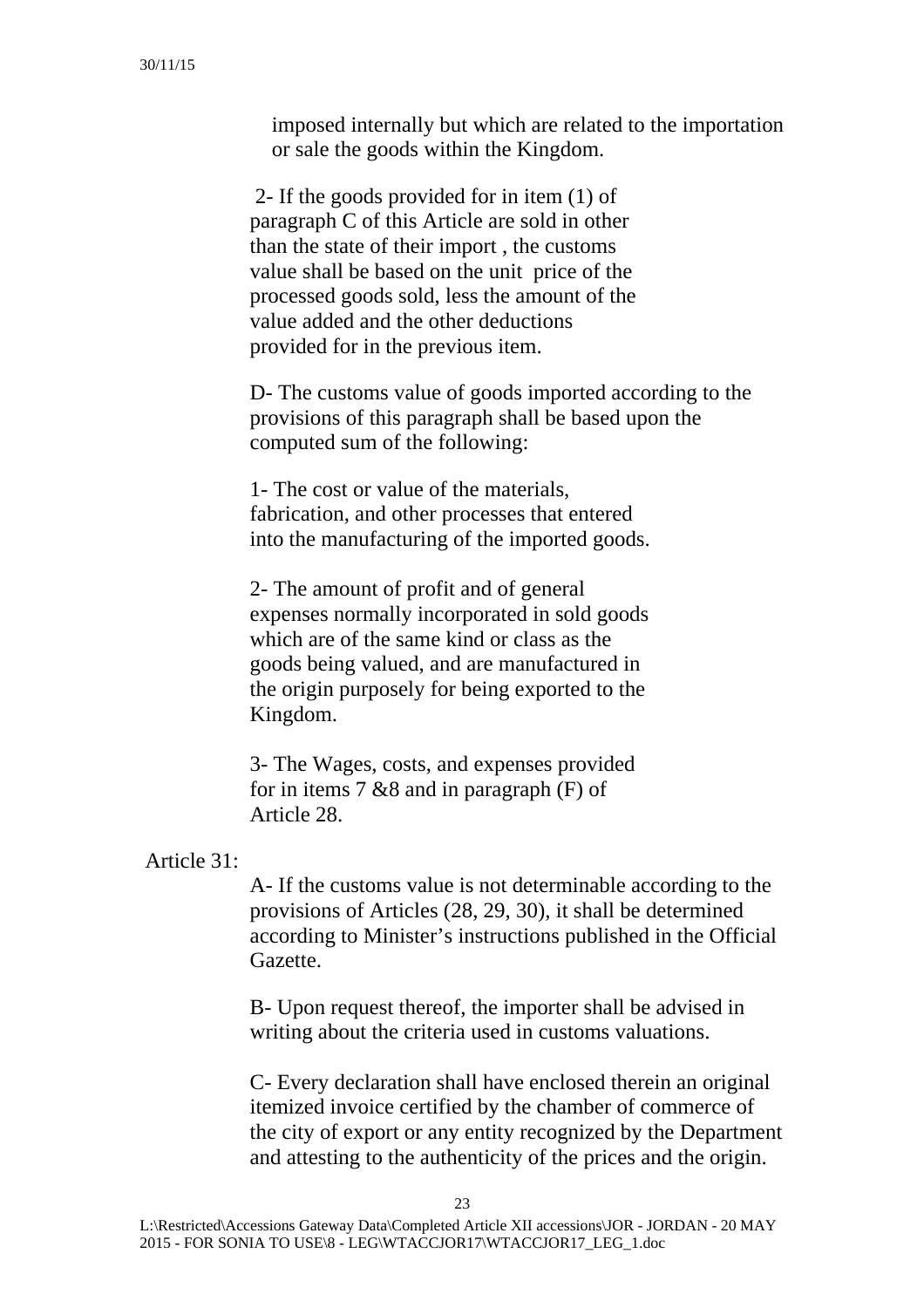imposed internally but which are related to the importation or sale the goods within the Kingdom.

2- If the goods provided for in item (1) of paragraph C of this Article are sold in other than the state of their import , the customs value shall be based on the unit price of the processed goods sold, less the amount of the value added and the other deductions provided for in the previous item.

D- The customs value of goods imported according to the provisions of this paragraph shall be based upon the computed sum of the following:

1- The cost or value of the materials, fabrication, and other processes that entered into the manufacturing of the imported goods.

2- The amount of profit and of general expenses normally incorporated in sold goods which are of the same kind or class as the goods being valued, and are manufactured in the origin purposely for being exported to the Kingdom.

3- The Wages, costs, and expenses provided for in items 7 &8 and in paragraph (F) of Article 28.

Article 31:

A- If the customs value is not determinable according to the provisions of Articles (28, 29, 30), it shall be determined according to Minister's instructions published in the Official Gazette.

B- Upon request thereof, the importer shall be advised in writing about the criteria used in customs valuations.

C- Every declaration shall have enclosed therein an original itemized invoice certified by the chamber of commerce of the city of export or any entity recognized by the Department and attesting to the authenticity of the prices and the origin.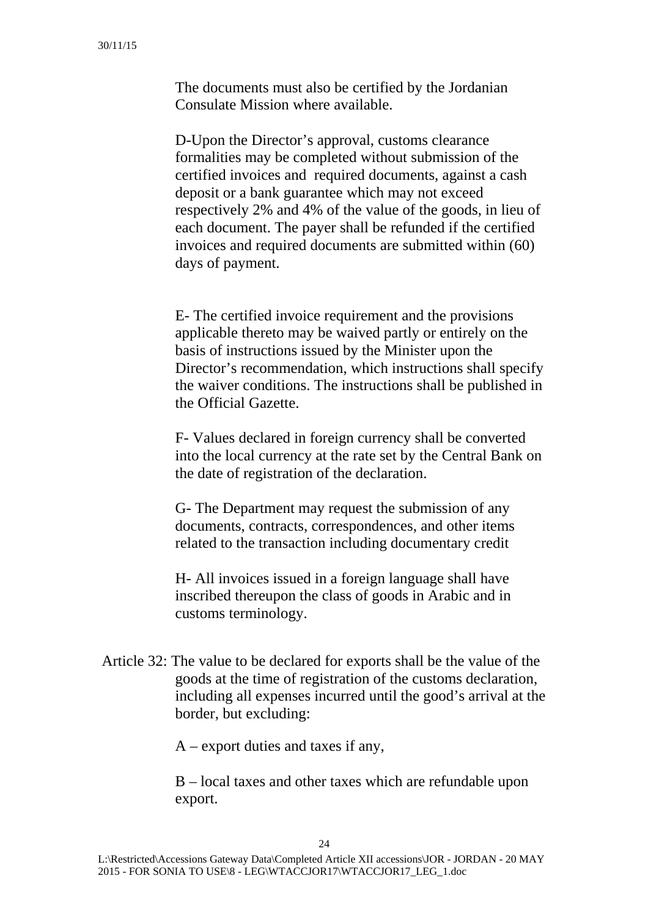The documents must also be certified by the Jordanian Consulate Mission where available.

D-Upon the Director's approval, customs clearance formalities may be completed without submission of the certified invoices and required documents, against a cash deposit or a bank guarantee which may not exceed respectively 2% and 4% of the value of the goods, in lieu of each document. The payer shall be refunded if the certified invoices and required documents are submitted within (60) days of payment.

E- The certified invoice requirement and the provisions applicable thereto may be waived partly or entirely on the basis of instructions issued by the Minister upon the Director's recommendation, which instructions shall specify the waiver conditions. The instructions shall be published in the Official Gazette.

F- Values declared in foreign currency shall be converted into the local currency at the rate set by the Central Bank on the date of registration of the declaration.

G- The Department may request the submission of any documents, contracts, correspondences, and other items related to the transaction including documentary credit

H- All invoices issued in a foreign language shall have inscribed thereupon the class of goods in Arabic and in customs terminology.

Article 32: The value to be declared for exports shall be the value of the goods at the time of registration of the customs declaration, including all expenses incurred until the good's arrival at the border, but excluding:

A – export duties and taxes if any,

B – local taxes and other taxes which are refundable upon export.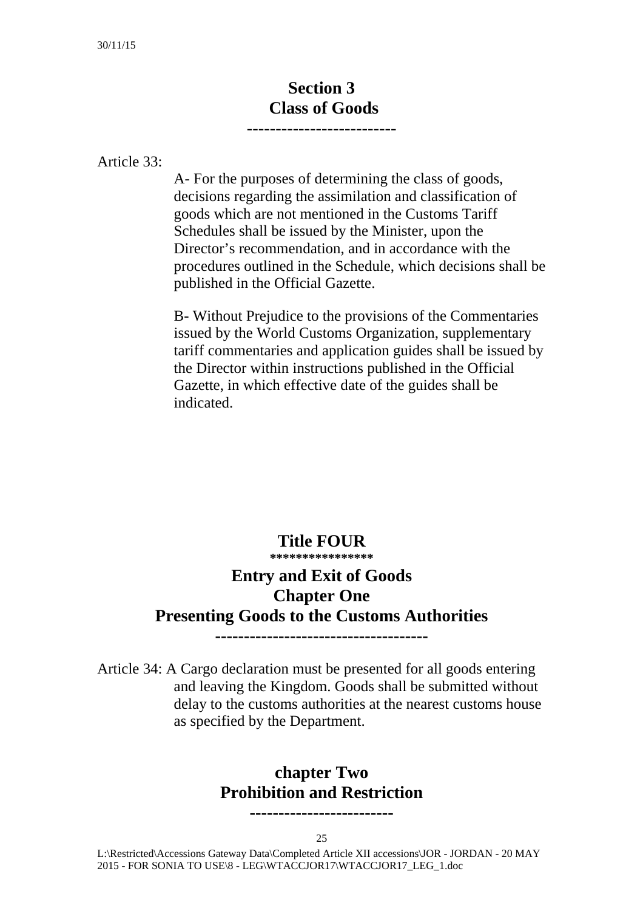## Section 3
## Class of Goods

Article 33:

A- For the purposes of determining the class of goods, decisions regarding the assimilation and classification of goods which are not mentioned in the Customs Tariff Schedules shall be issued by the Minister, upon the Director's recommendation, and in accordance with the procedures outlined in the Schedule, which decisions shall be published in the Official Gazette.

B- Without Prejudice to the provisions of the Commentaries issued by the World Customs Organization, supplementary tariff commentaries and application guides shall be issued by the Director within instructions published in the Official Gazette, in which effective date of the guides shall be indicated.

# Title FOUR

## Entry and Exit of Goods
## Chapter One
## Presenting Goods to the Customs Authorities

Article 34: A Cargo declaration must be presented for all goods entering and leaving the Kingdom. Goods shall be submitted without delay to the customs authorities at the nearest customs house as specified by the Department.

## chapter Two
## Prohibition and Restriction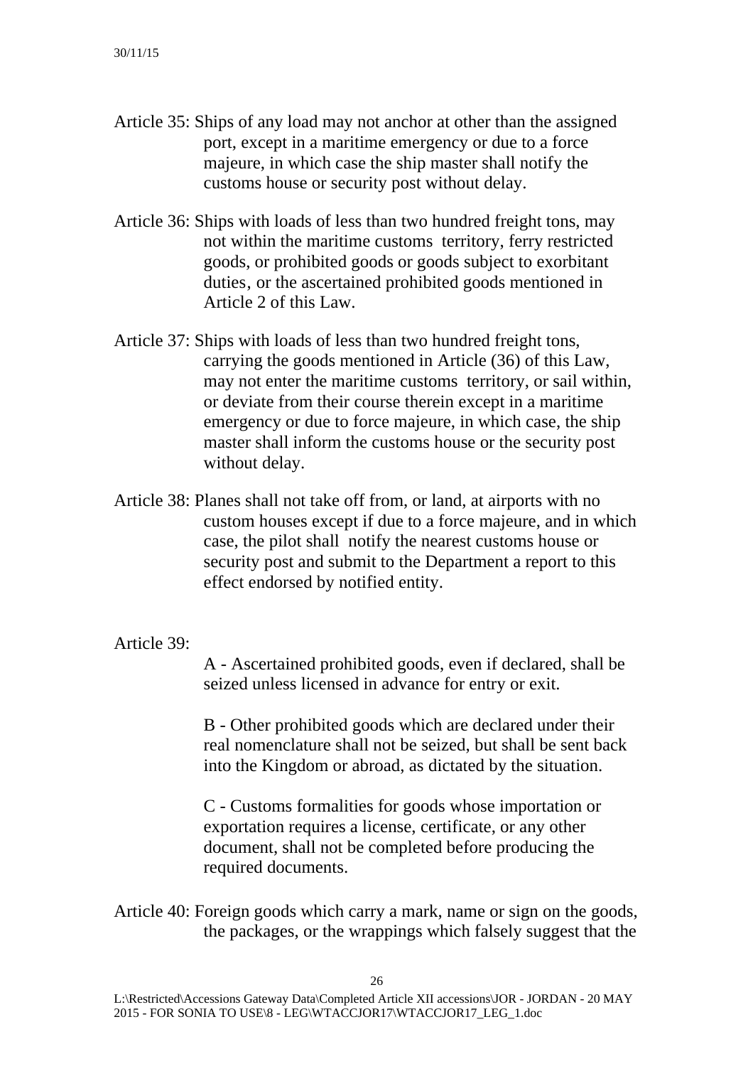Article 35: Ships of any load may not anchor at other than the assigned port, except in a maritime emergency or due to a force majeure, in which case the ship master shall notify the customs house or security post without delay.

Article 36: Ships with loads of less than two hundred freight tons, may not within the maritime customs territory, ferry restricted goods, or prohibited goods or goods subject to exorbitant duties, or the ascertained prohibited goods mentioned in Article 2 of this Law.

Article 37: Ships with loads of less than two hundred freight tons, carrying the goods mentioned in Article (36) of this Law, may not enter the maritime customs territory, or sail within, or deviate from their course therein except in a maritime emergency or due to force majeure, in which case, the ship master shall inform the customs house or the security post without delay.

Article 38: Planes shall not take off from, or land, at airports with no custom houses except if due to a force majeure, and in which case, the pilot shall notify the nearest customs house or security post and submit to the Department a report to this effect endorsed by notified entity.

Article 39:

A - Ascertained prohibited goods, even if declared, shall be seized unless licensed in advance for entry or exit.

B - Other prohibited goods which are declared under their real nomenclature shall not be seized, but shall be sent back into the Kingdom or abroad, as dictated by the situation.

C - Customs formalities for goods whose importation or exportation requires a license, certificate, or any other document, shall not be completed before producing the required documents.

Article 40: Foreign goods which carry a mark, name or sign on the goods, the packages, or the wrappings which falsely suggest that the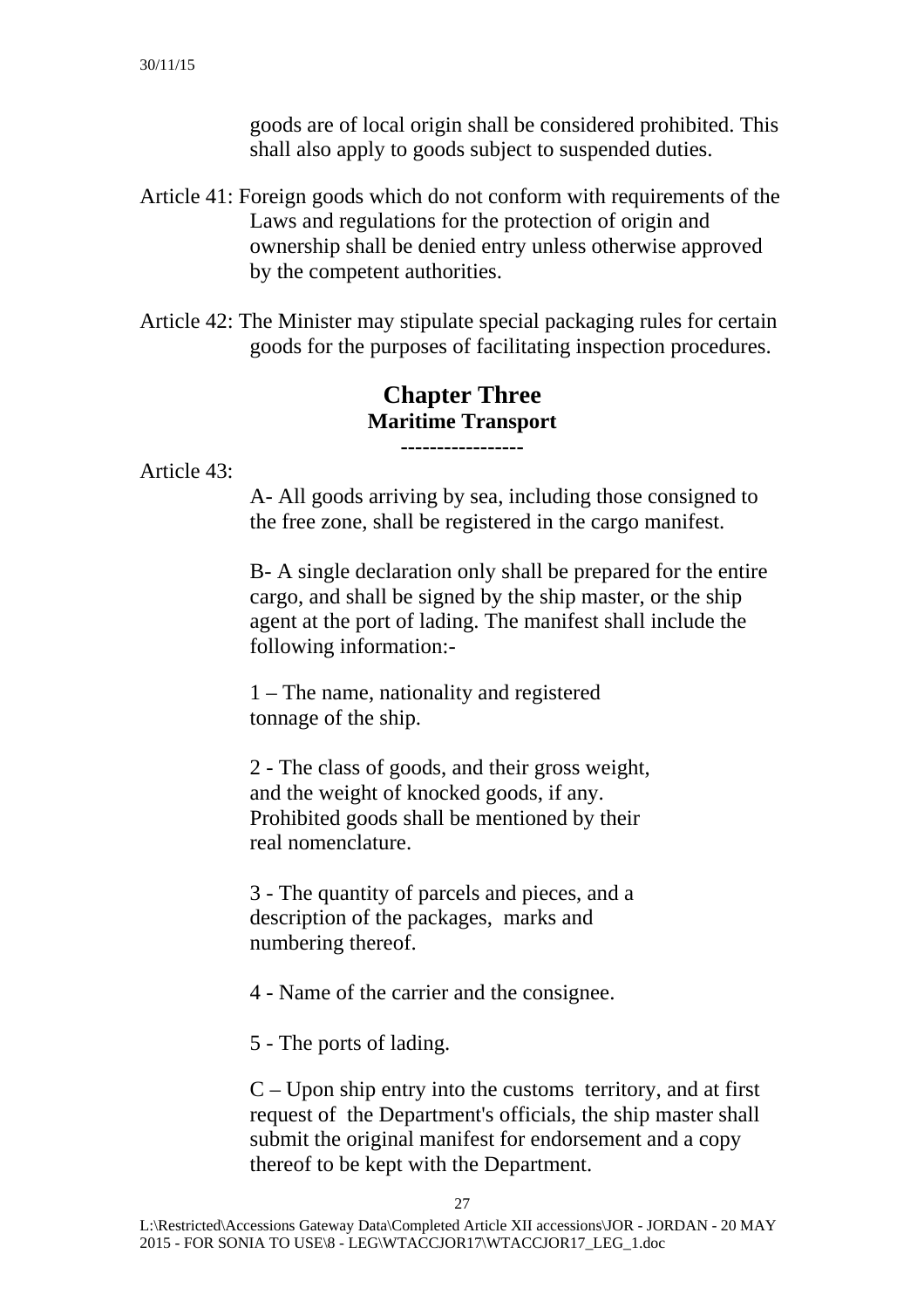goods are of local origin shall be considered prohibited. This shall also apply to goods subject to suspended duties.

Article 41: Foreign goods which do not conform with requirements of the Laws and regulations for the protection of origin and ownership shall be denied entry unless otherwise approved by the competent authorities.

Article 42: The Minister may stipulate special packaging rules for certain goods for the purposes of facilitating inspection procedures.

## Chapter Three
### Maritime Transport

-----------------

Article 43:

A- All goods arriving by sea, including those consigned to the free zone, shall be registered in the cargo manifest.

B- A single declaration only shall be prepared for the entire cargo, and shall be signed by the ship master, or the ship agent at the port of lading. The manifest shall include the following information:-

1 – The name, nationality and registered tonnage of the ship.

2 - The class of goods, and their gross weight, and the weight of knocked goods, if any. Prohibited goods shall be mentioned by their real nomenclature.

3 - The quantity of parcels and pieces, and a description of the packages, marks and numbering thereof.

4 - Name of the carrier and the consignee.

5 - The ports of lading.

C – Upon ship entry into the customs territory, and at first request of the Department's officials, the ship master shall submit the original manifest for endorsement and a copy thereof to be kept with the Department.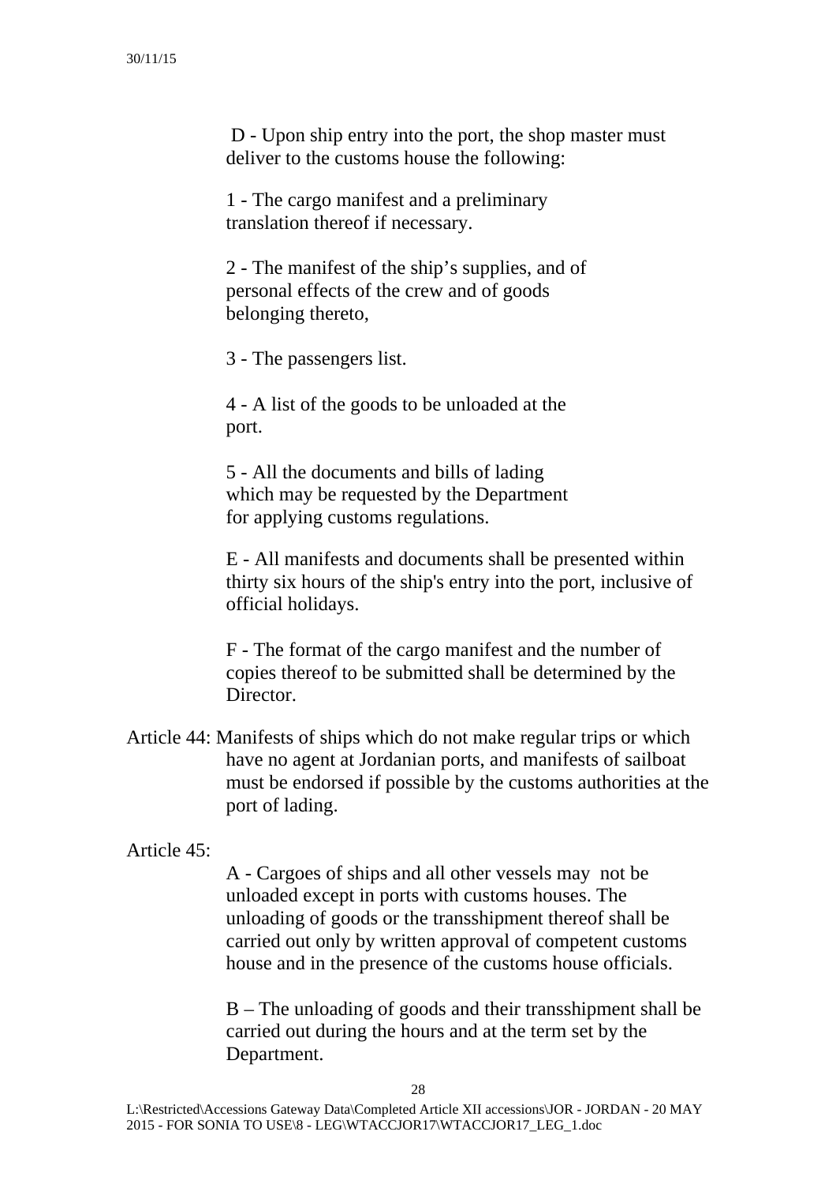D - Upon ship entry into the port, the shop master must deliver to the customs house the following:

1 - The cargo manifest and a preliminary translation thereof if necessary.

2 - The manifest of the ship's supplies, and of personal effects of the crew and of goods belonging thereto,

3 - The passengers list.

4 - A list of the goods to be unloaded at the port.

5 - All the documents and bills of lading which may be requested by the Department for applying customs regulations.

E - All manifests and documents shall be presented within thirty six hours of the ship's entry into the port, inclusive of official holidays.

F - The format of the cargo manifest and the number of copies thereof to be submitted shall be determined by the Director.

Article 44: Manifests of ships which do not make regular trips or which have no agent at Jordanian ports, and manifests of sailboat must be endorsed if possible by the customs authorities at the port of lading.

Article 45:

A - Cargoes of ships and all other vessels may not be unloaded except in ports with customs houses. The unloading of goods or the transshipment thereof shall be carried out only by written approval of competent customs house and in the presence of the customs house officials.

B – The unloading of goods and their transshipment shall be carried out during the hours and at the term set by the Department.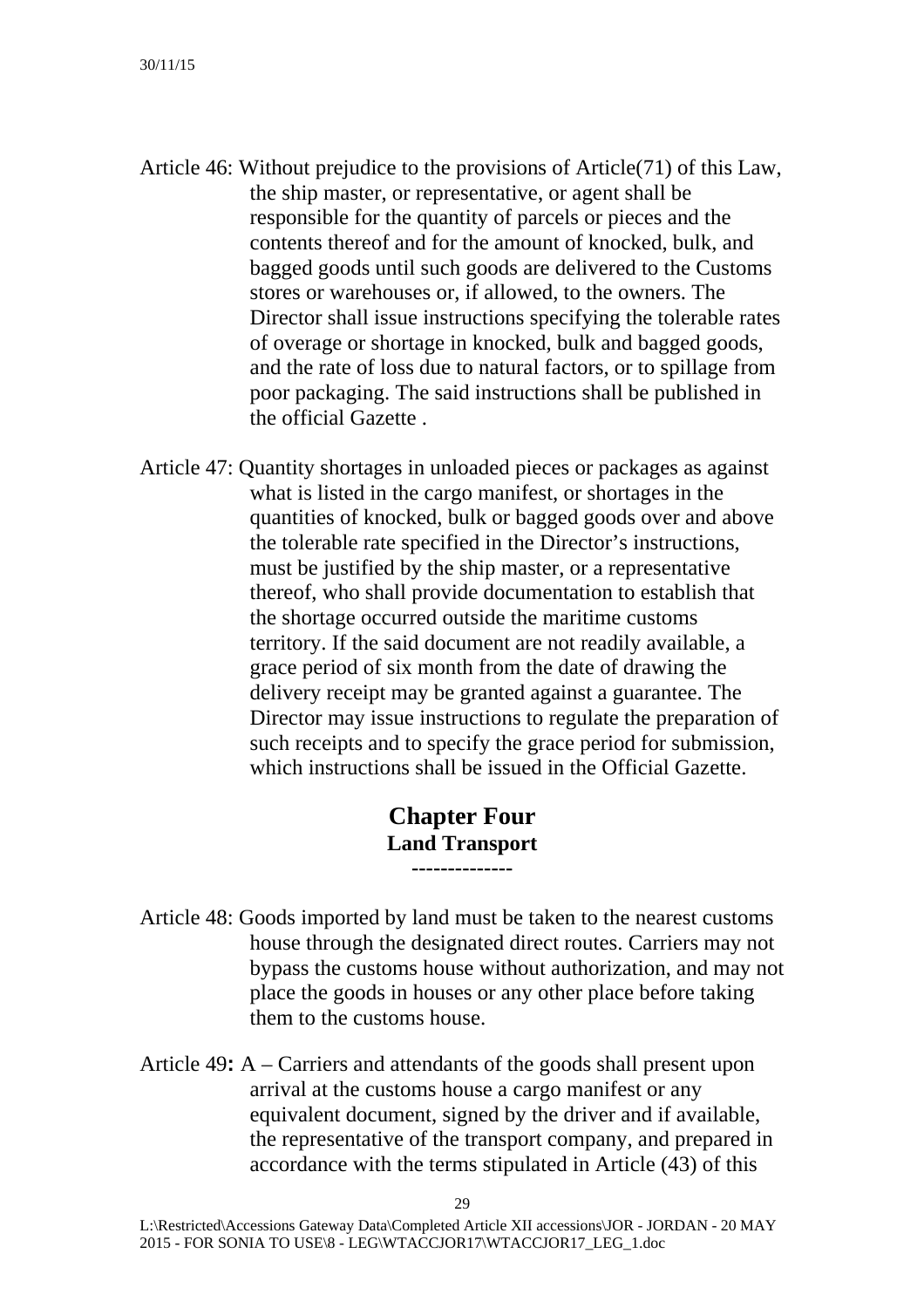Article 46: Without prejudice to the provisions of Article(71) of this Law, the ship master, or representative, or agent shall be responsible for the quantity of parcels or pieces and the contents thereof and for the amount of knocked, bulk, and bagged goods until such goods are delivered to the Customs stores or warehouses or, if allowed, to the owners. The Director shall issue instructions specifying the tolerable rates of overage or shortage in knocked, bulk and bagged goods, and the rate of loss due to natural factors, or to spillage from poor packaging. The said instructions shall be published in the official Gazette .

Article 47: Quantity shortages in unloaded pieces or packages as against what is listed in the cargo manifest, or shortages in the quantities of knocked, bulk or bagged goods over and above the tolerable rate specified in the Director's instructions, must be justified by the ship master, or a representative thereof, who shall provide documentation to establish that the shortage occurred outside the maritime customs territory. If the said document are not readily available, a grace period of six month from the date of drawing the delivery receipt may be granted against a guarantee. The Director may issue instructions to regulate the preparation of such receipts and to specify the grace period for submission, which instructions shall be issued in the Official Gazette.

## Chapter Four
### Land Transport
**--------------**

Article 48: Goods imported by land must be taken to the nearest customs house through the designated direct routes. Carriers may not bypass the customs house without authorization, and may not place the goods in houses or any other place before taking them to the customs house.

Article 49**:** A – Carriers and attendants of the goods shall present upon arrival at the customs house a cargo manifest or any equivalent document, signed by the driver and if available, the representative of the transport company, and prepared in accordance with the terms stipulated in Article (43) of this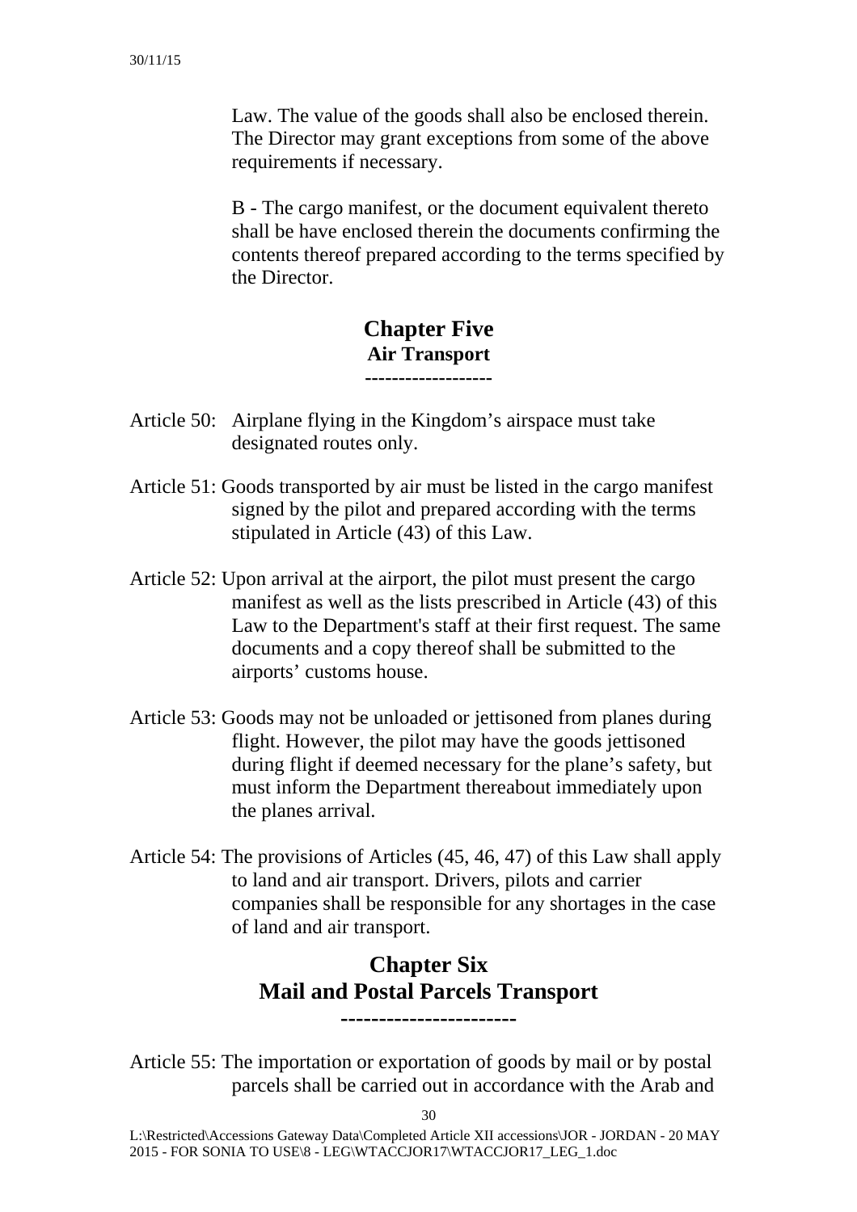Law. The value of the goods shall also be enclosed therein. The Director may grant exceptions from some of the above requirements if necessary.

B - The cargo manifest, or the document equivalent thereto shall be have enclosed therein the documents confirming the contents thereof prepared according to the terms specified by the Director.

## Chapter Five
### Air Transport

------------------

Article 50: Airplane flying in the Kingdom's airspace must take designated routes only.

Article 51: Goods transported by air must be listed in the cargo manifest signed by the pilot and prepared according with the terms stipulated in Article (43) of this Law.

Article 52: Upon arrival at the airport, the pilot must present the cargo manifest as well as the lists prescribed in Article (43) of this Law to the Department's staff at their first request. The same documents and a copy thereof shall be submitted to the airports' customs house.

Article 53: Goods may not be unloaded or jettisoned from planes during flight. However, the pilot may have the goods jettisoned during flight if deemed necessary for the plane's safety, but must inform the Department thereabout immediately upon the planes arrival.

Article 54: The provisions of Articles (45, 46, 47) of this Law shall apply to land and air transport. Drivers, pilots and carrier companies shall be responsible for any shortages in the case of land and air transport.

## Chapter Six
## Mail and Postal Parcels Transport

----------------------

Article 55: The importation or exportation of goods by mail or by postal parcels shall be carried out in accordance with the Arab and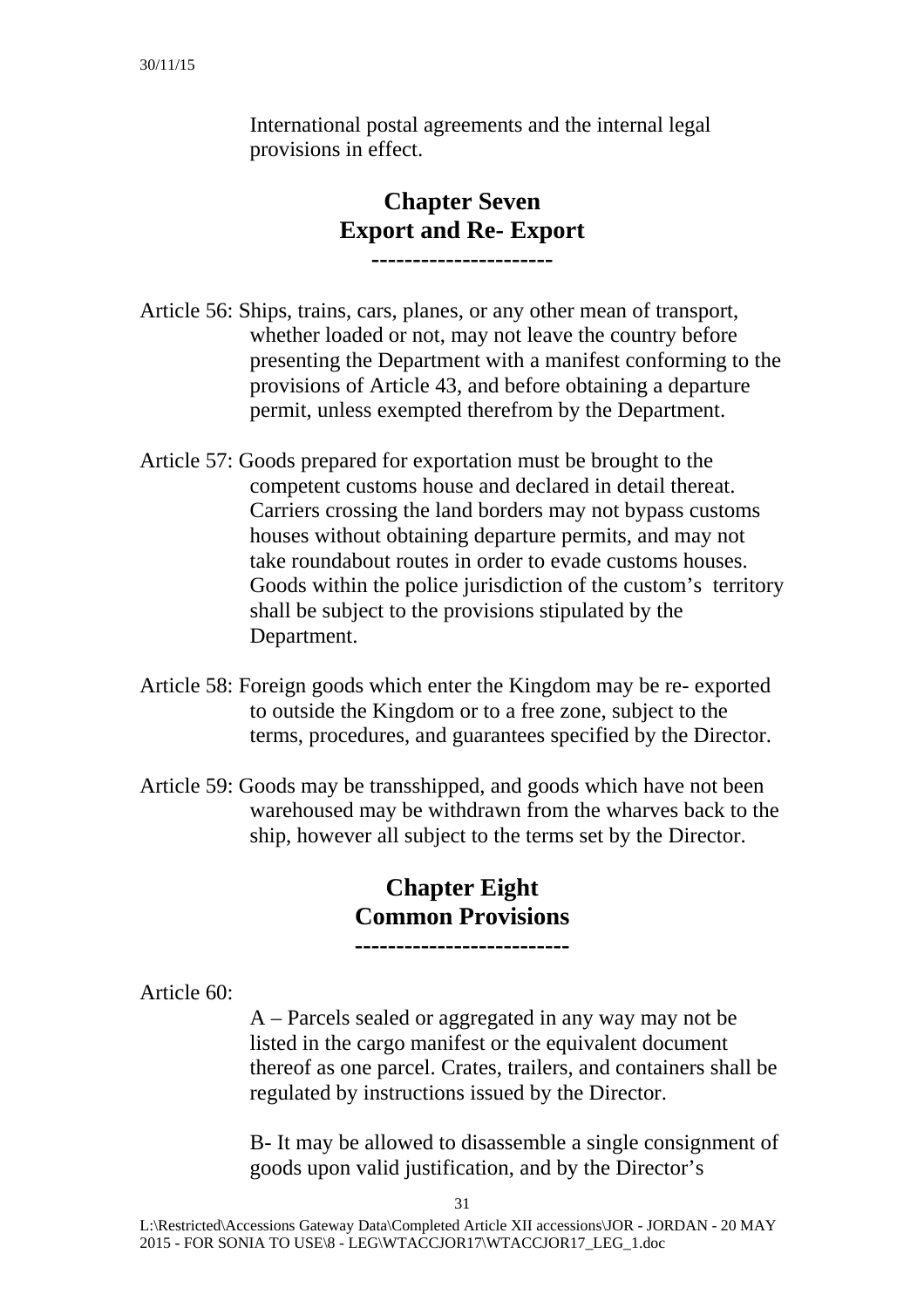International postal agreements and the internal legal provisions in effect.

## Chapter Seven
## Export and Re- Export

---

Article 56: Ships, trains, cars, planes, or any other mean of transport, whether loaded or not, may not leave the country before presenting the Department with a manifest conforming to the provisions of Article 43, and before obtaining a departure permit, unless exempted therefrom by the Department.

Article 57: Goods prepared for exportation must be brought to the competent customs house and declared in detail thereat. Carriers crossing the land borders may not bypass customs houses without obtaining departure permits, and may not take roundabout routes in order to evade customs houses. Goods within the police jurisdiction of the custom's territory shall be subject to the provisions stipulated by the Department.

Article 58: Foreign goods which enter the Kingdom may be re- exported to outside the Kingdom or to a free zone, subject to the terms, procedures, and guarantees specified by the Director.

Article 59: Goods may be transshipped, and goods which have not been warehoused may be withdrawn from the wharves back to the ship, however all subject to the terms set by the Director.

## Chapter Eight
## Common Provisions

---

Article 60:

A – Parcels sealed or aggregated in any way may not be listed in the cargo manifest or the equivalent document thereof as one parcel. Crates, trailers, and containers shall be regulated by instructions issued by the Director.

B- It may be allowed to disassemble a single consignment of goods upon valid justification, and by the Director's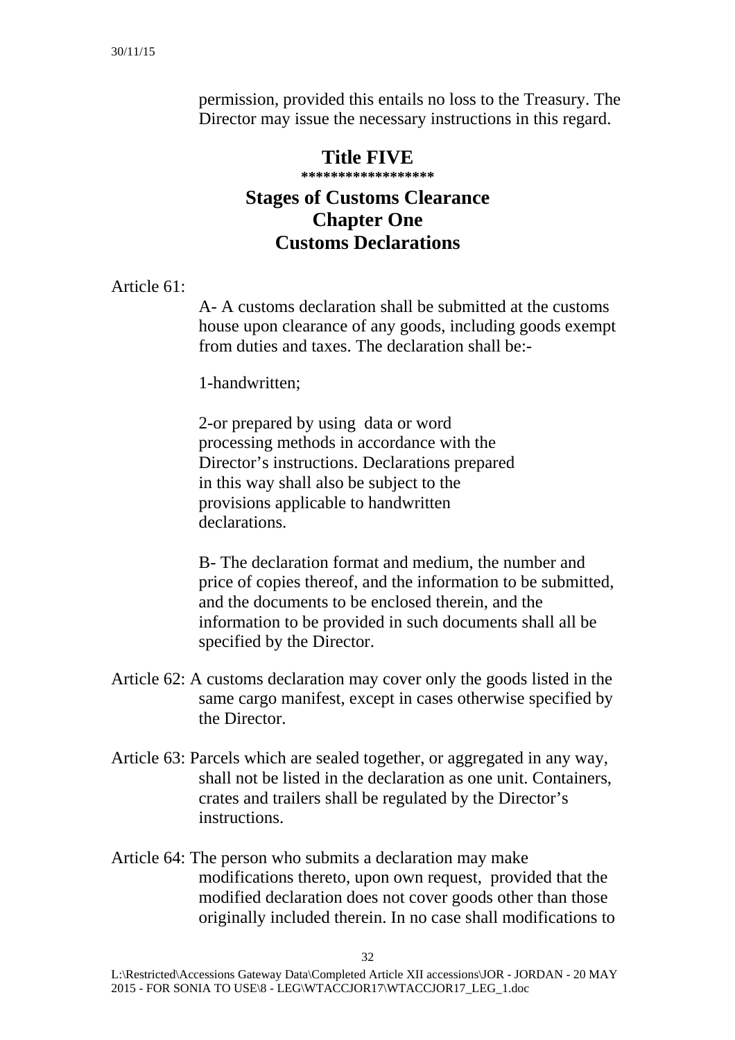permission, provided this entails no loss to the Treasury. The Director may issue the necessary instructions in this regard.

# Title FIVE

*****************

## Stages of Customs Clearance

## Chapter One

## Customs Declarations

Article 61:

A- A customs declaration shall be submitted at the customs house upon clearance of any goods, including goods exempt from duties and taxes. The declaration shall be:-

1-handwritten;

2-or prepared by using data or word processing methods in accordance with the Director's instructions. Declarations prepared in this way shall also be subject to the provisions applicable to handwritten declarations.

B- The declaration format and medium, the number and price of copies thereof, and the information to be submitted, and the documents to be enclosed therein, and the information to be provided in such documents shall all be specified by the Director.

Article 62: A customs declaration may cover only the goods listed in the same cargo manifest, except in cases otherwise specified by the Director.

Article 63: Parcels which are sealed together, or aggregated in any way, shall not be listed in the declaration as one unit. Containers, crates and trailers shall be regulated by the Director's instructions.

Article 64: The person who submits a declaration may make modifications thereto, upon own request, provided that the modified declaration does not cover goods other than those originally included therein. In no case shall modifications to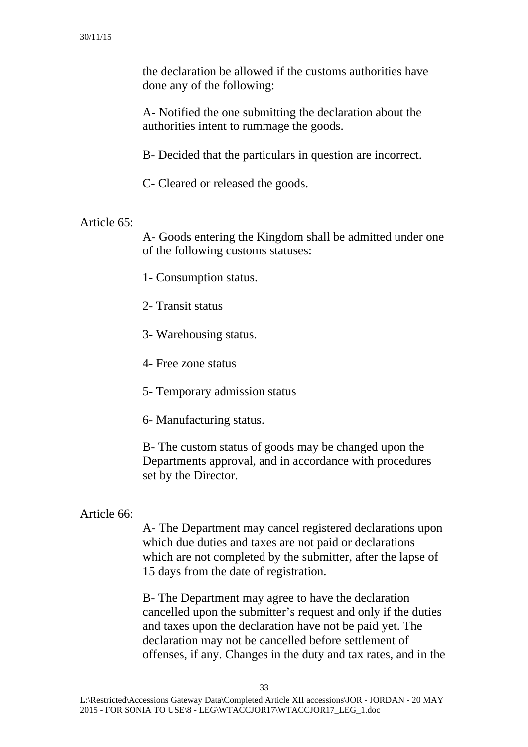the declaration be allowed if the customs authorities have done any of the following:

A- Notified the one submitting the declaration about the authorities intent to rummage the goods.

B- Decided that the particulars in question are incorrect.

C- Cleared or released the goods.

Article 65:

A- Goods entering the Kingdom shall be admitted under one of the following customs statuses:

1- Consumption status.

2- Transit status

3- Warehousing status.

4- Free zone status

5- Temporary admission status

6- Manufacturing status.

B- The custom status of goods may be changed upon the Departments approval, and in accordance with procedures set by the Director.

Article 66:

A- The Department may cancel registered declarations upon which due duties and taxes are not paid or declarations which are not completed by the submitter, after the lapse of 15 days from the date of registration.

B- The Department may agree to have the declaration cancelled upon the submitter's request and only if the duties and taxes upon the declaration have not be paid yet. The declaration may not be cancelled before settlement of offenses, if any. Changes in the duty and tax rates, and in the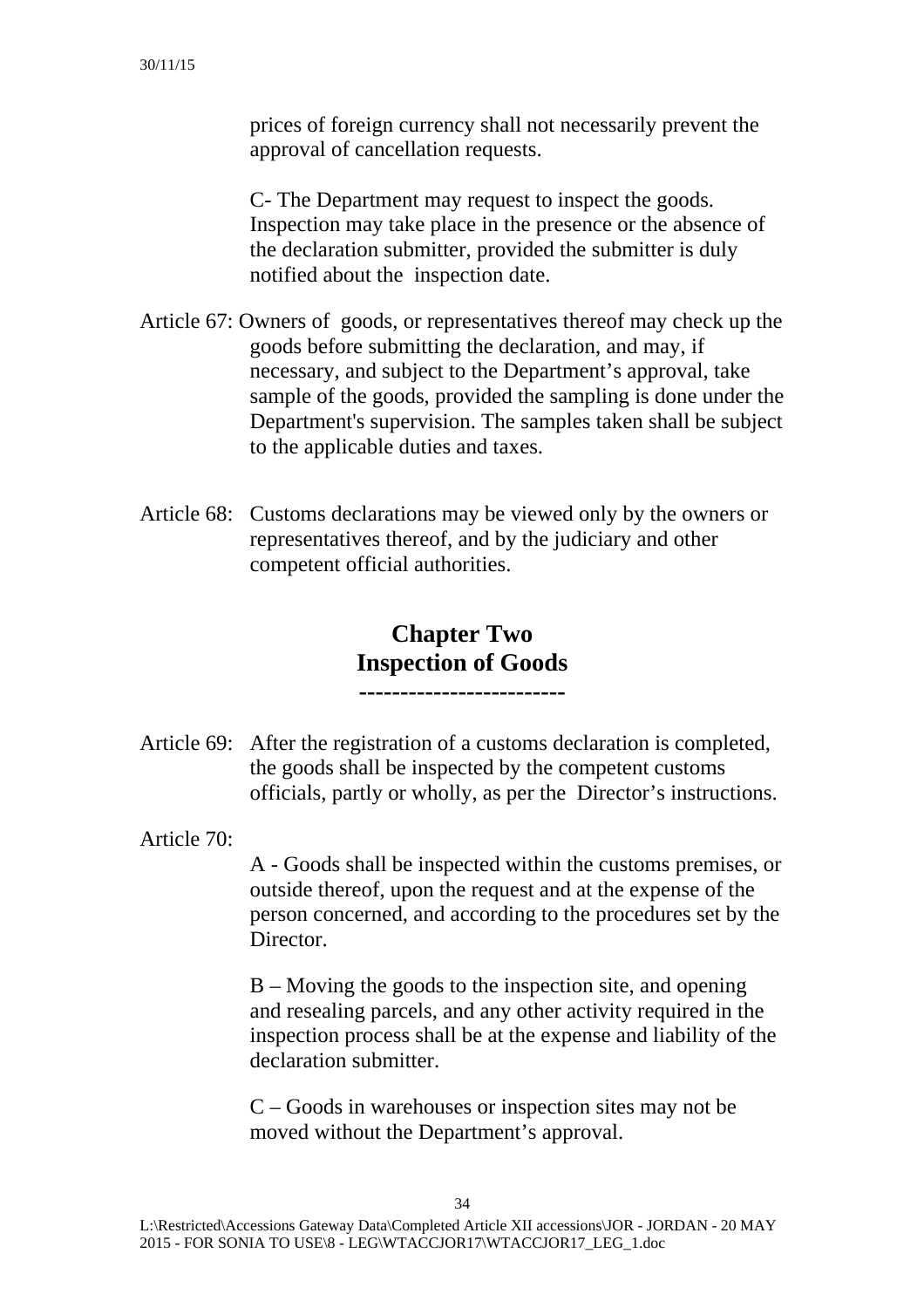prices of foreign currency shall not necessarily prevent the approval of cancellation requests.

C- The Department may request to inspect the goods. Inspection may take place in the presence or the absence of the declaration submitter, provided the submitter is duly notified about the inspection date.

Article 67: Owners of goods, or representatives thereof may check up the goods before submitting the declaration, and may, if necessary, and subject to the Department's approval, take sample of the goods, provided the sampling is done under the Department's supervision. The samples taken shall be subject to the applicable duties and taxes.

Article 68: Customs declarations may be viewed only by the owners or representatives thereof, and by the judiciary and other competent official authorities.

## Chapter Two
## Inspection of Goods

Article 69: After the registration of a customs declaration is completed, the goods shall be inspected by the competent customs officials, partly or wholly, as per the Director's instructions.

Article 70:

A - Goods shall be inspected within the customs premises, or outside thereof, upon the request and at the expense of the person concerned, and according to the procedures set by the Director.

B – Moving the goods to the inspection site, and opening and resealing parcels, and any other activity required in the inspection process shall be at the expense and liability of the declaration submitter.

C – Goods in warehouses or inspection sites may not be moved without the Department's approval.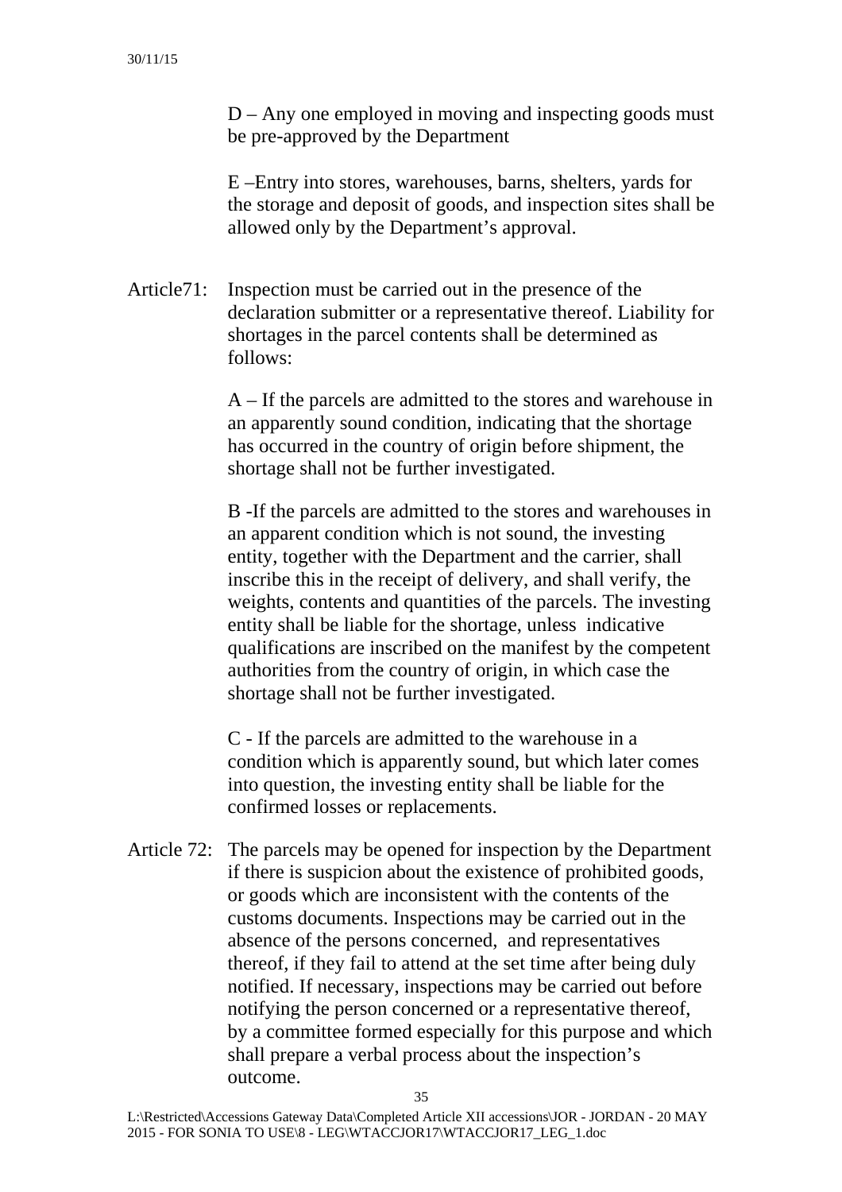D – Any one employed in moving and inspecting goods must be pre-approved by the Department

E –Entry into stores, warehouses, barns, shelters, yards for the storage and deposit of goods, and inspection sites shall be allowed only by the Department's approval.

Article71: Inspection must be carried out in the presence of the declaration submitter or a representative thereof. Liability for shortages in the parcel contents shall be determined as follows:

A – If the parcels are admitted to the stores and warehouse in an apparently sound condition, indicating that the shortage has occurred in the country of origin before shipment, the shortage shall not be further investigated.

B -If the parcels are admitted to the stores and warehouses in an apparent condition which is not sound, the investing entity, together with the Department and the carrier, shall inscribe this in the receipt of delivery, and shall verify, the weights, contents and quantities of the parcels. The investing entity shall be liable for the shortage, unless indicative qualifications are inscribed on the manifest by the competent authorities from the country of origin, in which case the shortage shall not be further investigated.

C - If the parcels are admitted to the warehouse in a condition which is apparently sound, but which later comes into question, the investing entity shall be liable for the confirmed losses or replacements.

Article 72: The parcels may be opened for inspection by the Department if there is suspicion about the existence of prohibited goods, or goods which are inconsistent with the contents of the customs documents. Inspections may be carried out in the absence of the persons concerned, and representatives thereof, if they fail to attend at the set time after being duly notified. If necessary, inspections may be carried out before notifying the person concerned or a representative thereof, by a committee formed especially for this purpose and which shall prepare a verbal process about the inspection's outcome.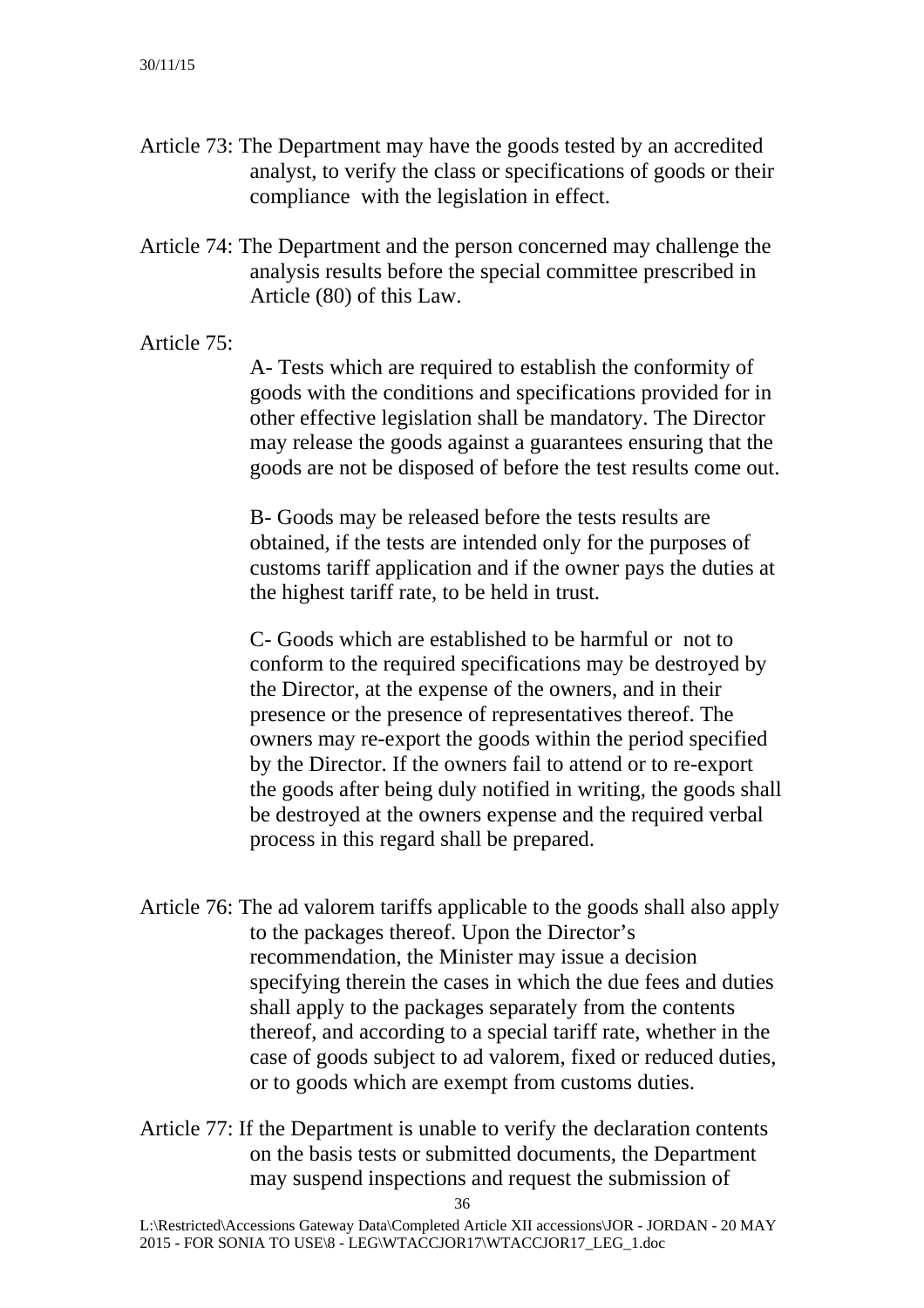Article 73: The Department may have the goods tested by an accredited analyst, to verify the class or specifications of goods or their compliance with the legislation in effect.

Article 74: The Department and the person concerned may challenge the analysis results before the special committee prescribed in Article (80) of this Law.

Article 75:

A- Tests which are required to establish the conformity of goods with the conditions and specifications provided for in other effective legislation shall be mandatory. The Director may release the goods against a guarantees ensuring that the goods are not be disposed of before the test results come out.

B- Goods may be released before the tests results are obtained, if the tests are intended only for the purposes of customs tariff application and if the owner pays the duties at the highest tariff rate, to be held in trust.

C- Goods which are established to be harmful or not to conform to the required specifications may be destroyed by the Director, at the expense of the owners, and in their presence or the presence of representatives thereof. The owners may re-export the goods within the period specified by the Director. If the owners fail to attend or to re-export the goods after being duly notified in writing, the goods shall be destroyed at the owners expense and the required verbal process in this regard shall be prepared.

Article 76: The ad valorem tariffs applicable to the goods shall also apply to the packages thereof. Upon the Director's recommendation, the Minister may issue a decision specifying therein the cases in which the due fees and duties shall apply to the packages separately from the contents thereof, and according to a special tariff rate, whether in the case of goods subject to ad valorem, fixed or reduced duties, or to goods which are exempt from customs duties.

Article 77: If the Department is unable to verify the declaration contents on the basis tests or submitted documents, the Department may suspend inspections and request the submission of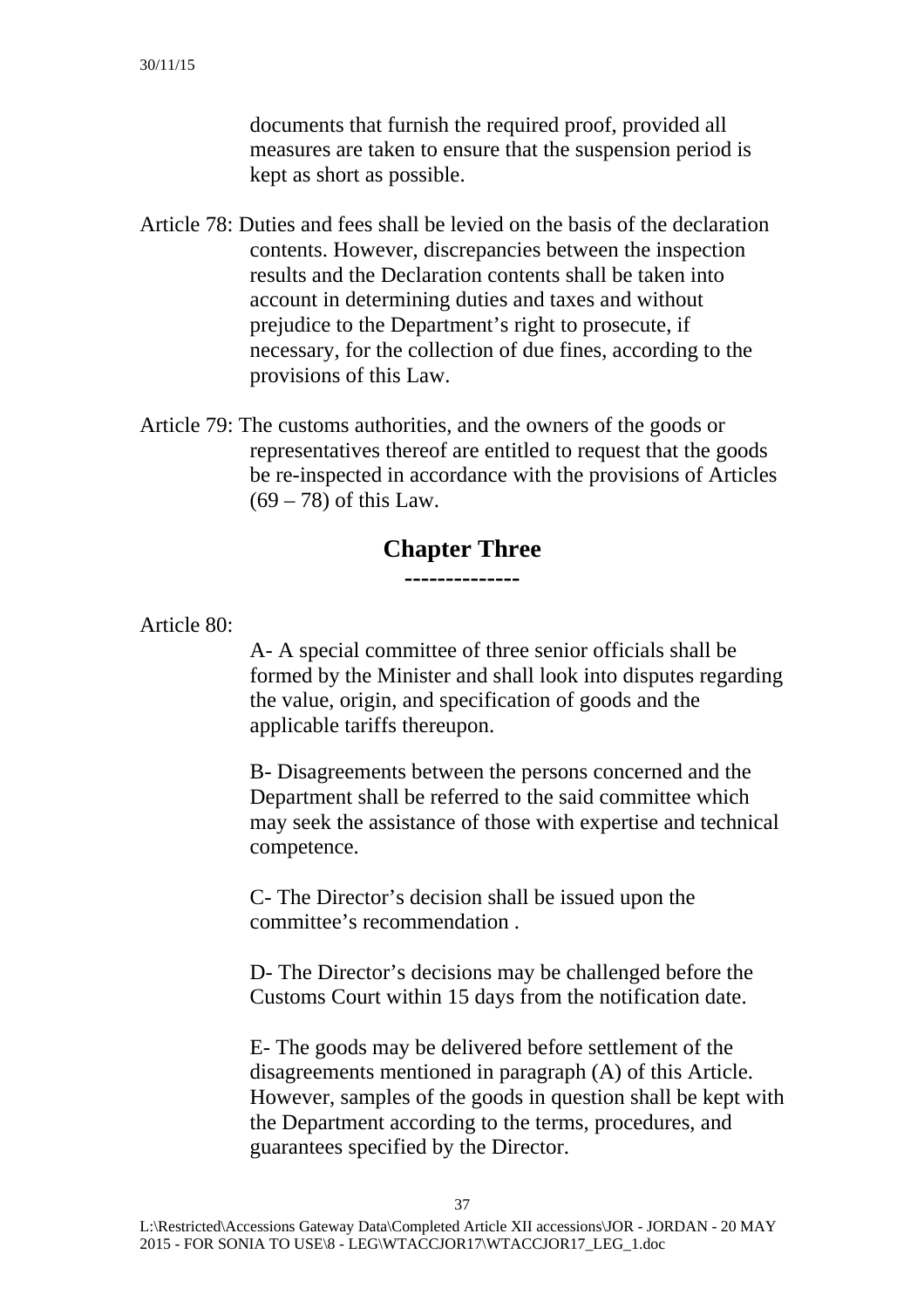documents that furnish the required proof, provided all measures are taken to ensure that the suspension period is kept as short as possible.

Article 78: Duties and fees shall be levied on the basis of the declaration contents. However, discrepancies between the inspection results and the Declaration contents shall be taken into account in determining duties and taxes and without prejudice to the Department's right to prosecute, if necessary, for the collection of due fines, according to the provisions of this Law.

Article 79: The customs authorities, and the owners of the goods or representatives thereof are entitled to request that the goods be re-inspected in accordance with the provisions of Articles (69 – 78) of this Law.

## Chapter Three

**-------------**

Article 80:

A- A special committee of three senior officials shall be formed by the Minister and shall look into disputes regarding the value, origin, and specification of goods and the applicable tariffs thereupon.

B- Disagreements between the persons concerned and the Department shall be referred to the said committee which may seek the assistance of those with expertise and technical competence.

C- The Director's decision shall be issued upon the committee's recommendation .

D- The Director's decisions may be challenged before the Customs Court within 15 days from the notification date.

E- The goods may be delivered before settlement of the disagreements mentioned in paragraph (A) of this Article. However, samples of the goods in question shall be kept with the Department according to the terms, procedures, and guarantees specified by the Director.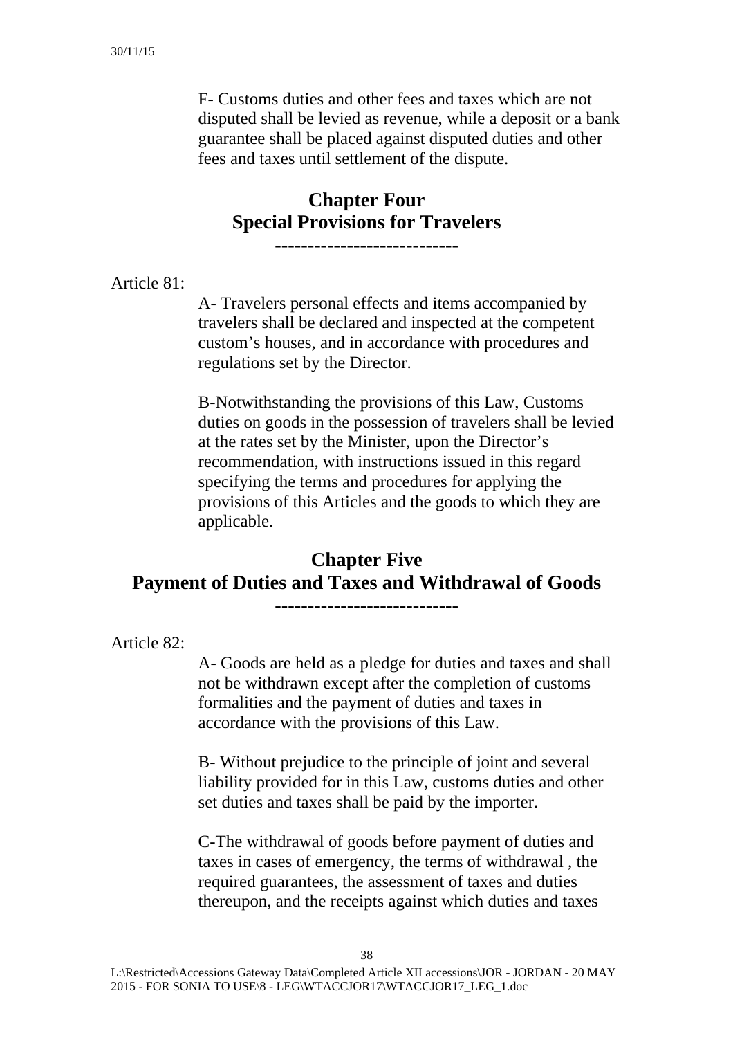F- Customs duties and other fees and taxes which are not disputed shall be levied as revenue, while a deposit or a bank guarantee shall be placed against disputed duties and other fees and taxes until settlement of the dispute.

## Chapter Four
## Special Provisions for Travelers

---

Article 81:

A- Travelers personal effects and items accompanied by travelers shall be declared and inspected at the competent custom's houses, and in accordance with procedures and regulations set by the Director.

B-Notwithstanding the provisions of this Law, Customs duties on goods in the possession of travelers shall be levied at the rates set by the Minister, upon the Director's recommendation, with instructions issued in this regard specifying the terms and procedures for applying the provisions of this Articles and the goods to which they are applicable.

## Chapter Five
## Payment of Duties and Taxes and Withdrawal of Goods

---

Article 82:

A- Goods are held as a pledge for duties and taxes and shall not be withdrawn except after the completion of customs formalities and the payment of duties and taxes in accordance with the provisions of this Law.

B- Without prejudice to the principle of joint and several liability provided for in this Law, customs duties and other set duties and taxes shall be paid by the importer.

C-The withdrawal of goods before payment of duties and taxes in cases of emergency, the terms of withdrawal , the required guarantees, the assessment of taxes and duties thereupon, and the receipts against which duties and taxes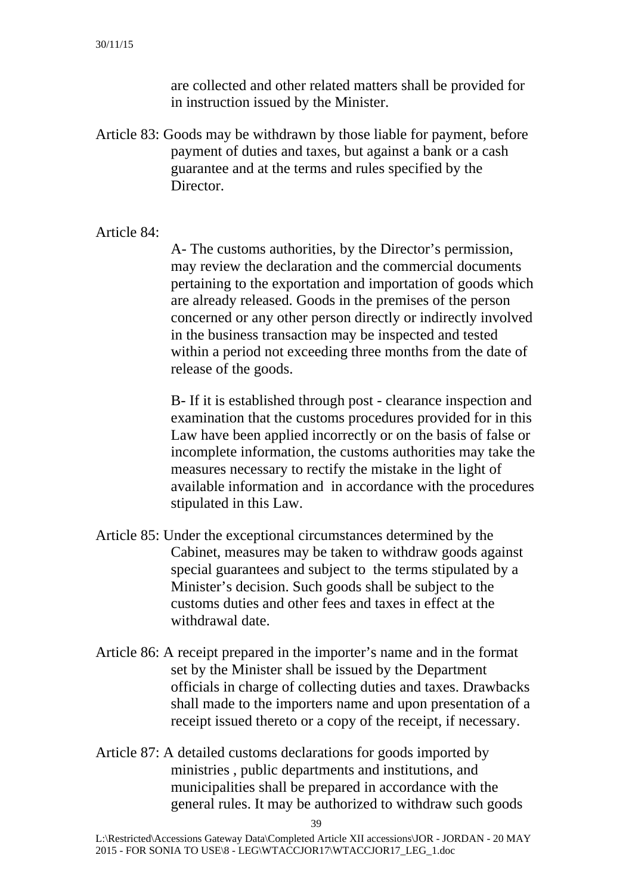are collected and other related matters shall be provided for in instruction issued by the Minister.

Article 83: Goods may be withdrawn by those liable for payment, before payment of duties and taxes, but against a bank or a cash guarantee and at the terms and rules specified by the Director.

Article 84:

A- The customs authorities, by the Director's permission, may review the declaration and the commercial documents pertaining to the exportation and importation of goods which are already released. Goods in the premises of the person concerned or any other person directly or indirectly involved in the business transaction may be inspected and tested within a period not exceeding three months from the date of release of the goods.

B- If it is established through post - clearance inspection and examination that the customs procedures provided for in this Law have been applied incorrectly or on the basis of false or incomplete information, the customs authorities may take the measures necessary to rectify the mistake in the light of available information and in accordance with the procedures stipulated in this Law.

Article 85: Under the exceptional circumstances determined by the Cabinet, measures may be taken to withdraw goods against special guarantees and subject to the terms stipulated by a Minister's decision. Such goods shall be subject to the customs duties and other fees and taxes in effect at the withdrawal date.

Article 86: A receipt prepared in the importer's name and in the format set by the Minister shall be issued by the Department officials in charge of collecting duties and taxes. Drawbacks shall made to the importers name and upon presentation of a receipt issued thereto or a copy of the receipt, if necessary.

Article 87: A detailed customs declarations for goods imported by ministries , public departments and institutions, and municipalities shall be prepared in accordance with the general rules. It may be authorized to withdraw such goods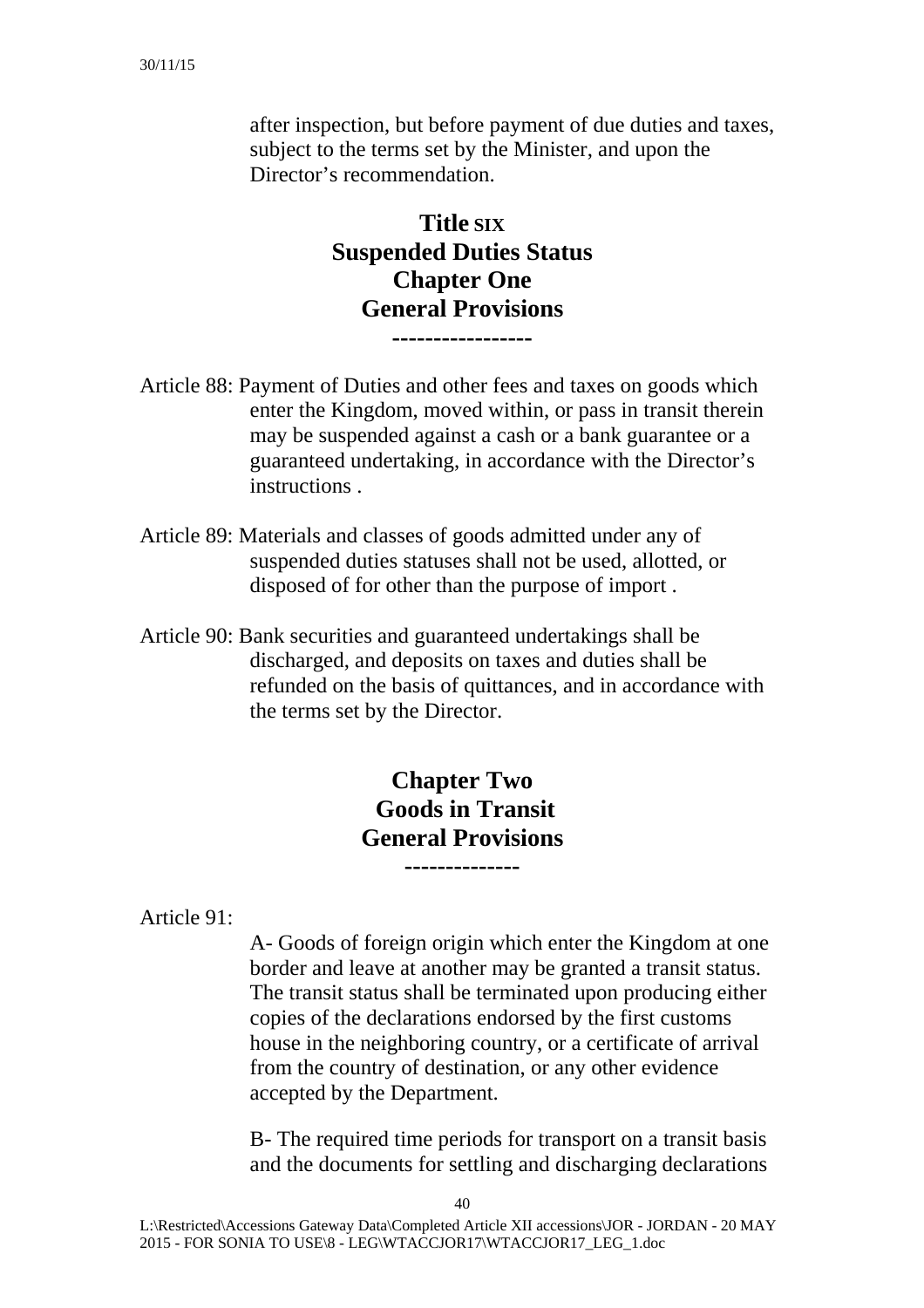after inspection, but before payment of due duties and taxes, subject to the terms set by the Minister, and upon the Director’s recommendation.

# Title SIX
# Suspended Duties Status
## Chapter One
## General Provisions
**-----------------**

Article 88: Payment of Duties and other fees and taxes on goods which enter the Kingdom, moved within, or pass in transit therein may be suspended against a cash or a bank guarantee or a guaranteed undertaking, in accordance with the Director’s instructions .

Article 89: Materials and classes of goods admitted under any of suspended duties statuses shall not be used, allotted, or disposed of for other than the purpose of import .

Article 90: Bank securities and guaranteed undertakings shall be discharged, and deposits on taxes and duties shall be refunded on the basis of quittances, and in accordance with the terms set by the Director.

## Chapter Two
## Goods in Transit
## General Provisions
**--------------**

Article 91:

A- Goods of foreign origin which enter the Kingdom at one border and leave at another may be granted a transit status. The transit status shall be terminated upon producing either copies of the declarations endorsed by the first customs house in the neighboring country, or a certificate of arrival from the country of destination, or any other evidence accepted by the Department.

B- The required time periods for transport on a transit basis and the documents for settling and discharging declarations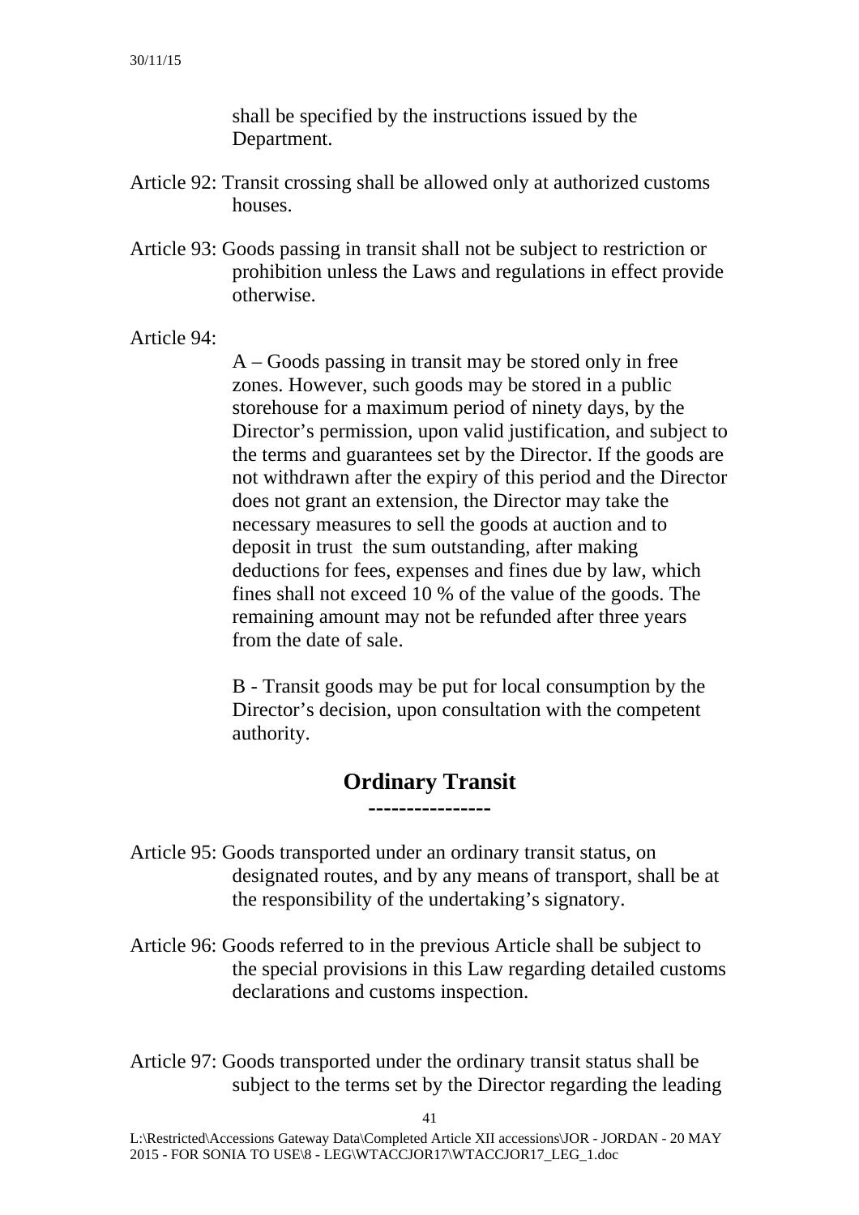shall be specified by the instructions issued by the Department.

Article 92: Transit crossing shall be allowed only at authorized customs houses.

Article 93: Goods passing in transit shall not be subject to restriction or prohibition unless the Laws and regulations in effect provide otherwise.

Article 94:

A – Goods passing in transit may be stored only in free zones. However, such goods may be stored in a public storehouse for a maximum period of ninety days, by the Director's permission, upon valid justification, and subject to the terms and guarantees set by the Director. If the goods are not withdrawn after the expiry of this period and the Director does not grant an extension, the Director may take the necessary measures to sell the goods at auction and to deposit in trust the sum outstanding, after making deductions for fees, expenses and fines due by law, which fines shall not exceed 10 % of the value of the goods. The remaining amount may not be refunded after three years from the date of sale.

B - Transit goods may be put for local consumption by the Director's decision, upon consultation with the competent authority.

## Ordinary Transit

Article 95: Goods transported under an ordinary transit status, on designated routes, and by any means of transport, shall be at the responsibility of the undertaking's signatory.

Article 96: Goods referred to in the previous Article shall be subject to the special provisions in this Law regarding detailed customs declarations and customs inspection.

Article 97: Goods transported under the ordinary transit status shall be subject to the terms set by the Director regarding the leading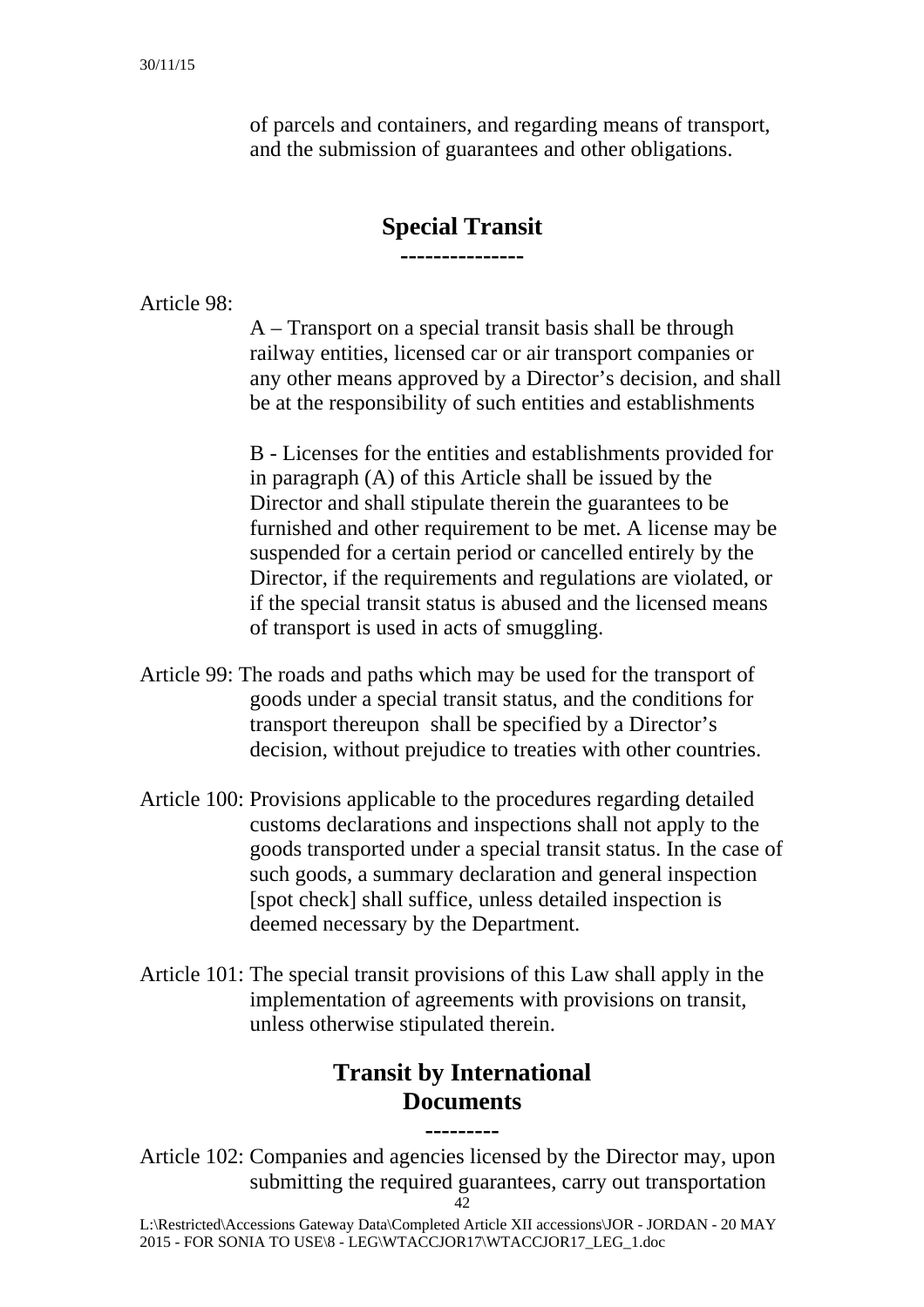of parcels and containers, and regarding means of transport, and the submission of guarantees and other obligations.

## Special Transit

---------------

Article 98:

A – Transport on a special transit basis shall be through railway entities, licensed car or air transport companies or any other means approved by a Director's decision, and shall be at the responsibility of such entities and establishments

B - Licenses for the entities and establishments provided for in paragraph (A) of this Article shall be issued by the Director and shall stipulate therein the guarantees to be furnished and other requirement to be met. A license may be suspended for a certain period or cancelled entirely by the Director, if the requirements and regulations are violated, or if the special transit status is abused and the licensed means of transport is used in acts of smuggling.

Article 99: The roads and paths which may be used for the transport of goods under a special transit status, and the conditions for transport thereupon shall be specified by a Director's decision, without prejudice to treaties with other countries.

Article 100: Provisions applicable to the procedures regarding detailed customs declarations and inspections shall not apply to the goods transported under a special transit status. In the case of such goods, a summary declaration and general inspection [spot check] shall suffice, unless detailed inspection is deemed necessary by the Department.

Article 101: The special transit provisions of this Law shall apply in the implementation of agreements with provisions on transit, unless otherwise stipulated therein.

## Transit by International Documents

---------

Article 102: Companies and agencies licensed by the Director may, upon submitting the required guarantees, carry out transportation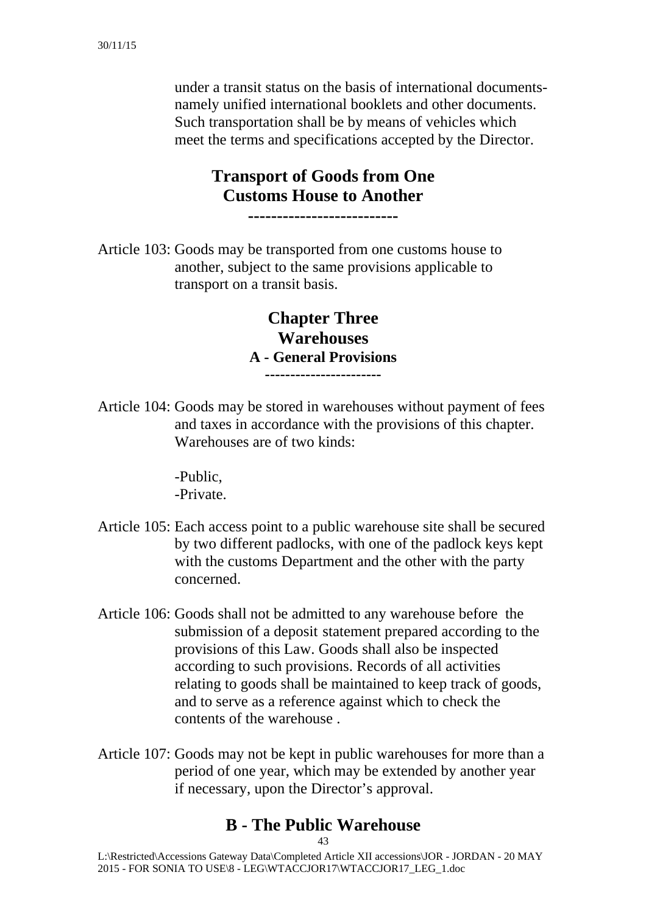under a transit status on the basis of international documents- namely unified international booklets and other documents. Such transportation shall be by means of vehicles which meet the terms and specifications accepted by the Director.

## Transport of Goods from One Customs House to Another

Article 103: Goods may be transported from one customs house to another, subject to the same provisions applicable to transport on a transit basis.

## Chapter Three
## Warehouses
### A - General Provisions

Article 104: Goods may be stored in warehouses without payment of fees and taxes in accordance with the provisions of this chapter. Warehouses are of two kinds:

-Public,
-Private.

Article 105: Each access point to a public warehouse site shall be secured by two different padlocks, with one of the padlock keys kept with the customs Department and the other with the party concerned.

Article 106: Goods shall not be admitted to any warehouse before the submission of a deposit statement prepared according to the provisions of this Law. Goods shall also be inspected according to such provisions. Records of all activities relating to goods shall be maintained to keep track of goods, and to serve as a reference against which to check the contents of the warehouse .

Article 107: Goods may not be kept in public warehouses for more than a period of one year, which may be extended by another year if necessary, upon the Director's approval.

## B - The Public Warehouse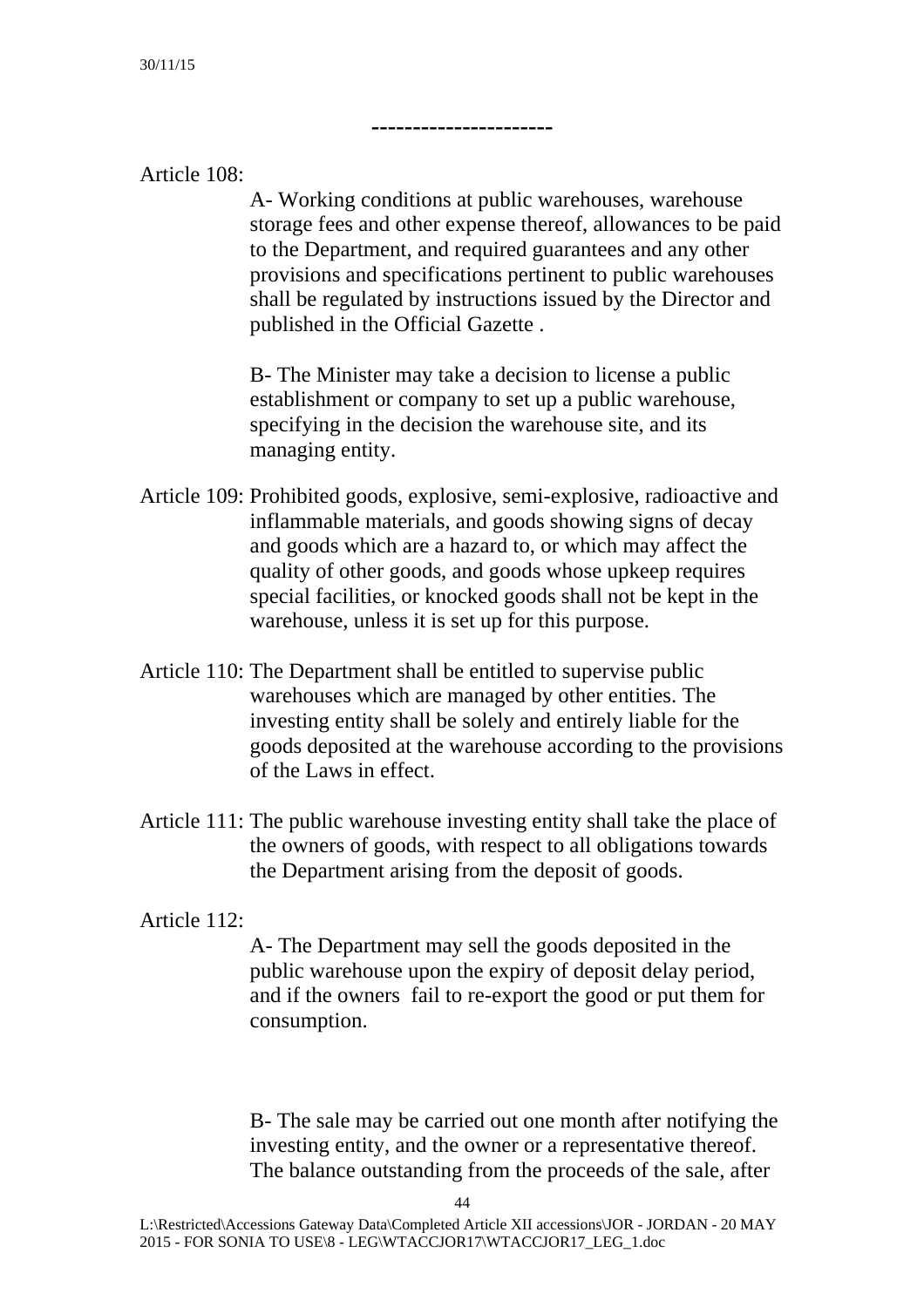---------------------

Article 108:

A- Working conditions at public warehouses, warehouse storage fees and other expense thereof, allowances to be paid to the Department, and required guarantees and any other provisions and specifications pertinent to public warehouses shall be regulated by instructions issued by the Director and published in the Official Gazette .

B- The Minister may take a decision to license a public establishment or company to set up a public warehouse, specifying in the decision the warehouse site, and its managing entity.

Article 109: Prohibited goods, explosive, semi-explosive, radioactive and inflammable materials, and goods showing signs of decay and goods which are a hazard to, or which may affect the quality of other goods, and goods whose upkeep requires special facilities, or knocked goods shall not be kept in the warehouse, unless it is set up for this purpose.

Article 110: The Department shall be entitled to supervise public warehouses which are managed by other entities. The investing entity shall be solely and entirely liable for the goods deposited at the warehouse according to the provisions of the Laws in effect.

Article 111: The public warehouse investing entity shall take the place of the owners of goods, with respect to all obligations towards the Department arising from the deposit of goods.

Article 112:

A- The Department may sell the goods deposited in the public warehouse upon the expiry of deposit delay period, and if the owners fail to re-export the good or put them for consumption.

B- The sale may be carried out one month after notifying the investing entity, and the owner or a representative thereof. The balance outstanding from the proceeds of the sale, after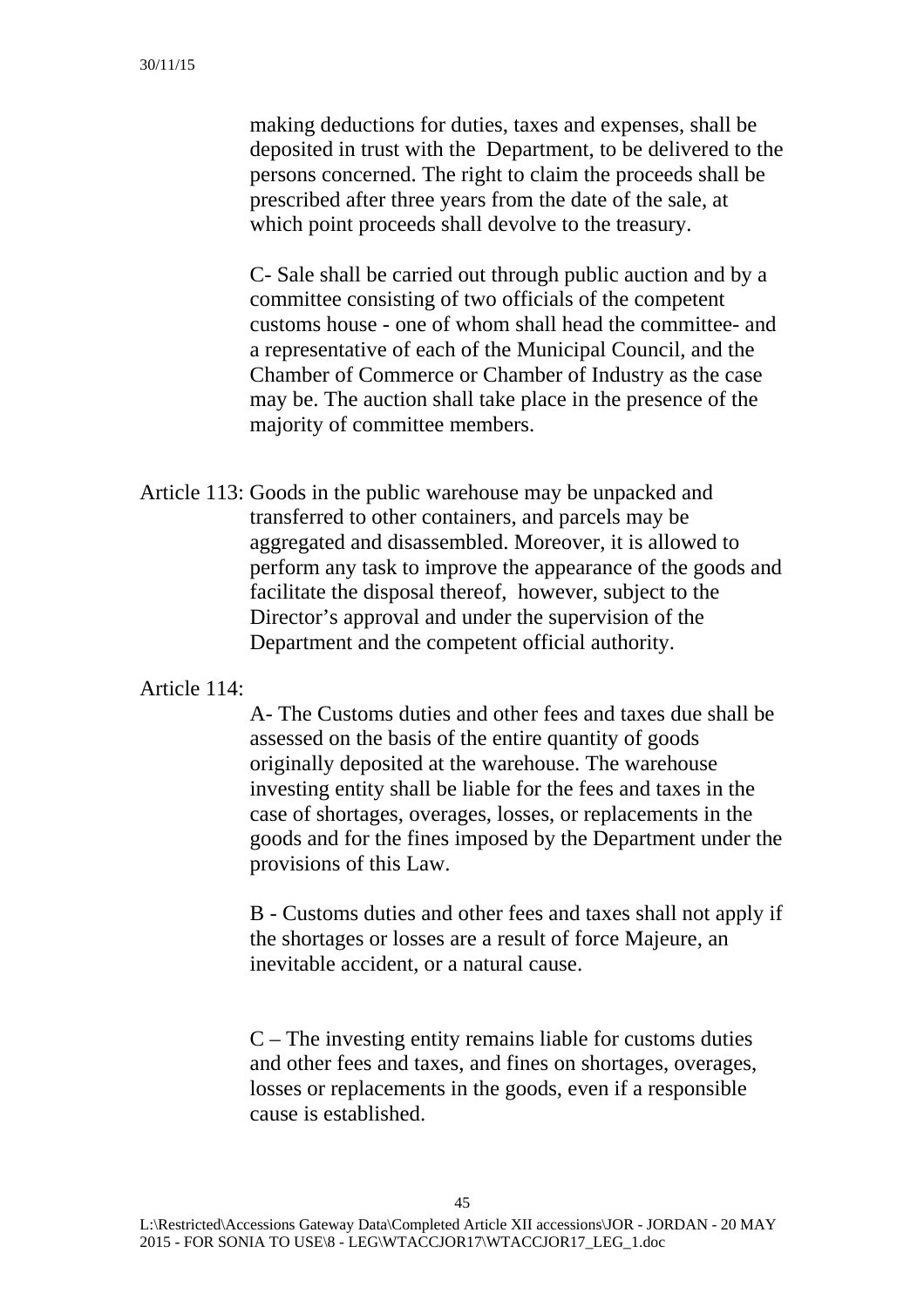making deductions for duties, taxes and expenses, shall be deposited in trust with the Department, to be delivered to the persons concerned. The right to claim the proceeds shall be prescribed after three years from the date of the sale, at which point proceeds shall devolve to the treasury.

C- Sale shall be carried out through public auction and by a committee consisting of two officials of the competent customs house - one of whom shall head the committee- and a representative of each of the Municipal Council, and the Chamber of Commerce or Chamber of Industry as the case may be. The auction shall take place in the presence of the majority of committee members.

Article 113: Goods in the public warehouse may be unpacked and transferred to other containers, and parcels may be aggregated and disassembled. Moreover, it is allowed to perform any task to improve the appearance of the goods and facilitate the disposal thereof, however, subject to the Director's approval and under the supervision of the Department and the competent official authority.

Article 114:

A- The Customs duties and other fees and taxes due shall be assessed on the basis of the entire quantity of goods originally deposited at the warehouse. The warehouse investing entity shall be liable for the fees and taxes in the case of shortages, overages, losses, or replacements in the goods and for the fines imposed by the Department under the provisions of this Law.

B - Customs duties and other fees and taxes shall not apply if the shortages or losses are a result of force Majeure, an inevitable accident, or a natural cause.

C – The investing entity remains liable for customs duties and other fees and taxes, and fines on shortages, overages, losses or replacements in the goods, even if a responsible cause is established.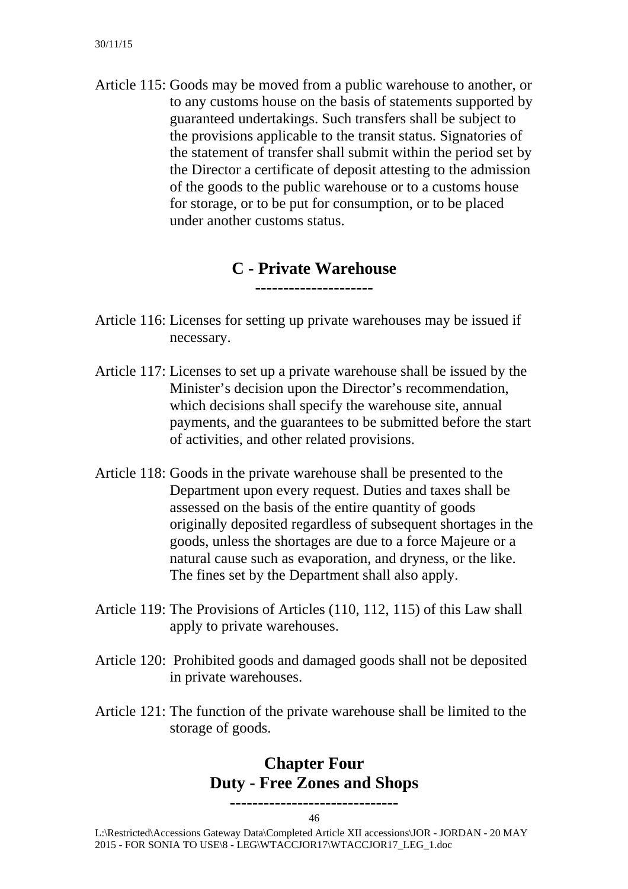Article 115: Goods may be moved from a public warehouse to another, or to any customs house on the basis of statements supported by guaranteed undertakings. Such transfers shall be subject to the provisions applicable to the transit status. Signatories of the statement of transfer shall submit within the period set by the Director a certificate of deposit attesting to the admission of the goods to the public warehouse or to a customs house for storage, or to be put for consumption, or to be placed under another customs status.

## C - Private Warehouse

Article 116: Licenses for setting up private warehouses may be issued if necessary.

Article 117: Licenses to set up a private warehouse shall be issued by the Minister's decision upon the Director's recommendation, which decisions shall specify the warehouse site, annual payments, and the guarantees to be submitted before the start of activities, and other related provisions.

Article 118: Goods in the private warehouse shall be presented to the Department upon every request. Duties and taxes shall be assessed on the basis of the entire quantity of goods originally deposited regardless of subsequent shortages in the goods, unless the shortages are due to a force Majeure or a natural cause such as evaporation, and dryness, or the like. The fines set by the Department shall also apply.

Article 119: The Provisions of Articles (110, 112, 115) of this Law shall apply to private warehouses.

Article 120: Prohibited goods and damaged goods shall not be deposited in private warehouses.

Article 121: The function of the private warehouse shall be limited to the storage of goods.

# Chapter Four
# Duty - Free Zones and Shops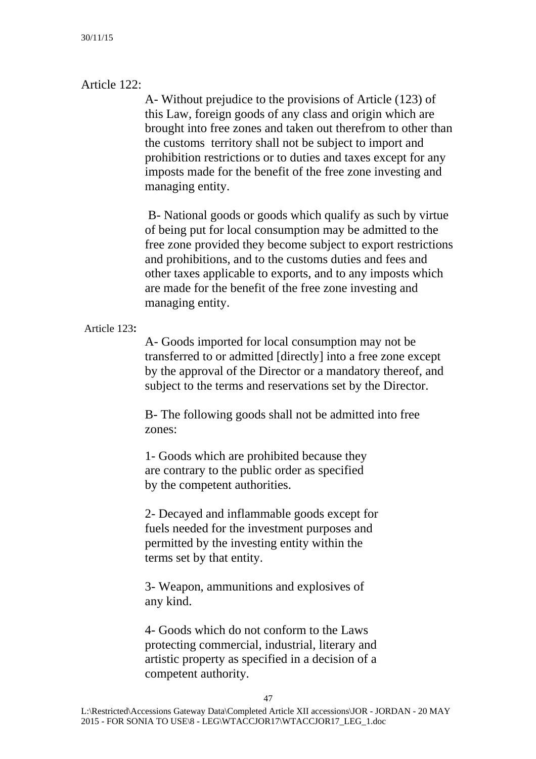Article 122:

A- Without prejudice to the provisions of Article (123) of this Law, foreign goods of any class and origin which are brought into free zones and taken out therefrom to other than the customs territory shall not be subject to import and prohibition restrictions or to duties and taxes except for any imposts made for the benefit of the free zone investing and managing entity.

B- National goods or goods which qualify as such by virtue of being put for local consumption may be admitted to the free zone provided they become subject to export restrictions and prohibitions, and to the customs duties and fees and other taxes applicable to exports, and to any imposts which are made for the benefit of the free zone investing and managing entity.

Article 123**:**

A- Goods imported for local consumption may not be transferred to or admitted [directly] into a free zone except by the approval of the Director or a mandatory thereof, and subject to the terms and reservations set by the Director.

B- The following goods shall not be admitted into free zones:

1- Goods which are prohibited because they are contrary to the public order as specified by the competent authorities.

2- Decayed and inflammable goods except for fuels needed for the investment purposes and permitted by the investing entity within the terms set by that entity.

3- Weapon, ammunitions and explosives of any kind.

4- Goods which do not conform to the Laws protecting commercial, industrial, literary and artistic property as specified in a decision of a competent authority.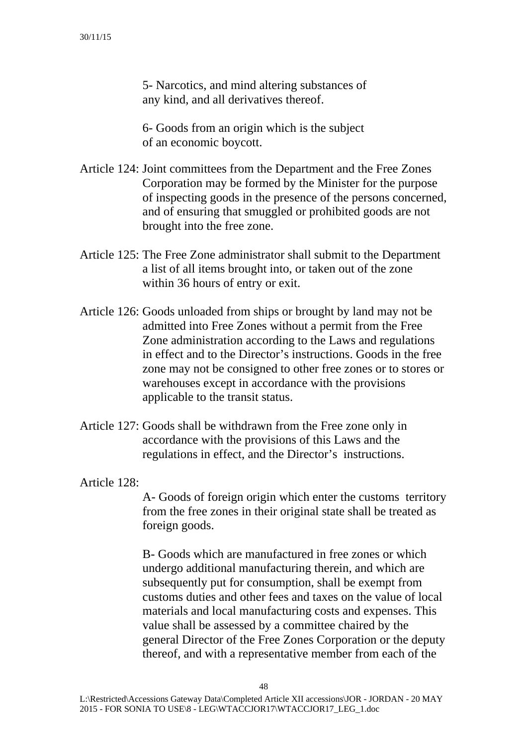5- Narcotics, and mind altering substances of any kind, and all derivatives thereof.

6- Goods from an origin which is the subject of an economic boycott.

Article 124: Joint committees from the Department and the Free Zones Corporation may be formed by the Minister for the purpose of inspecting goods in the presence of the persons concerned, and of ensuring that smuggled or prohibited goods are not brought into the free zone.

Article 125: The Free Zone administrator shall submit to the Department a list of all items brought into, or taken out of the zone within 36 hours of entry or exit.

Article 126: Goods unloaded from ships or brought by land may not be admitted into Free Zones without a permit from the Free Zone administration according to the Laws and regulations in effect and to the Director's instructions. Goods in the free zone may not be consigned to other free zones or to stores or warehouses except in accordance with the provisions applicable to the transit status.

Article 127: Goods shall be withdrawn from the Free zone only in accordance with the provisions of this Laws and the regulations in effect, and the Director's instructions.

Article 128:

A- Goods of foreign origin which enter the customs territory from the free zones in their original state shall be treated as foreign goods.

B- Goods which are manufactured in free zones or which undergo additional manufacturing therein, and which are subsequently put for consumption, shall be exempt from customs duties and other fees and taxes on the value of local materials and local manufacturing costs and expenses. This value shall be assessed by a committee chaired by the general Director of the Free Zones Corporation or the deputy thereof, and with a representative member from each of the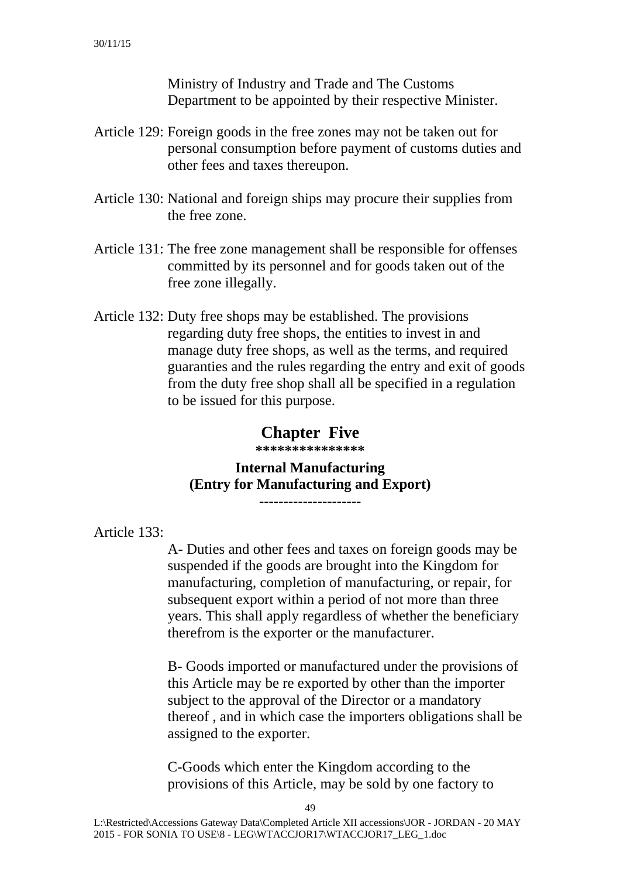Ministry of Industry and Trade and The Customs Department to be appointed by their respective Minister.

Article 129: Foreign goods in the free zones may not be taken out for personal consumption before payment of customs duties and other fees and taxes thereupon.

Article 130: National and foreign ships may procure their supplies from the free zone.

Article 131: The free zone management shall be responsible for offenses committed by its personnel and for goods taken out of the free zone illegally.

Article 132: Duty free shops may be established. The provisions regarding duty free shops, the entities to invest in and manage duty free shops, as well as the terms, and required guaranties and the rules regarding the entry and exit of goods from the duty free shop shall all be specified in a regulation to be issued for this purpose.

## Chapter Five

***************

### Internal Manufacturing
### (Entry for Manufacturing and Export)

---------------------

Article 133:

A- Duties and other fees and taxes on foreign goods may be suspended if the goods are brought into the Kingdom for manufacturing, completion of manufacturing, or repair, for subsequent export within a period of not more than three years. This shall apply regardless of whether the beneficiary therefrom is the exporter or the manufacturer.

B- Goods imported or manufactured under the provisions of this Article may be re exported by other than the importer subject to the approval of the Director or a mandatory thereof , and in which case the importers obligations shall be assigned to the exporter.

C-Goods which enter the Kingdom according to the provisions of this Article, may be sold by one factory to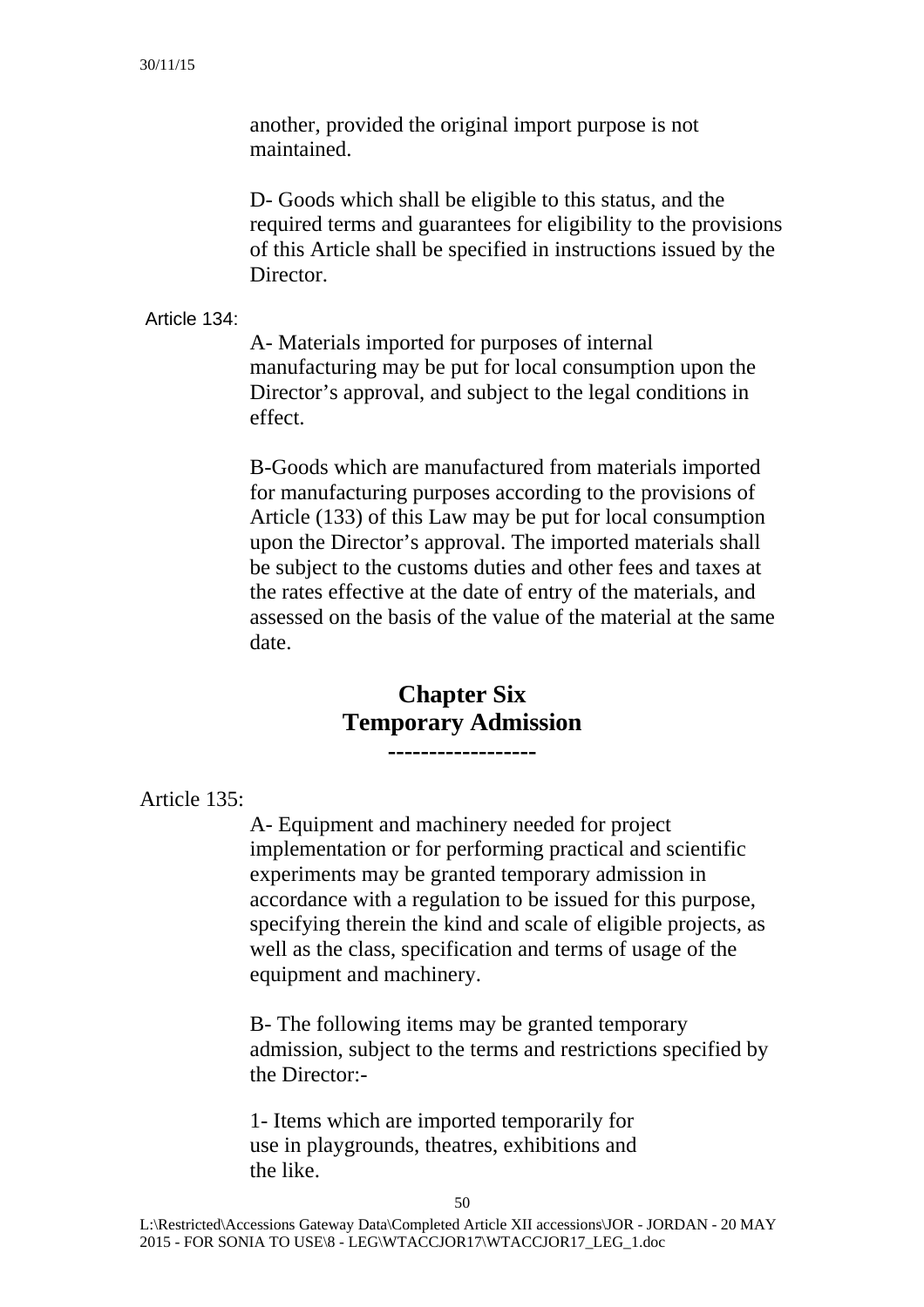another, provided the original import purpose is not maintained.

D- Goods which shall be eligible to this status, and the required terms and guarantees for eligibility to the provisions of this Article shall be specified in instructions issued by the Director.

Article 134:

A- Materials imported for purposes of internal manufacturing may be put for local consumption upon the Director's approval, and subject to the legal conditions in effect.

B-Goods which are manufactured from materials imported for manufacturing purposes according to the provisions of Article (133) of this Law may be put for local consumption upon the Director's approval. The imported materials shall be subject to the customs duties and other fees and taxes at the rates effective at the date of entry of the materials, and assessed on the basis of the value of the material at the same date.

## Chapter Six
## Temporary Admission

------------------

Article 135:

A- Equipment and machinery needed for project implementation or for performing practical and scientific experiments may be granted temporary admission in accordance with a regulation to be issued for this purpose, specifying therein the kind and scale of eligible projects, as well as the class, specification and terms of usage of the equipment and machinery.

B- The following items may be granted temporary admission, subject to the terms and restrictions specified by the Director:-

1- Items which are imported temporarily for use in playgrounds, theatres, exhibitions and the like.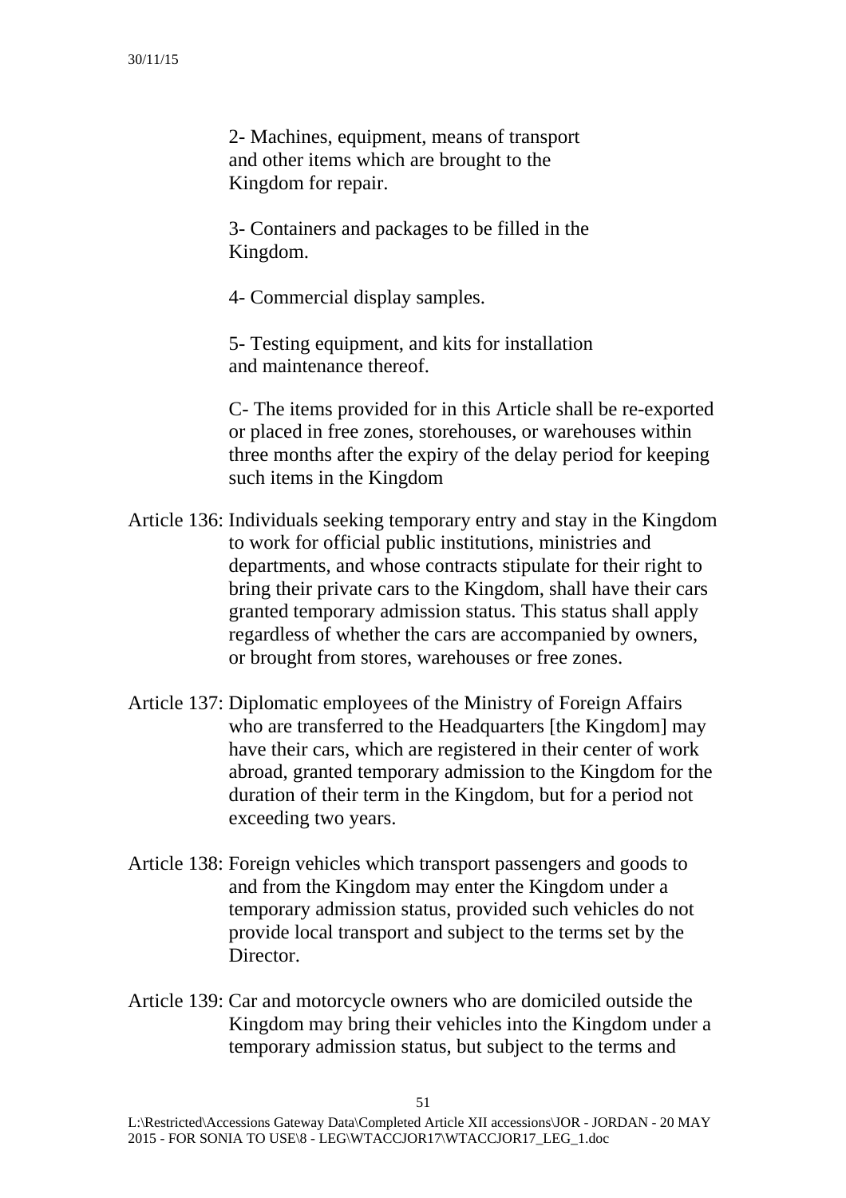2- Machines, equipment, means of transport and other items which are brought to the Kingdom for repair.

3- Containers and packages to be filled in the Kingdom.

4- Commercial display samples.

5- Testing equipment, and kits for installation and maintenance thereof.

C- The items provided for in this Article shall be re-exported or placed in free zones, storehouses, or warehouses within three months after the expiry of the delay period for keeping such items in the Kingdom

Article 136: Individuals seeking temporary entry and stay in the Kingdom to work for official public institutions, ministries and departments, and whose contracts stipulate for their right to bring their private cars to the Kingdom, shall have their cars granted temporary admission status. This status shall apply regardless of whether the cars are accompanied by owners, or brought from stores, warehouses or free zones.

Article 137: Diplomatic employees of the Ministry of Foreign Affairs who are transferred to the Headquarters [the Kingdom] may have their cars, which are registered in their center of work abroad, granted temporary admission to the Kingdom for the duration of their term in the Kingdom, but for a period not exceeding two years.

Article 138: Foreign vehicles which transport passengers and goods to and from the Kingdom may enter the Kingdom under a temporary admission status, provided such vehicles do not provide local transport and subject to the terms set by the Director.

Article 139: Car and motorcycle owners who are domiciled outside the Kingdom may bring their vehicles into the Kingdom under a temporary admission status, but subject to the terms and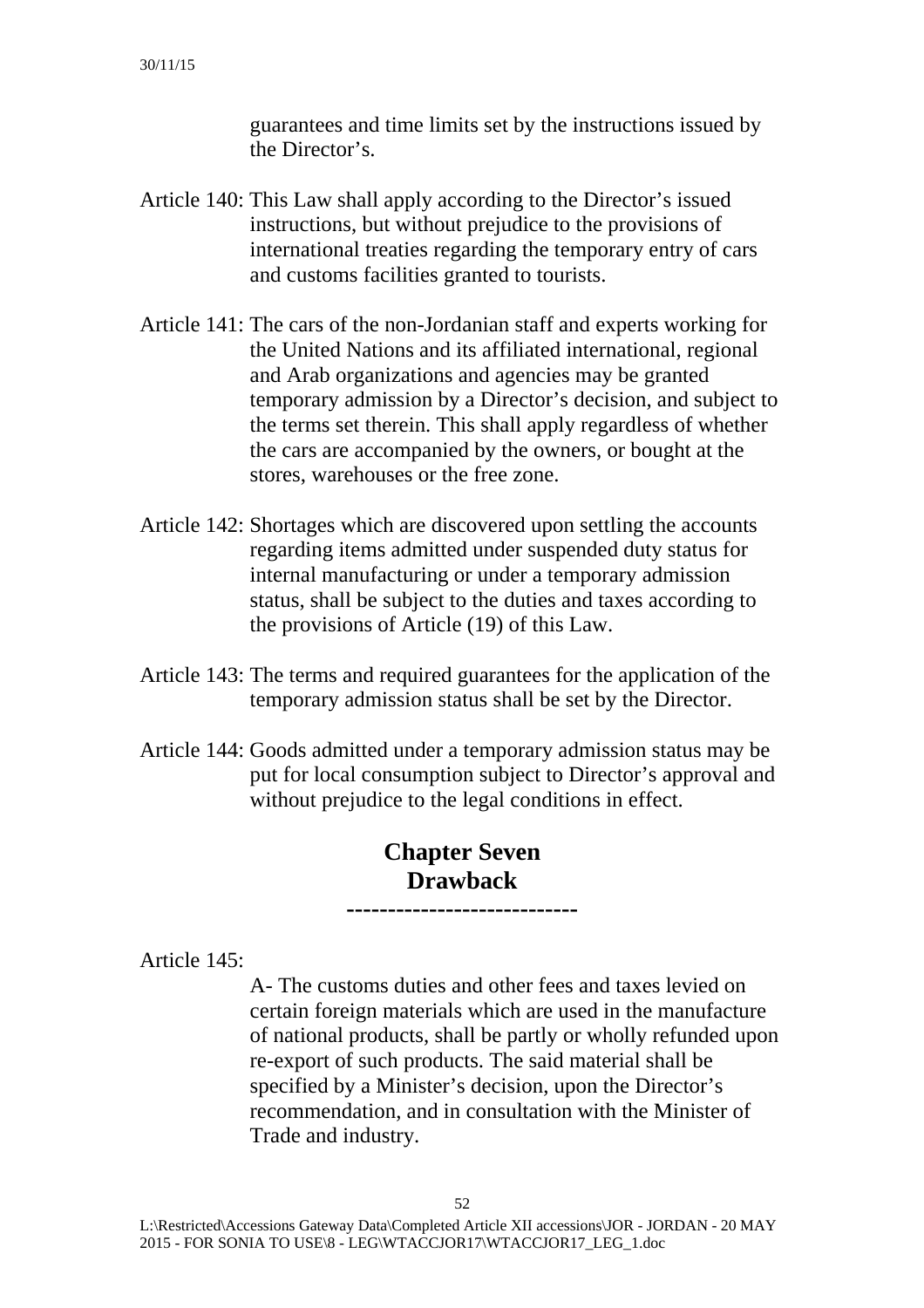guarantees and time limits set by the instructions issued by the Director's.

Article 140: This Law shall apply according to the Director's issued instructions, but without prejudice to the provisions of international treaties regarding the temporary entry of cars and customs facilities granted to tourists.

Article 141: The cars of the non-Jordanian staff and experts working for the United Nations and its affiliated international, regional and Arab organizations and agencies may be granted temporary admission by a Director's decision, and subject to the terms set therein. This shall apply regardless of whether the cars are accompanied by the owners, or bought at the stores, warehouses or the free zone.

Article 142: Shortages which are discovered upon settling the accounts regarding items admitted under suspended duty status for internal manufacturing or under a temporary admission status, shall be subject to the duties and taxes according to the provisions of Article (19) of this Law.

Article 143: The terms and required guarantees for the application of the temporary admission status shall be set by the Director.

Article 144: Goods admitted under a temporary admission status may be put for local consumption subject to Director's approval and without prejudice to the legal conditions in effect.

## Chapter Seven
## Drawback

---------------------------

Article 145:

A- The customs duties and other fees and taxes levied on certain foreign materials which are used in the manufacture of national products, shall be partly or wholly refunded upon re-export of such products. The said material shall be specified by a Minister's decision, upon the Director's recommendation, and in consultation with the Minister of Trade and industry.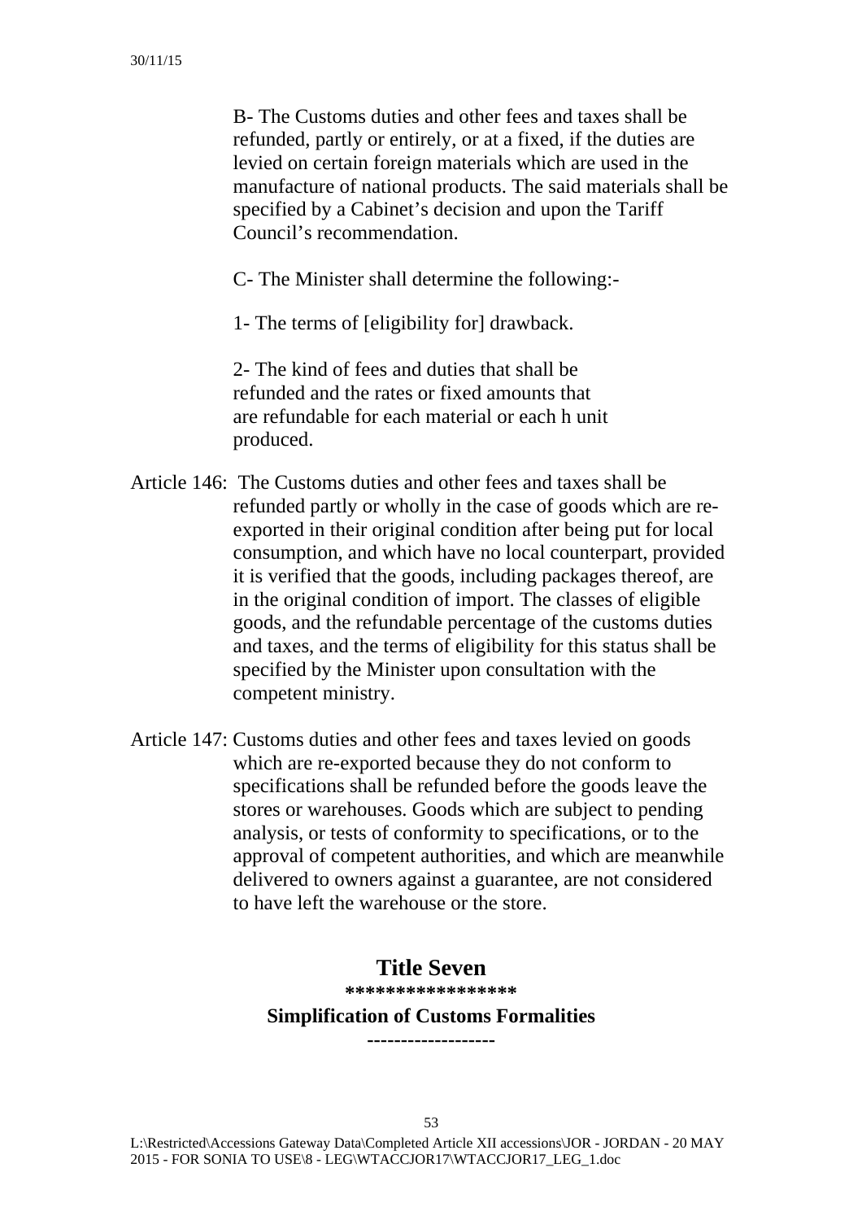B- The Customs duties and other fees and taxes shall be refunded, partly or entirely, or at a fixed, if the duties are levied on certain foreign materials which are used in the manufacture of national products. The said materials shall be specified by a Cabinet's decision and upon the Tariff Council's recommendation.

C- The Minister shall determine the following:-

1- The terms of [eligibility for] drawback.

2- The kind of fees and duties that shall be refunded and the rates or fixed amounts that are refundable for each material or each h unit produced.

Article 146: The Customs duties and other fees and taxes shall be refunded partly or wholly in the case of goods which are re-exported in their original condition after being put for local consumption, and which have no local counterpart, provided it is verified that the goods, including packages thereof, are in the original condition of import. The classes of eligible goods, and the refundable percentage of the customs duties and taxes, and the terms of eligibility for this status shall be specified by the Minister upon consultation with the competent ministry.

Article 147: Customs duties and other fees and taxes levied on goods which are re-exported because they do not conform to specifications shall be refunded before the goods leave the stores or warehouses. Goods which are subject to pending analysis, or tests of conformity to specifications, or to the approval of competent authorities, and which are meanwhile delivered to owners against a guarantee, are not considered to have left the warehouse or the store.

# Title Seven

*****************

## Simplification of Customs Formalities

-------------------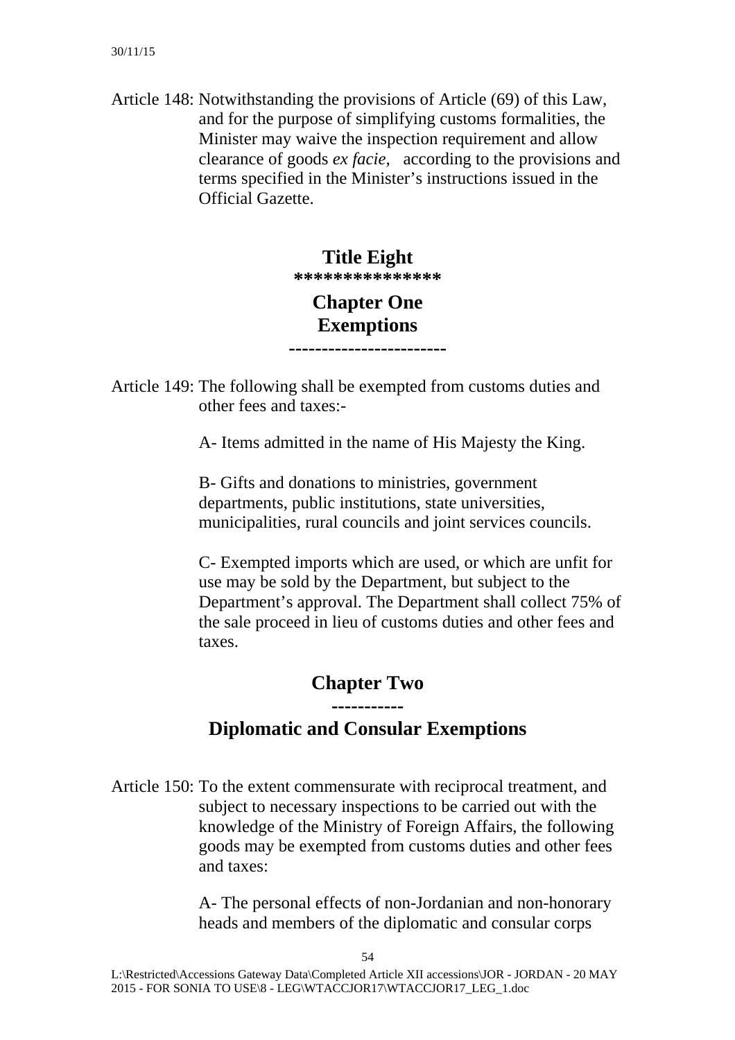Article 148: Notwithstanding the provisions of Article (69) of this Law, and for the purpose of simplifying customs formalities, the Minister may waive the inspection requirement and allow clearance of goods *ex facie*, according to the provisions and terms specified in the Minister's instructions issued in the Official Gazette.

## Title Eight

\*\*\*\*\*\*\*\*\*\*\*\*\*\*\*

## Chapter One
## Exemptions

-----------------------

Article 149: The following shall be exempted from customs duties and other fees and taxes:-

A- Items admitted in the name of His Majesty the King.

B- Gifts and donations to ministries, government departments, public institutions, state universities, municipalities, rural councils and joint services councils.

C- Exempted imports which are used, or which are unfit for use may be sold by the Department, but subject to the Department's approval. The Department shall collect 75% of the sale proceed in lieu of customs duties and other fees and taxes.

## Chapter Two

-----------

## Diplomatic and Consular Exemptions

Article 150: To the extent commensurate with reciprocal treatment, and subject to necessary inspections to be carried out with the knowledge of the Ministry of Foreign Affairs, the following goods may be exempted from customs duties and other fees and taxes:

A- The personal effects of non-Jordanian and non-honorary heads and members of the diplomatic and consular corps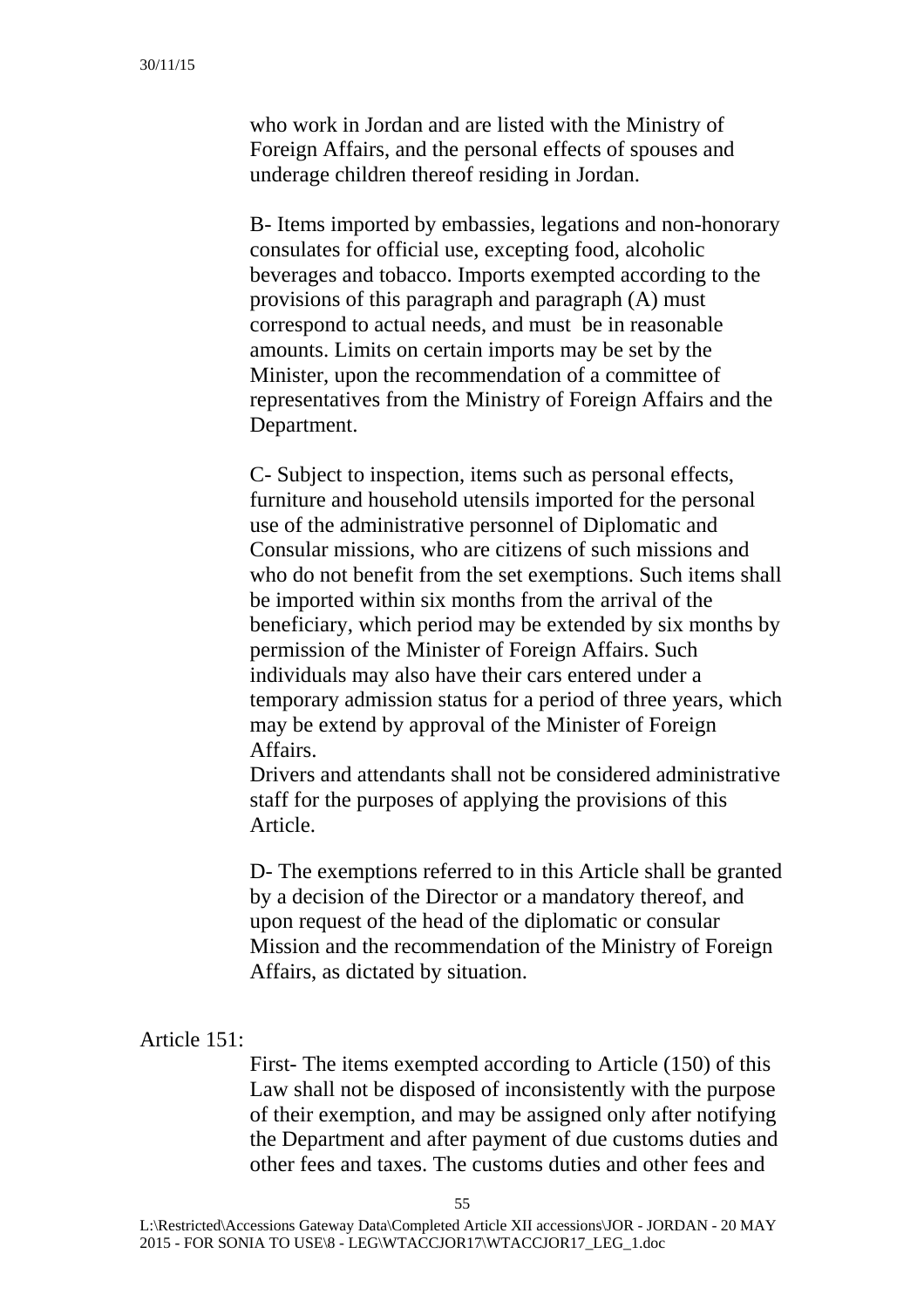who work in Jordan and are listed with the Ministry of Foreign Affairs, and the personal effects of spouses and underage children thereof residing in Jordan.

B- Items imported by embassies, legations and non-honorary consulates for official use, excepting food, alcoholic beverages and tobacco. Imports exempted according to the provisions of this paragraph and paragraph (A) must correspond to actual needs, and must be in reasonable amounts. Limits on certain imports may be set by the Minister, upon the recommendation of a committee of representatives from the Ministry of Foreign Affairs and the Department.

C- Subject to inspection, items such as personal effects, furniture and household utensils imported for the personal use of the administrative personnel of Diplomatic and Consular missions, who are citizens of such missions and who do not benefit from the set exemptions. Such items shall be imported within six months from the arrival of the beneficiary, which period may be extended by six months by permission of the Minister of Foreign Affairs. Such individuals may also have their cars entered under a temporary admission status for a period of three years, which may be extend by approval of the Minister of Foreign Affairs.
Drivers and attendants shall not be considered administrative staff for the purposes of applying the provisions of this Article.

D- The exemptions referred to in this Article shall be granted by a decision of the Director or a mandatory thereof, and upon request of the head of the diplomatic or consular Mission and the recommendation of the Ministry of Foreign Affairs, as dictated by situation.

Article 151:

First- The items exempted according to Article (150) of this Law shall not be disposed of inconsistently with the purpose of their exemption, and may be assigned only after notifying the Department and after payment of due customs duties and other fees and taxes. The customs duties and other fees and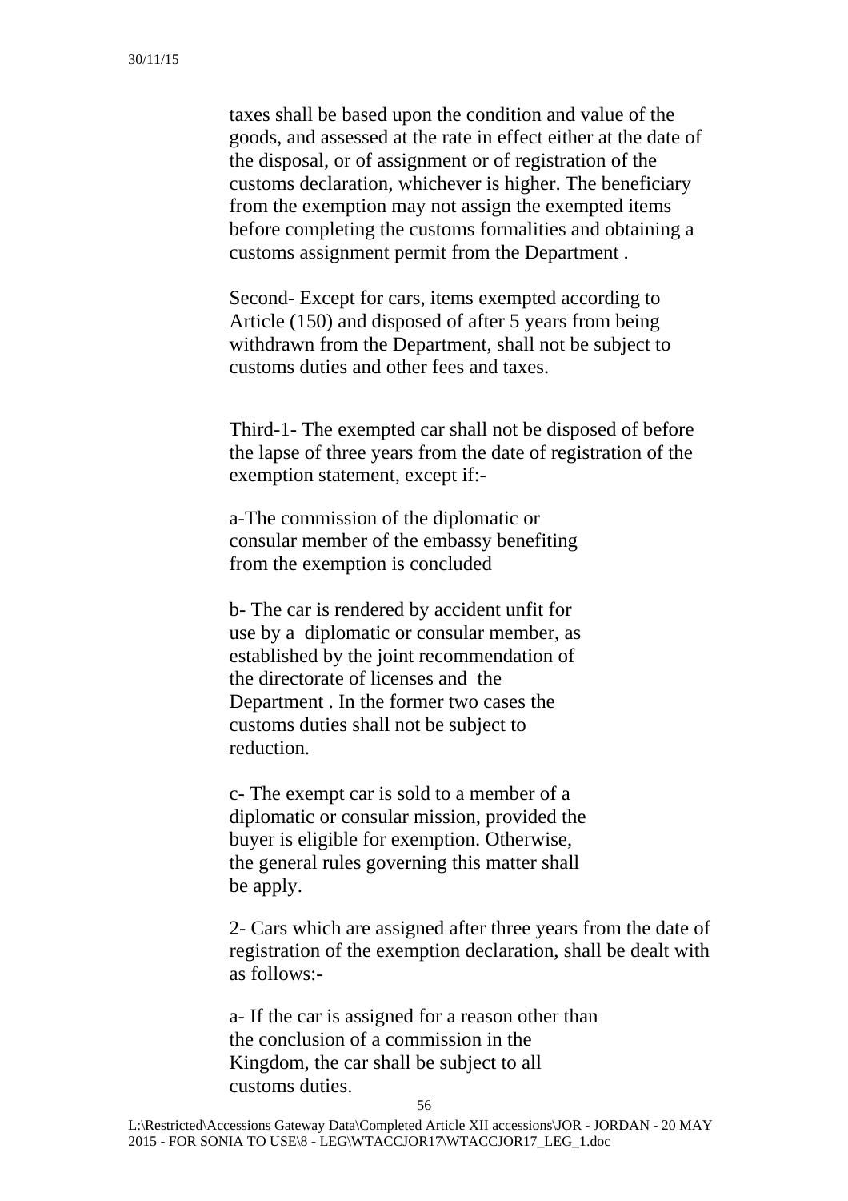taxes shall be based upon the condition and value of the goods, and assessed at the rate in effect either at the date of the disposal, or of assignment or of registration of the customs declaration, whichever is higher. The beneficiary from the exemption may not assign the exempted items before completing the customs formalities and obtaining a customs assignment permit from the Department .

Second- Except for cars, items exempted according to Article (150) and disposed of after 5 years from being withdrawn from the Department, shall not be subject to customs duties and other fees and taxes.

Third-1- The exempted car shall not be disposed of before the lapse of three years from the date of registration of the exemption statement, except if:-

a-The commission of the diplomatic or consular member of the embassy benefiting from the exemption is concluded

b- The car is rendered by accident unfit for use by a diplomatic or consular member, as established by the joint recommendation of the directorate of licenses and the Department . In the former two cases the customs duties shall not be subject to reduction.

c- The exempt car is sold to a member of a diplomatic or consular mission, provided the buyer is eligible for exemption. Otherwise, the general rules governing this matter shall be apply.

2- Cars which are assigned after three years from the date of registration of the exemption declaration, shall be dealt with as follows:-

a- If the car is assigned for a reason other than the conclusion of a commission in the Kingdom, the car shall be subject to all customs duties.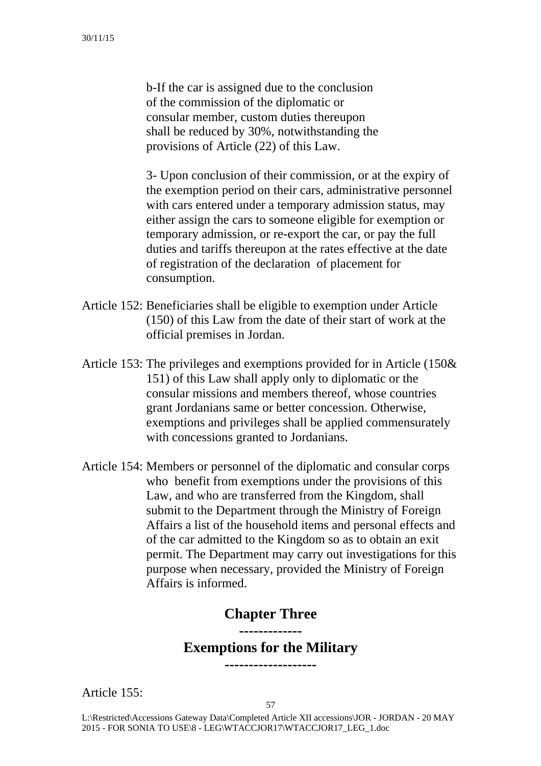b-If the car is assigned due to the conclusion of the commission of the diplomatic or consular member, custom duties thereupon shall be reduced by 30%, notwithstanding the provisions of Article (22) of this Law.

3- Upon conclusion of their commission, or at the expiry of the exemption period on their cars, administrative personnel with cars entered under a temporary admission status, may either assign the cars to someone eligible for exemption or temporary admission, or re-export the car, or pay the full duties and tariffs thereupon at the rates effective at the date of registration of the declaration of placement for consumption.

Article 152: Beneficiaries shall be eligible to exemption under Article (150) of this Law from the date of their start of work at the official premises in Jordan.

Article 153: The privileges and exemptions provided for in Article (150& 151) of this Law shall apply only to diplomatic or the consular missions and members thereof, whose countries grant Jordanians same or better concession. Otherwise, exemptions and privileges shall be applied commensurately with concessions granted to Jordanians.

Article 154: Members or personnel of the diplomatic and consular corps who benefit from exemptions under the provisions of this Law, and who are transferred from the Kingdom, shall submit to the Department through the Ministry of Foreign Affairs a list of the household items and personal effects and of the car admitted to the Kingdom so as to obtain an exit permit. The Department may carry out investigations for this purpose when necessary, provided the Ministry of Foreign Affairs is informed.

## Chapter Three

## Exemptions for the Military

Article 155: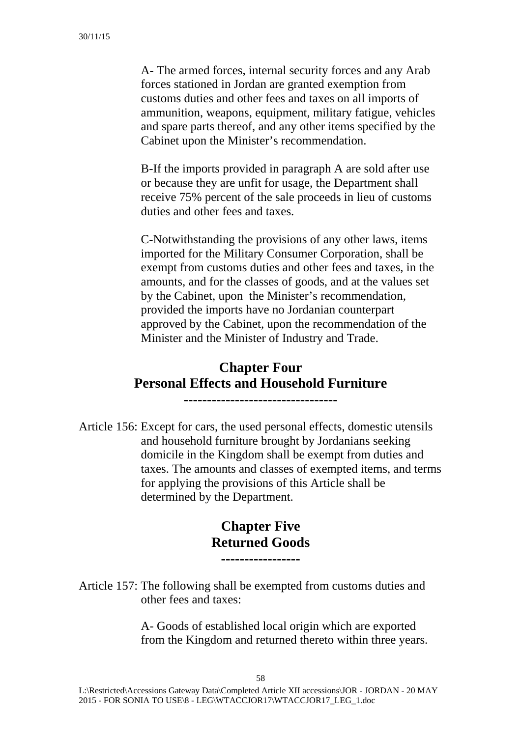A- The armed forces, internal security forces and any Arab forces stationed in Jordan are granted exemption from customs duties and other fees and taxes on all imports of ammunition, weapons, equipment, military fatigue, vehicles and spare parts thereof, and any other items specified by the Cabinet upon the Minister's recommendation.

B-If the imports provided in paragraph A are sold after use or because they are unfit for usage, the Department shall receive 75% percent of the sale proceeds in lieu of customs duties and other fees and taxes.

C-Notwithstanding the provisions of any other laws, items imported for the Military Consumer Corporation, shall be exempt from customs duties and other fees and taxes, in the amounts, and for the classes of goods, and at the values set by the Cabinet, upon the Minister's recommendation, provided the imports have no Jordanian counterpart approved by the Cabinet, upon the recommendation of the Minister and the Minister of Industry and Trade.

## Chapter Four
## Personal Effects and Household Furniture

---------------------------------

Article 156: Except for cars, the used personal effects, domestic utensils and household furniture brought by Jordanians seeking domicile in the Kingdom shall be exempt from duties and taxes. The amounts and classes of exempted items, and terms for applying the provisions of this Article shall be determined by the Department.

## Chapter Five
## Returned Goods

-----------------

Article 157: The following shall be exempted from customs duties and other fees and taxes:

A- Goods of established local origin which are exported from the Kingdom and returned thereto within three years.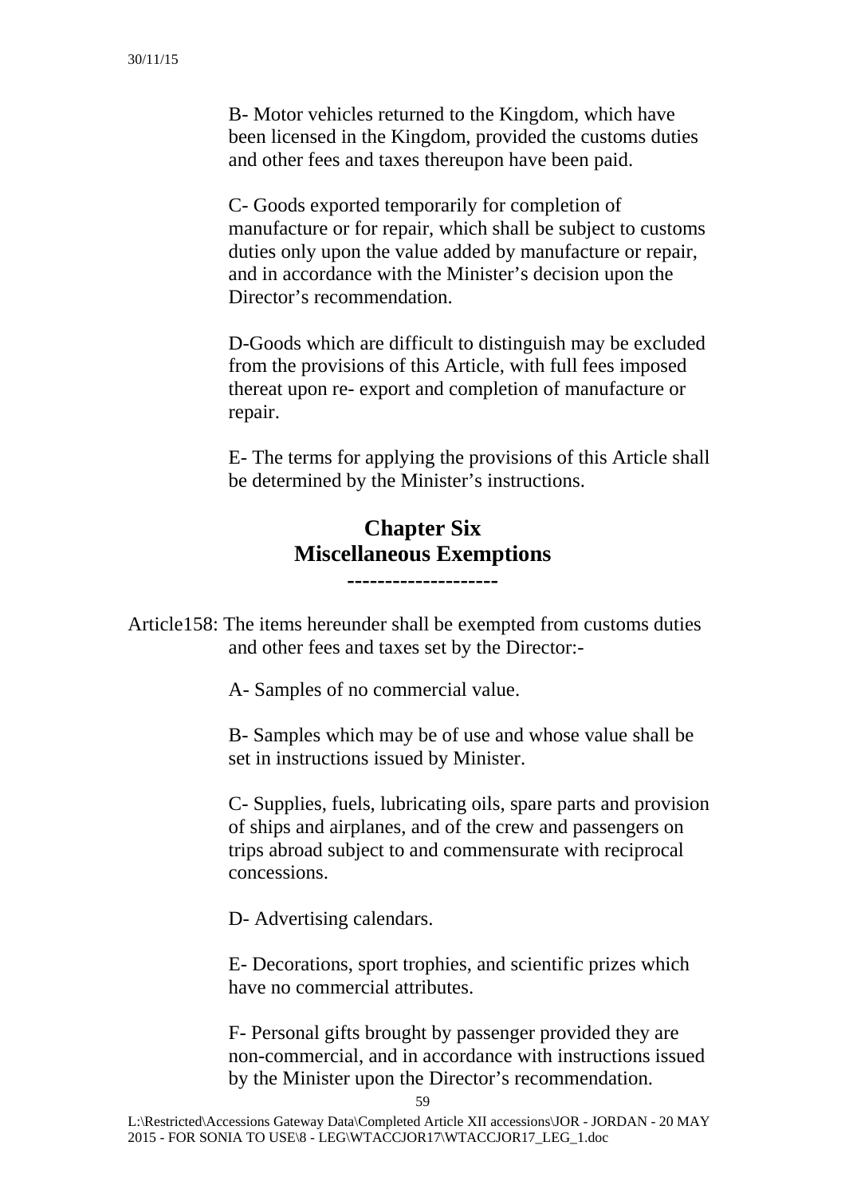B- Motor vehicles returned to the Kingdom, which have been licensed in the Kingdom, provided the customs duties and other fees and taxes thereupon have been paid.

C- Goods exported temporarily for completion of manufacture or for repair, which shall be subject to customs duties only upon the value added by manufacture or repair, and in accordance with the Minister's decision upon the Director's recommendation.

D-Goods which are difficult to distinguish may be excluded from the provisions of this Article, with full fees imposed thereat upon re- export and completion of manufacture or repair.

E- The terms for applying the provisions of this Article shall be determined by the Minister's instructions.

## Chapter Six
## Miscellaneous Exemptions

--------------------

Article158: The items hereunder shall be exempted from customs duties and other fees and taxes set by the Director:-

A- Samples of no commercial value.

B- Samples which may be of use and whose value shall be set in instructions issued by Minister.

C- Supplies, fuels, lubricating oils, spare parts and provision of ships and airplanes, and of the crew and passengers on trips abroad subject to and commensurate with reciprocal concessions.

D- Advertising calendars.

E- Decorations, sport trophies, and scientific prizes which have no commercial attributes.

F- Personal gifts brought by passenger provided they are non-commercial, and in accordance with instructions issued by the Minister upon the Director's recommendation.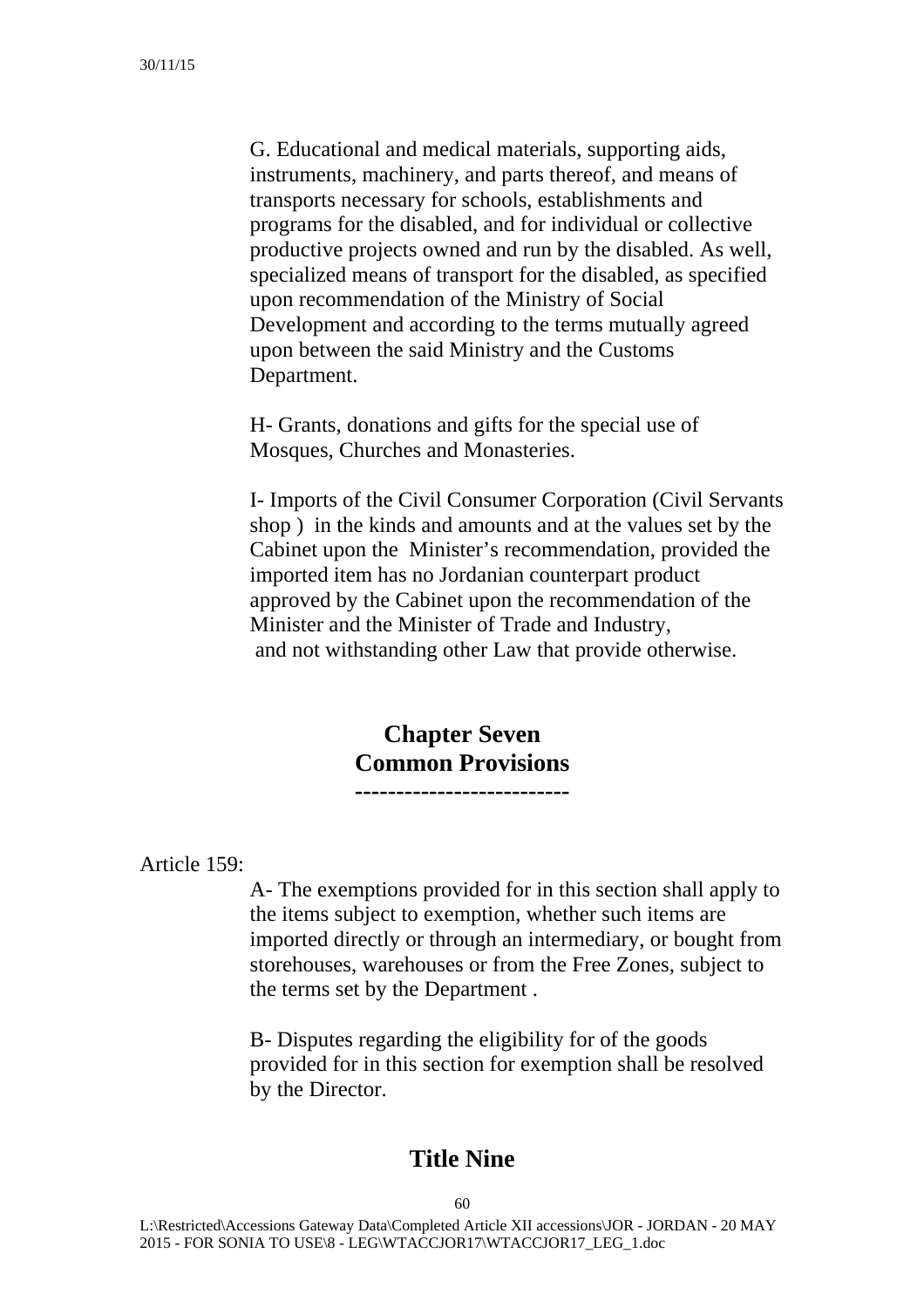G. Educational and medical materials, supporting aids, instruments, machinery, and parts thereof, and means of transports necessary for schools, establishments and programs for the disabled, and for individual or collective productive projects owned and run by the disabled. As well, specialized means of transport for the disabled, as specified upon recommendation of the Ministry of Social Development and according to the terms mutually agreed upon between the said Ministry and the Customs Department.

H- Grants, donations and gifts for the special use of Mosques, Churches and Monasteries.

I- Imports of the Civil Consumer Corporation (Civil Servants shop ) in the kinds and amounts and at the values set by the Cabinet upon the Minister's recommendation, provided the imported item has no Jordanian counterpart product approved by the Cabinet upon the recommendation of the Minister and the Minister of Trade and Industry, and not withstanding other Law that provide otherwise.

## Chapter Seven
## Common Provisions
## -------------------------

Article 159:

A- The exemptions provided for in this section shall apply to the items subject to exemption, whether such items are imported directly or through an intermediary, or bought from storehouses, warehouses or from the Free Zones, subject to the terms set by the Department .

B- Disputes regarding the eligibility for of the goods provided for in this section for exemption shall be resolved by the Director.

## Title Nine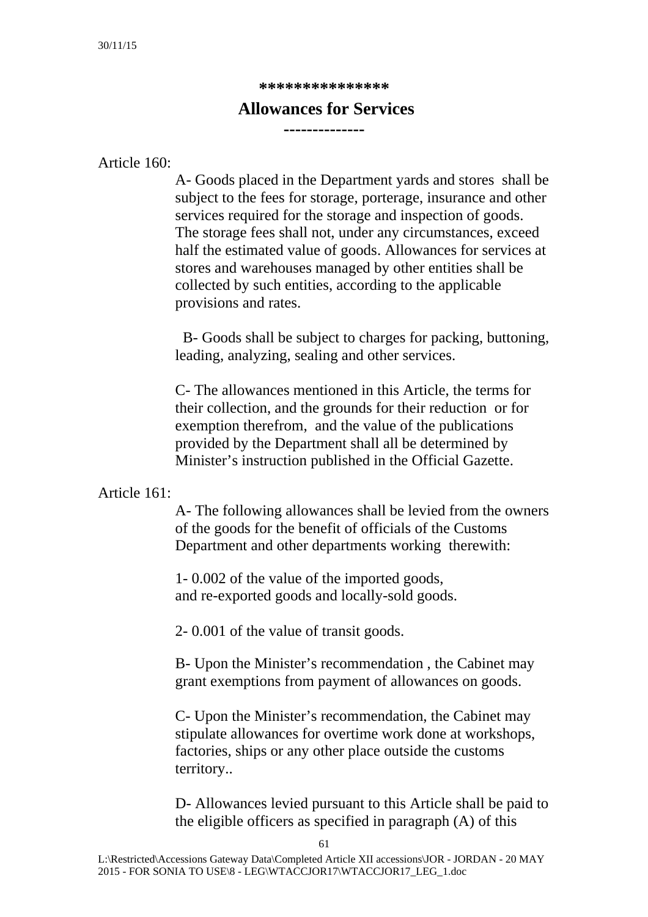***************

## Allowances for Services

--------------

Article 160:

A- Goods placed in the Department yards and stores shall be subject to the fees for storage, porterage, insurance and other services required for the storage and inspection of goods. The storage fees shall not, under any circumstances, exceed half the estimated value of goods. Allowances for services at stores and warehouses managed by other entities shall be collected by such entities, according to the applicable provisions and rates.

B- Goods shall be subject to charges for packing, buttoning, leading, analyzing, sealing and other services.

C- The allowances mentioned in this Article, the terms for their collection, and the grounds for their reduction or for exemption therefrom, and the value of the publications provided by the Department shall all be determined by Minister's instruction published in the Official Gazette.

Article 161:

A- The following allowances shall be levied from the owners of the goods for the benefit of officials of the Customs Department and other departments working therewith:

1- 0.002 of the value of the imported goods, and re-exported goods and locally-sold goods.

2- 0.001 of the value of transit goods.

B- Upon the Minister's recommendation , the Cabinet may grant exemptions from payment of allowances on goods.

C- Upon the Minister's recommendation, the Cabinet may stipulate allowances for overtime work done at workshops, factories, ships or any other place outside the customs territory..

D- Allowances levied pursuant to this Article shall be paid to the eligible officers as specified in paragraph (A) of this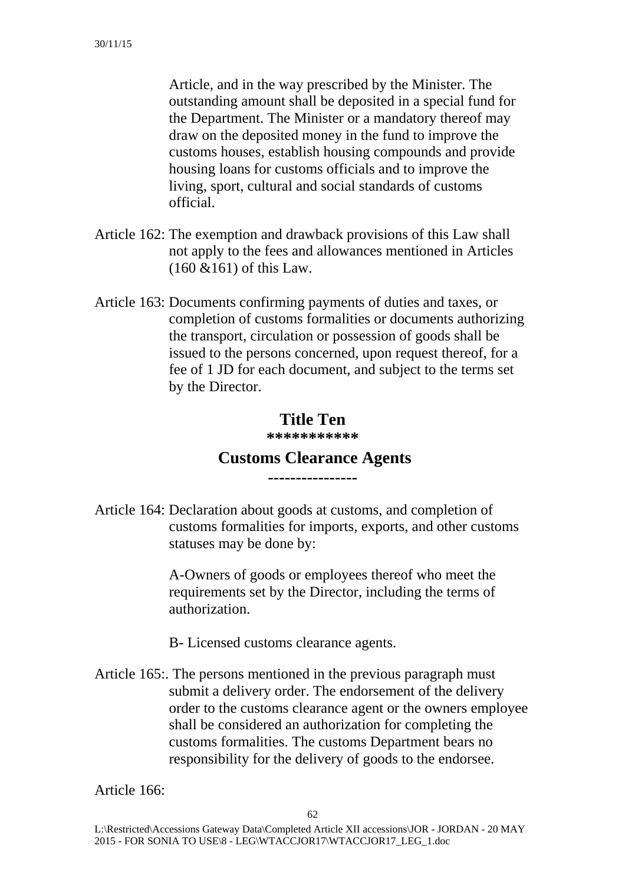Article, and in the way prescribed by the Minister. The outstanding amount shall be deposited in a special fund for the Department. The Minister or a mandatory thereof may draw on the deposited money in the fund to improve the customs houses, establish housing compounds and provide housing loans for customs officials and to improve the living, sport, cultural and social standards of customs official.

Article 162: The exemption and drawback provisions of this Law shall not apply to the fees and allowances mentioned in Articles (160 &161) of this Law.

Article 163: Documents confirming payments of duties and taxes, or completion of customs formalities or documents authorizing the transport, circulation or possession of goods shall be issued to the persons concerned, upon request thereof, for a fee of 1 JD for each document, and subject to the terms set by the Director.

## Title Ten

***********

## Customs Clearance Agents

----------------

Article 164: Declaration about goods at customs, and completion of customs formalities for imports, exports, and other customs statuses may be done by:

A-Owners of goods or employees thereof who meet the requirements set by the Director, including the terms of authorization.

B- Licensed customs clearance agents.

Article 165:. The persons mentioned in the previous paragraph must submit a delivery order. The endorsement of the delivery order to the customs clearance agent or the owners employee shall be considered an authorization for completing the customs formalities. The customs Department bears no responsibility for the delivery of goods to the endorsee.

Article 166: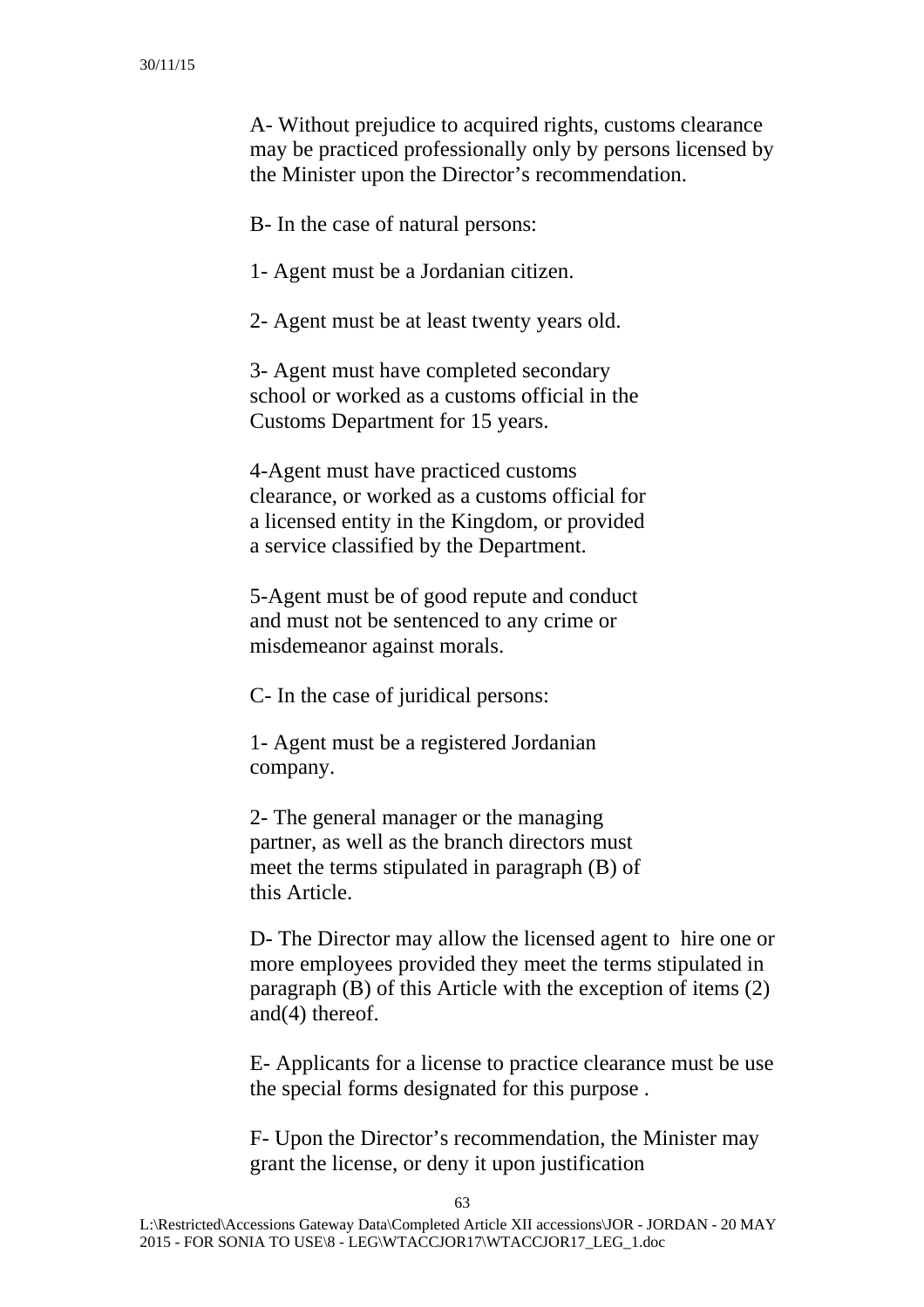A- Without prejudice to acquired rights, customs clearance may be practiced professionally only by persons licensed by the Minister upon the Director's recommendation.

B- In the case of natural persons:

1- Agent must be a Jordanian citizen.

2- Agent must be at least twenty years old.

3- Agent must have completed secondary school or worked as a customs official in the Customs Department for 15 years.

4-Agent must have practiced customs clearance, or worked as a customs official for a licensed entity in the Kingdom, or provided a service classified by the Department.

5-Agent must be of good repute and conduct and must not be sentenced to any crime or misdemeanor against morals.

C- In the case of juridical persons:

1- Agent must be a registered Jordanian company.

2- The general manager or the managing partner, as well as the branch directors must meet the terms stipulated in paragraph (B) of this Article.

D- The Director may allow the licensed agent to hire one or more employees provided they meet the terms stipulated in paragraph (B) of this Article with the exception of items (2) and(4) thereof.

E- Applicants for a license to practice clearance must be use the special forms designated for this purpose .

F- Upon the Director's recommendation, the Minister may grant the license, or deny it upon justification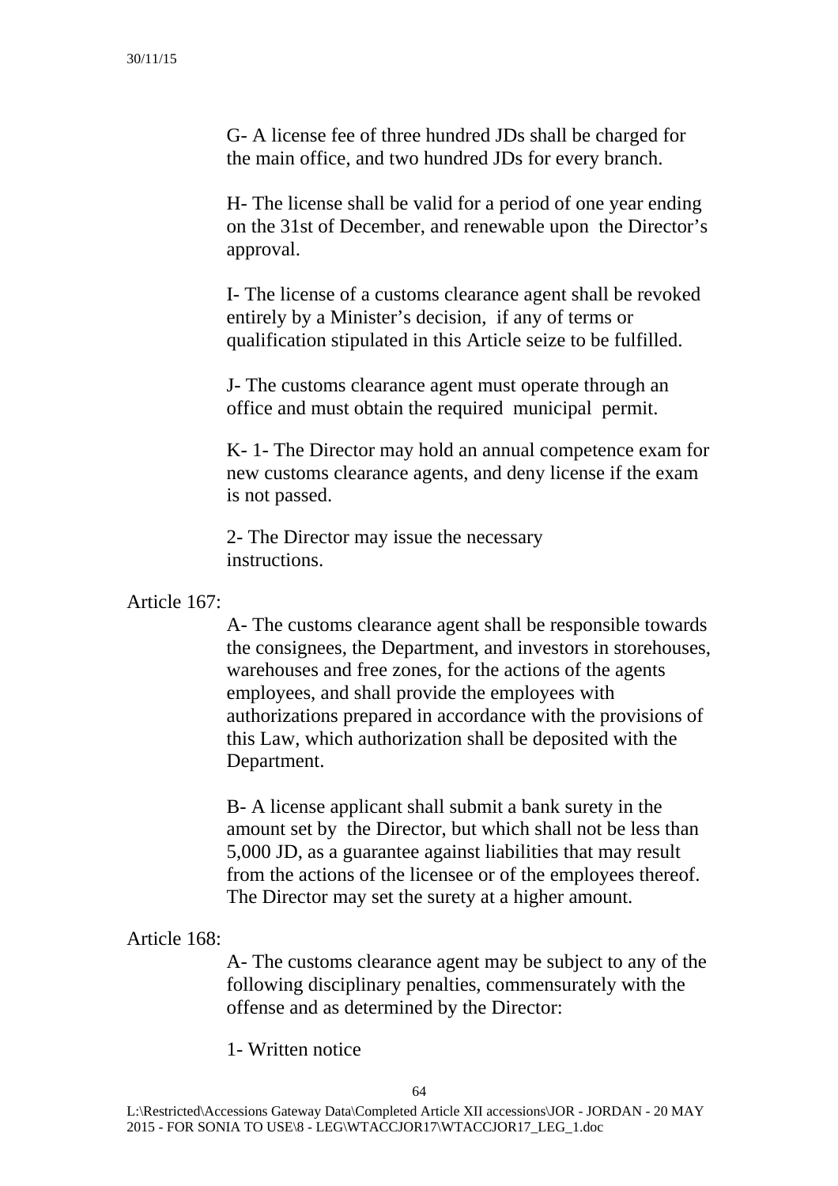G- A license fee of three hundred JDs shall be charged for the main office, and two hundred JDs for every branch.

H- The license shall be valid for a period of one year ending on the 31st of December, and renewable upon the Director's approval.

I- The license of a customs clearance agent shall be revoked entirely by a Minister's decision, if any of terms or qualification stipulated in this Article seize to be fulfilled.

J- The customs clearance agent must operate through an office and must obtain the required municipal permit.

K- 1- The Director may hold an annual competence exam for new customs clearance agents, and deny license if the exam is not passed.

2- The Director may issue the necessary instructions.

Article 167:

A- The customs clearance agent shall be responsible towards the consignees, the Department, and investors in storehouses, warehouses and free zones, for the actions of the agents employees, and shall provide the employees with authorizations prepared in accordance with the provisions of this Law, which authorization shall be deposited with the Department.

B- A license applicant shall submit a bank surety in the amount set by the Director, but which shall not be less than 5,000 JD, as a guarantee against liabilities that may result from the actions of the licensee or of the employees thereof. The Director may set the surety at a higher amount.

Article 168:

A- The customs clearance agent may be subject to any of the following disciplinary penalties, commensurately with the offense and as determined by the Director:

1- Written notice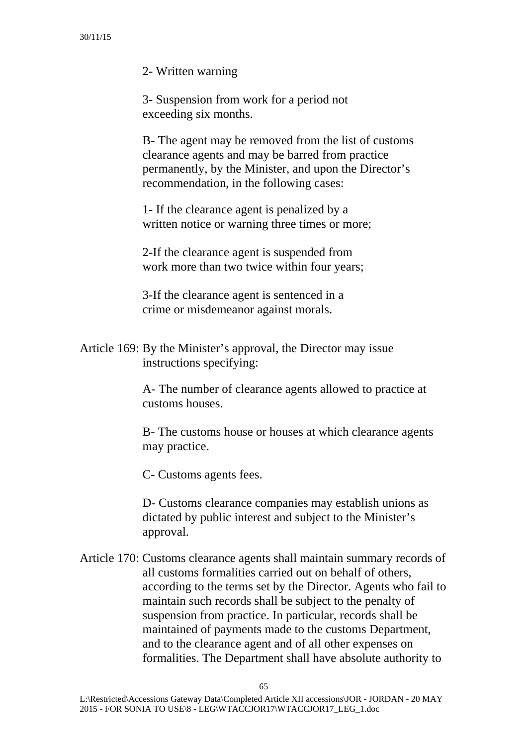2- Written warning

3- Suspension from work for a period not exceeding six months.

B- The agent may be removed from the list of customs clearance agents and may be barred from practice permanently, by the Minister, and upon the Director's recommendation, in the following cases:

1- If the clearance agent is penalized by a written notice or warning three times or more;

2-If the clearance agent is suspended from work more than two twice within four years;

3-If the clearance agent is sentenced in a crime or misdemeanor against morals.

Article 169: By the Minister's approval, the Director may issue instructions specifying:

A- The number of clearance agents allowed to practice at customs houses.

B- The customs house or houses at which clearance agents may practice.

C- Customs agents fees.

D- Customs clearance companies may establish unions as dictated by public interest and subject to the Minister's approval.

Article 170: Customs clearance agents shall maintain summary records of all customs formalities carried out on behalf of others, according to the terms set by the Director. Agents who fail to maintain such records shall be subject to the penalty of suspension from practice. In particular, records shall be maintained of payments made to the customs Department, and to the clearance agent and of all other expenses on formalities. The Department shall have absolute authority to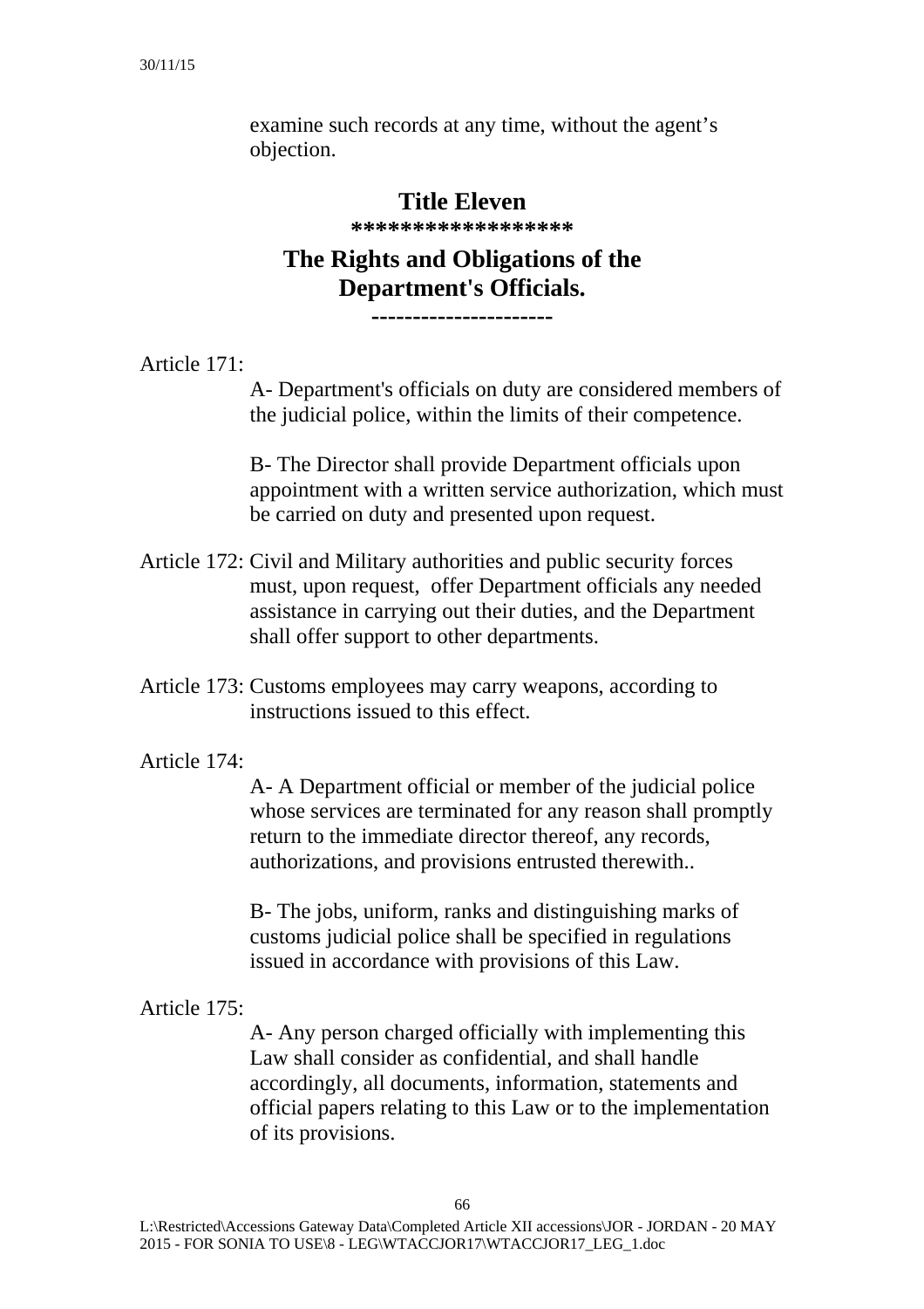examine such records at any time, without the agent's objection.

## Title Eleven

******************

## The Rights and Obligations of the Department's Officials.

----------------------

Article 171:

A- Department's officials on duty are considered members of the judicial police, within the limits of their competence.

B- The Director shall provide Department officials upon appointment with a written service authorization, which must be carried on duty and presented upon request.

Article 172: Civil and Military authorities and public security forces must, upon request, offer Department officials any needed assistance in carrying out their duties, and the Department shall offer support to other departments.

Article 173: Customs employees may carry weapons, according to instructions issued to this effect.

Article 174:

A- A Department official or member of the judicial police whose services are terminated for any reason shall promptly return to the immediate director thereof, any records, authorizations, and provisions entrusted therewith..

B- The jobs, uniform, ranks and distinguishing marks of customs judicial police shall be specified in regulations issued in accordance with provisions of this Law.

Article 175:

A- Any person charged officially with implementing this Law shall consider as confidential, and shall handle accordingly, all documents, information, statements and official papers relating to this Law or to the implementation of its provisions.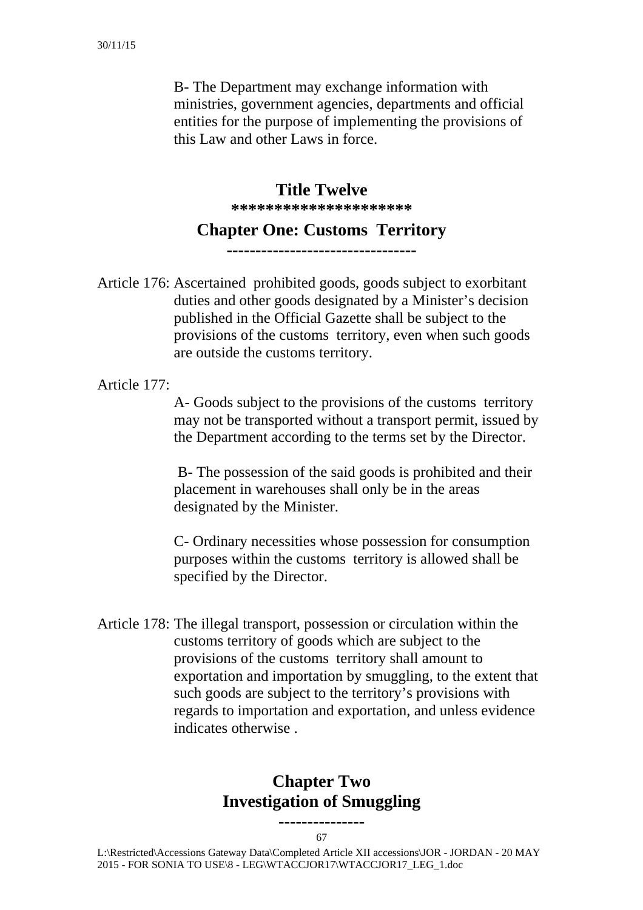B- The Department may exchange information with ministries, government agencies, departments and official entities for the purpose of implementing the provisions of this Law and other Laws in force.

## Title Twelve

********************

## Chapter One: Customs Territory

---------------------------------

Article 176: Ascertained prohibited goods, goods subject to exorbitant duties and other goods designated by a Minister's decision published in the Official Gazette shall be subject to the provisions of the customs territory, even when such goods are outside the customs territory.

Article 177:

A- Goods subject to the provisions of the customs territory may not be transported without a transport permit, issued by the Department according to the terms set by the Director.

B- The possession of the said goods is prohibited and their placement in warehouses shall only be in the areas designated by the Minister.

C- Ordinary necessities whose possession for consumption purposes within the customs territory is allowed shall be specified by the Director.

Article 178: The illegal transport, possession or circulation within the customs territory of goods which are subject to the provisions of the customs territory shall amount to exportation and importation by smuggling, to the extent that such goods are subject to the territory's provisions with regards to importation and exportation, and unless evidence indicates otherwise .

## Chapter Two
## Investigation of Smuggling

---------------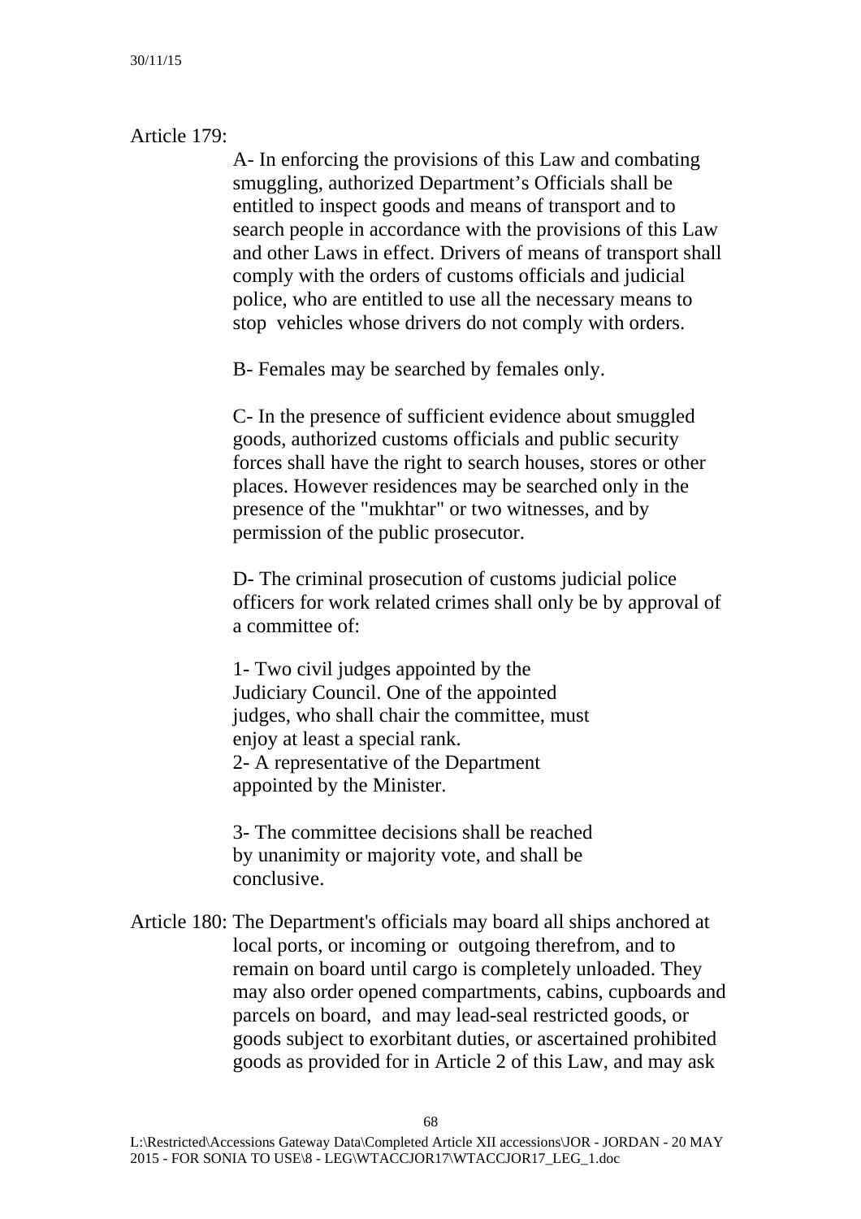Article 179:

A- In enforcing the provisions of this Law and combating smuggling, authorized Department's Officials shall be entitled to inspect goods and means of transport and to search people in accordance with the provisions of this Law and other Laws in effect. Drivers of means of transport shall comply with the orders of customs officials and judicial police, who are entitled to use all the necessary means to stop vehicles whose drivers do not comply with orders.

B- Females may be searched by females only.

C- In the presence of sufficient evidence about smuggled goods, authorized customs officials and public security forces shall have the right to search houses, stores or other places. However residences may be searched only in the presence of the "mukhtar" or two witnesses, and by permission of the public prosecutor.

D- The criminal prosecution of customs judicial police officers for work related crimes shall only be by approval of a committee of:

1- Two civil judges appointed by the Judiciary Council. One of the appointed judges, who shall chair the committee, must enjoy at least a special rank.
2- A representative of the Department appointed by the Minister.

3- The committee decisions shall be reached by unanimity or majority vote, and shall be conclusive.

Article 180: The Department's officials may board all ships anchored at local ports, or incoming or outgoing therefrom, and to remain on board until cargo is completely unloaded. They may also order opened compartments, cabins, cupboards and parcels on board, and may lead-seal restricted goods, or goods subject to exorbitant duties, or ascertained prohibited goods as provided for in Article 2 of this Law, and may ask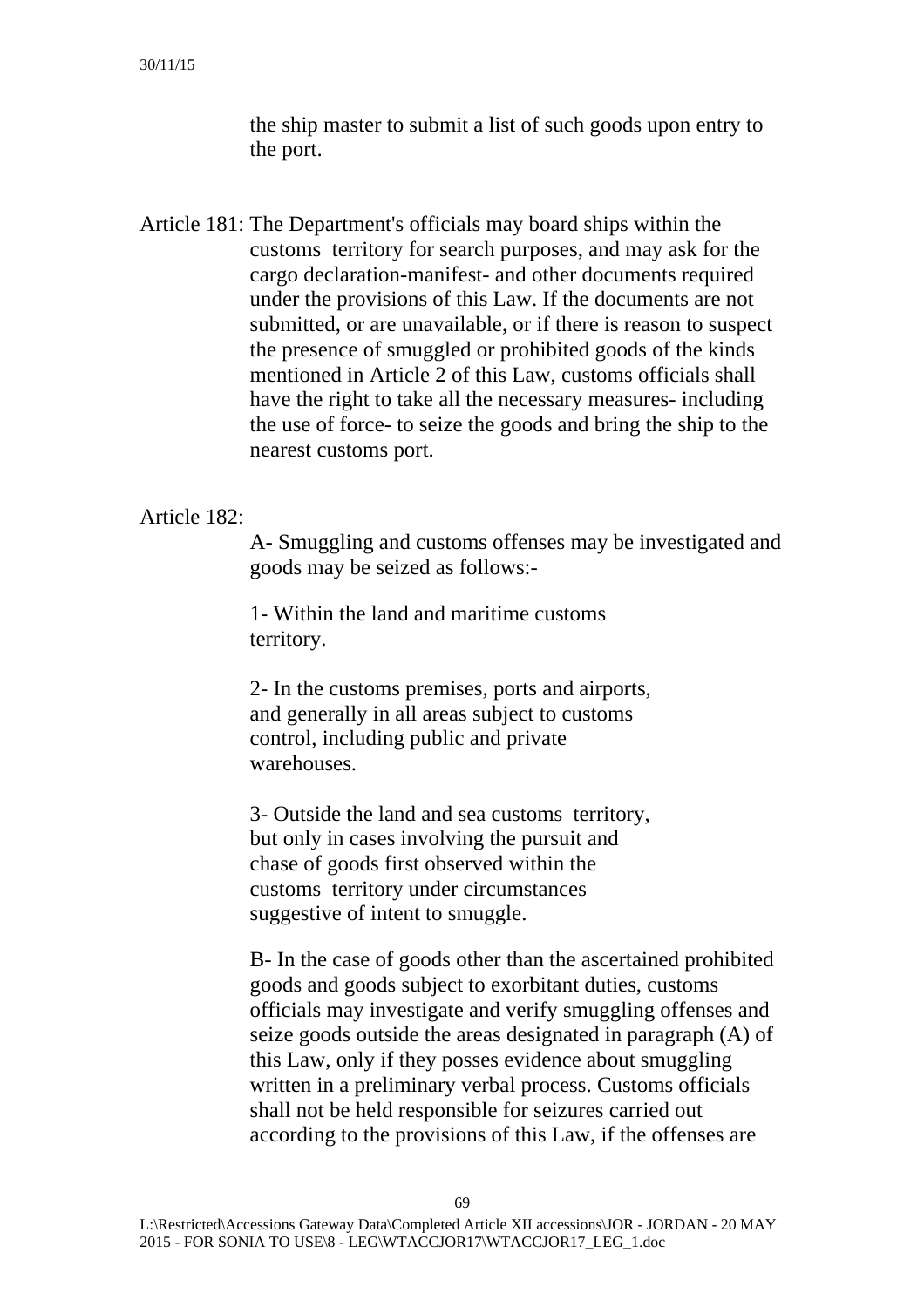the ship master to submit a list of such goods upon entry to the port.

Article 181: The Department's officials may board ships within the customs territory for search purposes, and may ask for the cargo declaration-manifest- and other documents required under the provisions of this Law. If the documents are not submitted, or are unavailable, or if there is reason to suspect the presence of smuggled or prohibited goods of the kinds mentioned in Article 2 of this Law, customs officials shall have the right to take all the necessary measures- including the use of force- to seize the goods and bring the ship to the nearest customs port.

Article 182:

A- Smuggling and customs offenses may be investigated and goods may be seized as follows:-

1- Within the land and maritime customs territory.

2- In the customs premises, ports and airports, and generally in all areas subject to customs control, including public and private warehouses.

3- Outside the land and sea customs territory, but only in cases involving the pursuit and chase of goods first observed within the customs territory under circumstances suggestive of intent to smuggle.

B- In the case of goods other than the ascertained prohibited goods and goods subject to exorbitant duties, customs officials may investigate and verify smuggling offenses and seize goods outside the areas designated in paragraph (A) of this Law, only if they posses evidence about smuggling written in a preliminary verbal process. Customs officials shall not be held responsible for seizures carried out according to the provisions of this Law, if the offenses are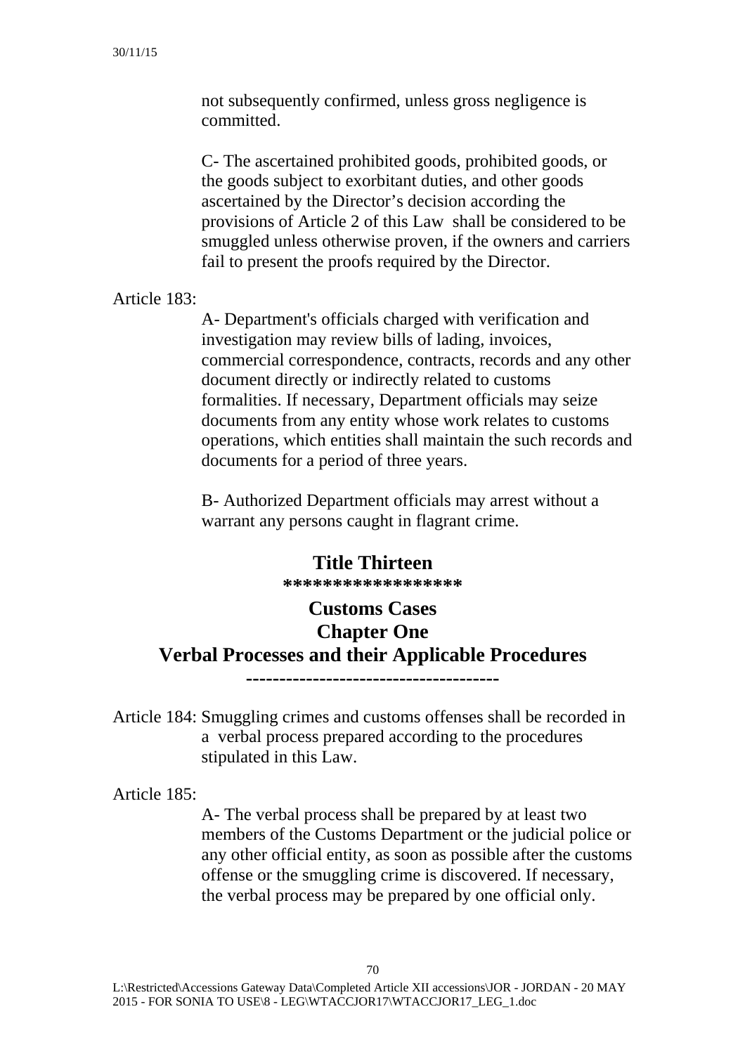not subsequently confirmed, unless gross negligence is committed.

C- The ascertained prohibited goods, prohibited goods, or the goods subject to exorbitant duties, and other goods ascertained by the Director's decision according the provisions of Article 2 of this Law shall be considered to be smuggled unless otherwise proven, if the owners and carriers fail to present the proofs required by the Director.

Article 183:

A- Department's officials charged with verification and investigation may review bills of lading, invoices, commercial correspondence, contracts, records and any other document directly or indirectly related to customs formalities. If necessary, Department officials may seize documents from any entity whose work relates to customs operations, which entities shall maintain the such records and documents for a period of three years.

B- Authorized Department officials may arrest without a warrant any persons caught in flagrant crime.

# Title Thirteen

**\*\*\*\*\*\*\*\*\*\*\*\*\*\*\*\*\*\***

## Customs Cases

## Chapter One

## Verbal Processes and their Applicable Procedures

**-------------------------------------**

Article 184: Smuggling crimes and customs offenses shall be recorded in a verbal process prepared according to the procedures stipulated in this Law.

Article 185:

A- The verbal process shall be prepared by at least two members of the Customs Department or the judicial police or any other official entity, as soon as possible after the customs offense or the smuggling crime is discovered. If necessary, the verbal process may be prepared by one official only.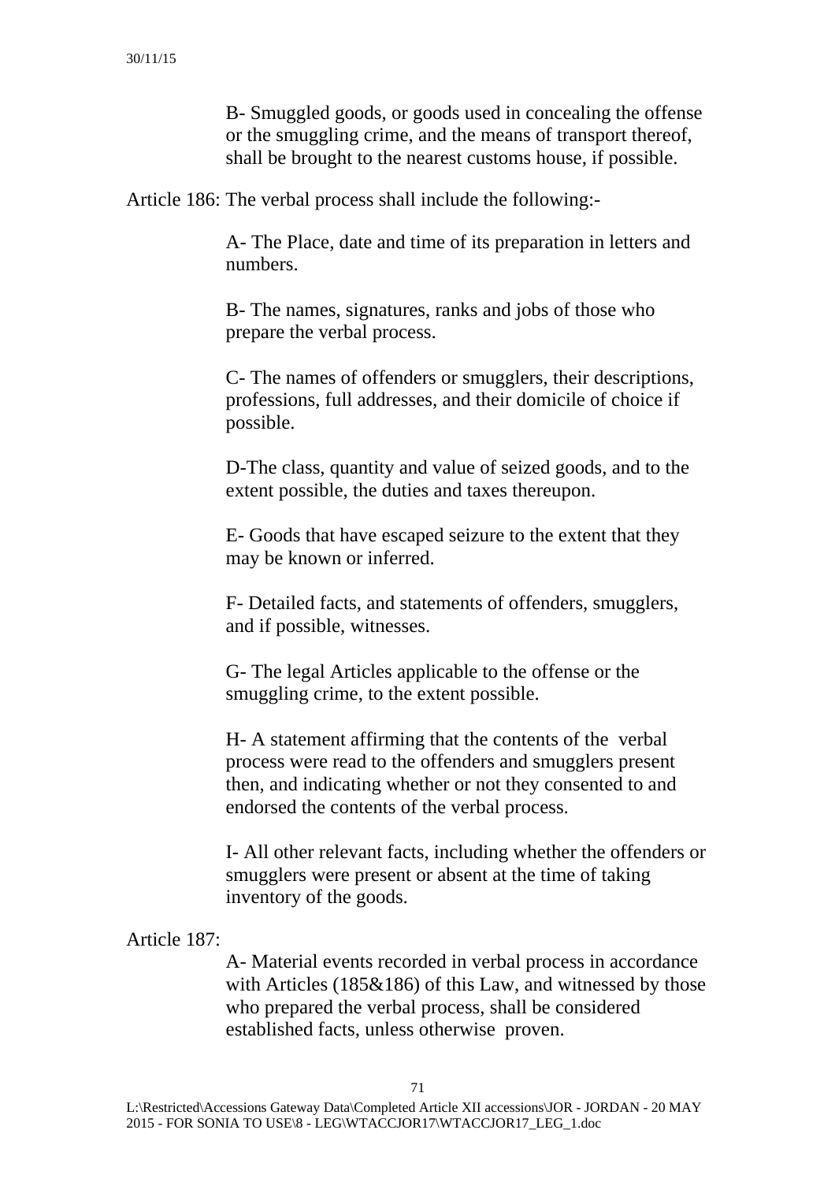B- Smuggled goods, or goods used in concealing the offense or the smuggling crime, and the means of transport thereof, shall be brought to the nearest customs house, if possible.

Article 186: The verbal process shall include the following:-

A- The Place, date and time of its preparation in letters and numbers.

B- The names, signatures, ranks and jobs of those who prepare the verbal process.

C- The names of offenders or smugglers, their descriptions, professions, full addresses, and their domicile of choice if possible.

D-The class, quantity and value of seized goods, and to the extent possible, the duties and taxes thereupon.

E- Goods that have escaped seizure to the extent that they may be known or inferred.

F- Detailed facts, and statements of offenders, smugglers, and if possible, witnesses.

G- The legal Articles applicable to the offense or the smuggling crime, to the extent possible.

H- A statement affirming that the contents of the verbal process were read to the offenders and smugglers present then, and indicating whether or not they consented to and endorsed the contents of the verbal process.

I- All other relevant facts, including whether the offenders or smugglers were present or absent at the time of taking inventory of the goods.

Article 187:

A- Material events recorded in verbal process in accordance with Articles (185&186) of this Law, and witnessed by those who prepared the verbal process, shall be considered established facts, unless otherwise proven.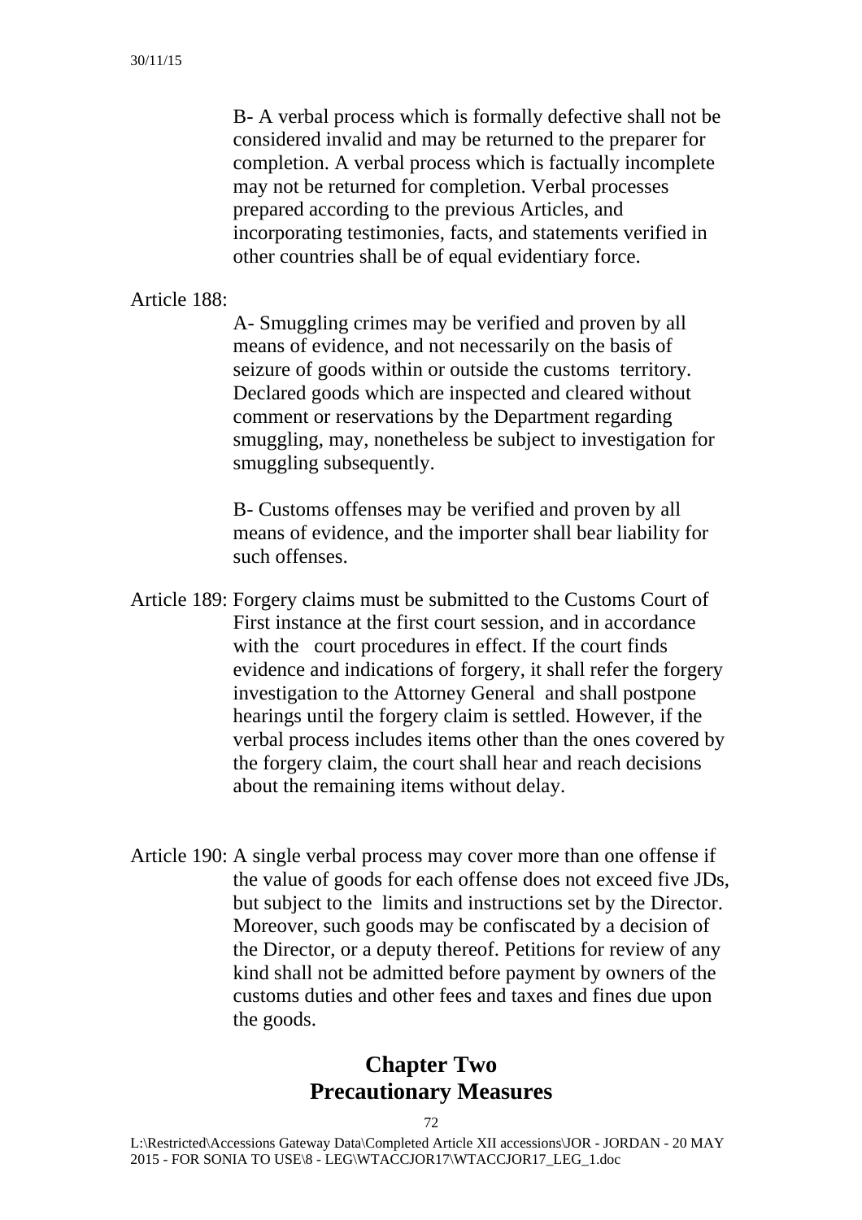B- A verbal process which is formally defective shall not be considered invalid and may be returned to the preparer for completion. A verbal process which is factually incomplete may not be returned for completion. Verbal processes prepared according to the previous Articles, and incorporating testimonies, facts, and statements verified in other countries shall be of equal evidentiary force.

Article 188:

A- Smuggling crimes may be verified and proven by all means of evidence, and not necessarily on the basis of seizure of goods within or outside the customs territory. Declared goods which are inspected and cleared without comment or reservations by the Department regarding smuggling, may, nonetheless be subject to investigation for smuggling subsequently.

B- Customs offenses may be verified and proven by all means of evidence, and the importer shall bear liability for such offenses.

Article 189: Forgery claims must be submitted to the Customs Court of First instance at the first court session, and in accordance with the court procedures in effect. If the court finds evidence and indications of forgery, it shall refer the forgery investigation to the Attorney General and shall postpone hearings until the forgery claim is settled. However, if the verbal process includes items other than the ones covered by the forgery claim, the court shall hear and reach decisions about the remaining items without delay.

Article 190: A single verbal process may cover more than one offense if the value of goods for each offense does not exceed five JDs, but subject to the limits and instructions set by the Director. Moreover, such goods may be confiscated by a decision of the Director, or a deputy thereof. Petitions for review of any kind shall not be admitted before payment by owners of the customs duties and other fees and taxes and fines due upon the goods.

## Chapter Two
## Precautionary Measures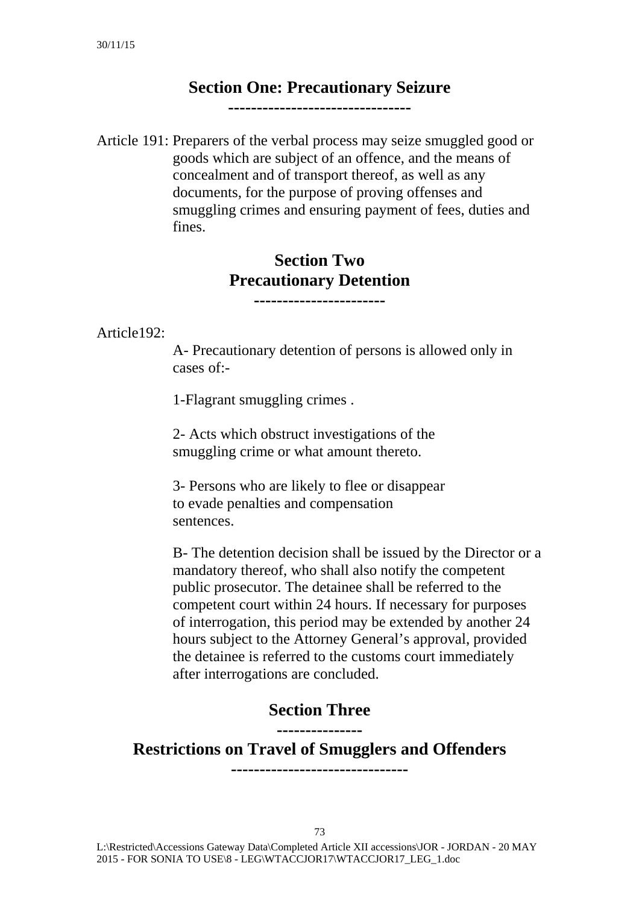## Section One: Precautionary Seizure

Article 191: Preparers of the verbal process may seize smuggled good or goods which are subject of an offence, and the means of concealment and of transport thereof, as well as any documents, for the purpose of proving offenses and smuggling crimes and ensuring payment of fees, duties and fines.

## Section Two
## Precautionary Detention

Article192:

A- Precautionary detention of persons is allowed only in cases of:-

1-Flagrant smuggling crimes .

2- Acts which obstruct investigations of the smuggling crime or what amount thereto.

3- Persons who are likely to flee or disappear to evade penalties and compensation sentences.

B- The detention decision shall be issued by the Director or a mandatory thereof, who shall also notify the competent public prosecutor. The detainee shall be referred to the competent court within 24 hours. If necessary for purposes of interrogation, this period may be extended by another 24 hours subject to the Attorney General's approval, provided the detainee is referred to the customs court immediately after interrogations are concluded.

## Section Three

## Restrictions on Travel of Smugglers and Offenders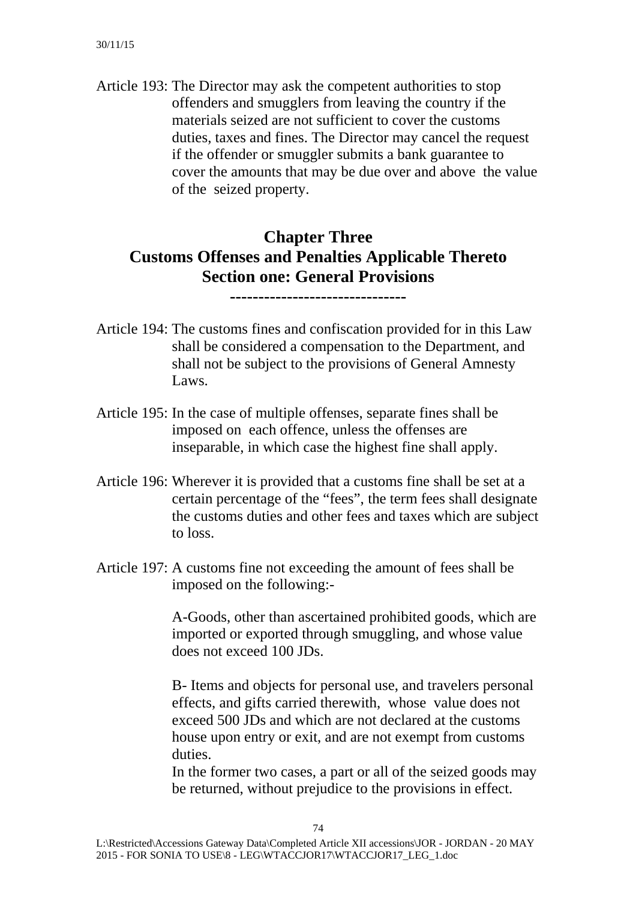Article 193: The Director may ask the competent authorities to stop offenders and smugglers from leaving the country if the materials seized are not sufficient to cover the customs duties, taxes and fines. The Director may cancel the request if the offender or smuggler submits a bank guarantee to cover the amounts that may be due over and above the value of the seized property.

## Chapter Three
## Customs Offenses and Penalties Applicable Thereto
## Section one: General Provisions

**-------------------------------**

Article 194: The customs fines and confiscation provided for in this Law shall be considered a compensation to the Department, and shall not be subject to the provisions of General Amnesty Laws.

Article 195: In the case of multiple offenses, separate fines shall be imposed on each offence, unless the offenses are inseparable, in which case the highest fine shall apply.

Article 196: Wherever it is provided that a customs fine shall be set at a certain percentage of the "fees", the term fees shall designate the customs duties and other fees and taxes which are subject to loss.

Article 197: A customs fine not exceeding the amount of fees shall be imposed on the following:-

A-Goods, other than ascertained prohibited goods, which are imported or exported through smuggling, and whose value does not exceed 100 JDs.

B- Items and objects for personal use, and travelers personal effects, and gifts carried therewith, whose value does not exceed 500 JDs and which are not declared at the customs house upon entry or exit, and are not exempt from customs duties.

In the former two cases, a part or all of the seized goods may be returned, without prejudice to the provisions in effect.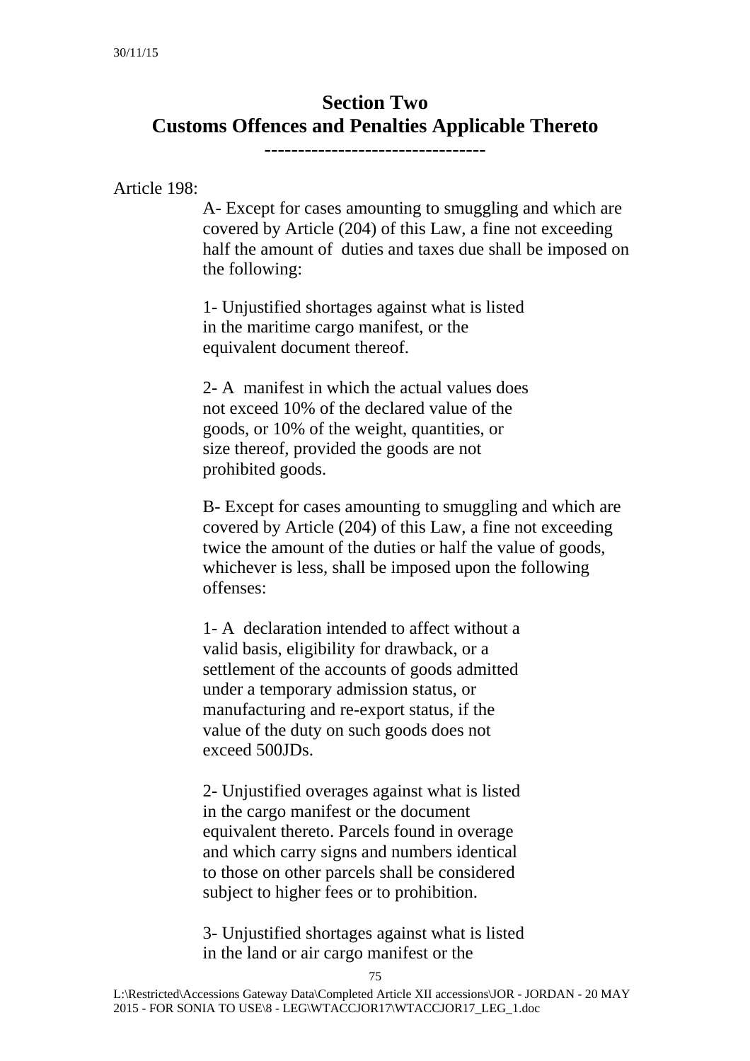## Section Two
## Customs Offences and Penalties Applicable Thereto

---------------------------------

Article 198:

A- Except for cases amounting to smuggling and which are covered by Article (204) of this Law, a fine not exceeding half the amount of duties and taxes due shall be imposed on the following:

1- Unjustified shortages against what is listed in the maritime cargo manifest, or the equivalent document thereof.

2- A manifest in which the actual values does not exceed 10% of the declared value of the goods, or 10% of the weight, quantities, or size thereof, provided the goods are not prohibited goods.

B- Except for cases amounting to smuggling and which are covered by Article (204) of this Law, a fine not exceeding twice the amount of the duties or half the value of goods, whichever is less, shall be imposed upon the following offenses:

1- A declaration intended to affect without a valid basis, eligibility for drawback, or a settlement of the accounts of goods admitted under a temporary admission status, or manufacturing and re-export status, if the value of the duty on such goods does not exceed 500JDs.

2- Unjustified overages against what is listed in the cargo manifest or the document equivalent thereto. Parcels found in overage and which carry signs and numbers identical to those on other parcels shall be considered subject to higher fees or to prohibition.

3- Unjustified shortages against what is listed in the land or air cargo manifest or the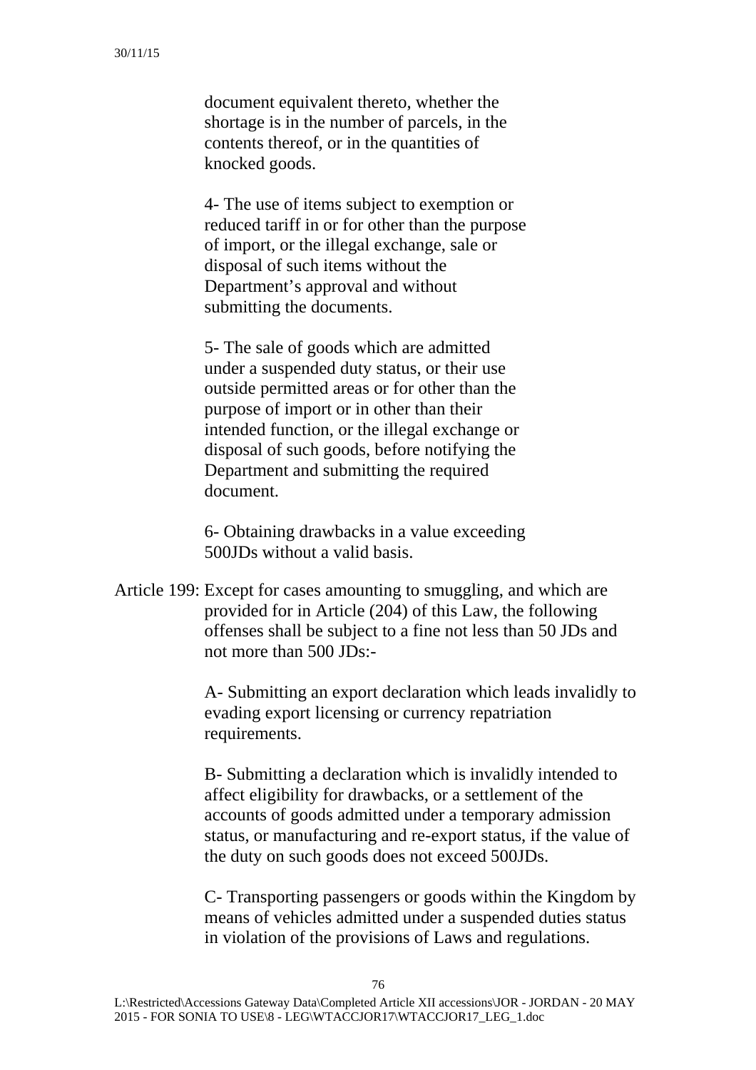document equivalent thereto, whether the shortage is in the number of parcels, in the contents thereof, or in the quantities of knocked goods.

4- The use of items subject to exemption or reduced tariff in or for other than the purpose of import, or the illegal exchange, sale or disposal of such items without the Department’s approval and without submitting the documents.

5- The sale of goods which are admitted under a suspended duty status, or their use outside permitted areas or for other than the purpose of import or in other than their intended function, or the illegal exchange or disposal of such goods, before notifying the Department and submitting the required document.

6- Obtaining drawbacks in a value exceeding 500JDs without a valid basis.

Article 199: Except for cases amounting to smuggling, and which are provided for in Article (204) of this Law, the following offenses shall be subject to a fine not less than 50 JDs and not more than 500 JDs:-

A- Submitting an export declaration which leads invalidly to evading export licensing or currency repatriation requirements.

B- Submitting a declaration which is invalidly intended to affect eligibility for drawbacks, or a settlement of the accounts of goods admitted under a temporary admission status, or manufacturing and re-export status, if the value of the duty on such goods does not exceed 500JDs.

C- Transporting passengers or goods within the Kingdom by means of vehicles admitted under a suspended duties status in violation of the provisions of Laws and regulations.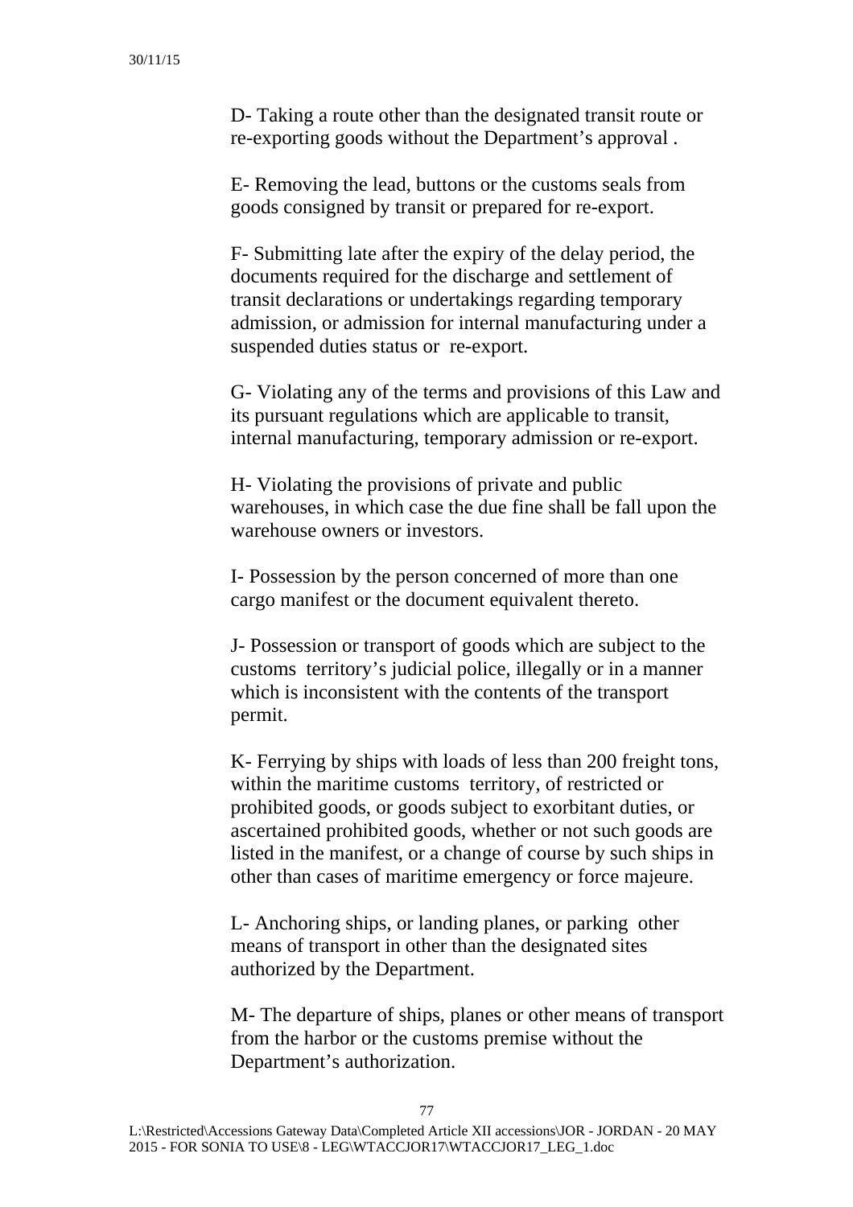D- Taking a route other than the designated transit route or re-exporting goods without the Department's approval .

E- Removing the lead, buttons or the customs seals from goods consigned by transit or prepared for re-export.

F- Submitting late after the expiry of the delay period, the documents required for the discharge and settlement of transit declarations or undertakings regarding temporary admission, or admission for internal manufacturing under a suspended duties status or re-export.

G- Violating any of the terms and provisions of this Law and its pursuant regulations which are applicable to transit, internal manufacturing, temporary admission or re-export.

H- Violating the provisions of private and public warehouses, in which case the due fine shall be fall upon the warehouse owners or investors.

I- Possession by the person concerned of more than one cargo manifest or the document equivalent thereto.

J- Possession or transport of goods which are subject to the customs territory's judicial police, illegally or in a manner which is inconsistent with the contents of the transport permit.

K- Ferrying by ships with loads of less than 200 freight tons, within the maritime customs territory, of restricted or prohibited goods, or goods subject to exorbitant duties, or ascertained prohibited goods, whether or not such goods are listed in the manifest, or a change of course by such ships in other than cases of maritime emergency or force majeure.

L- Anchoring ships, or landing planes, or parking other means of transport in other than the designated sites authorized by the Department.

M- The departure of ships, planes or other means of transport from the harbor or the customs premise without the Department's authorization.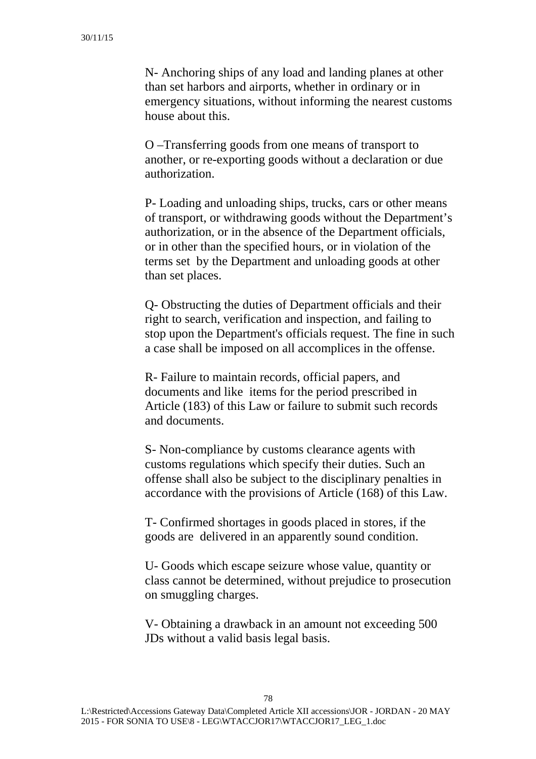N- Anchoring ships of any load and landing planes at other than set harbors and airports, whether in ordinary or in emergency situations, without informing the nearest customs house about this.

O –Transferring goods from one means of transport to another, or re-exporting goods without a declaration or due authorization.

P- Loading and unloading ships, trucks, cars or other means of transport, or withdrawing goods without the Department's authorization, or in the absence of the Department officials, or in other than the specified hours, or in violation of the terms set by the Department and unloading goods at other than set places.

Q- Obstructing the duties of Department officials and their right to search, verification and inspection, and failing to stop upon the Department's officials request. The fine in such a case shall be imposed on all accomplices in the offense.

R- Failure to maintain records, official papers, and documents and like items for the period prescribed in Article (183) of this Law or failure to submit such records and documents.

S- Non-compliance by customs clearance agents with customs regulations which specify their duties. Such an offense shall also be subject to the disciplinary penalties in accordance with the provisions of Article (168) of this Law.

T- Confirmed shortages in goods placed in stores, if the goods are delivered in an apparently sound condition.

U- Goods which escape seizure whose value, quantity or class cannot be determined, without prejudice to prosecution on smuggling charges.

V- Obtaining a drawback in an amount not exceeding 500 JDs without a valid basis legal basis.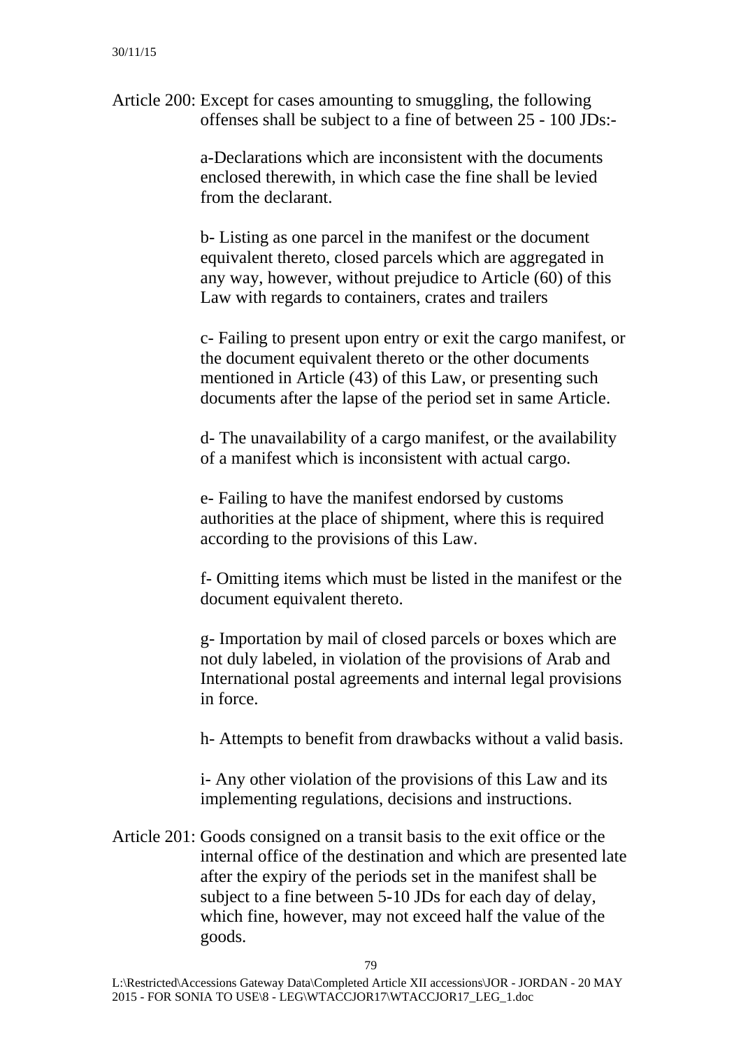Article 200: Except for cases amounting to smuggling, the following offenses shall be subject to a fine of between 25 - 100 JDs:-

a-Declarations which are inconsistent with the documents enclosed therewith, in which case the fine shall be levied from the declarant.

b- Listing as one parcel in the manifest or the document equivalent thereto, closed parcels which are aggregated in any way, however, without prejudice to Article (60) of this Law with regards to containers, crates and trailers

c- Failing to present upon entry or exit the cargo manifest, or the document equivalent thereto or the other documents mentioned in Article (43) of this Law, or presenting such documents after the lapse of the period set in same Article.

d- The unavailability of a cargo manifest, or the availability of a manifest which is inconsistent with actual cargo.

e- Failing to have the manifest endorsed by customs authorities at the place of shipment, where this is required according to the provisions of this Law.

f- Omitting items which must be listed in the manifest or the document equivalent thereto.

g- Importation by mail of closed parcels or boxes which are not duly labeled, in violation of the provisions of Arab and International postal agreements and internal legal provisions in force.

h- Attempts to benefit from drawbacks without a valid basis.

i- Any other violation of the provisions of this Law and its implementing regulations, decisions and instructions.

Article 201: Goods consigned on a transit basis to the exit office or the internal office of the destination and which are presented late after the expiry of the periods set in the manifest shall be subject to a fine between 5-10 JDs for each day of delay, which fine, however, may not exceed half the value of the goods.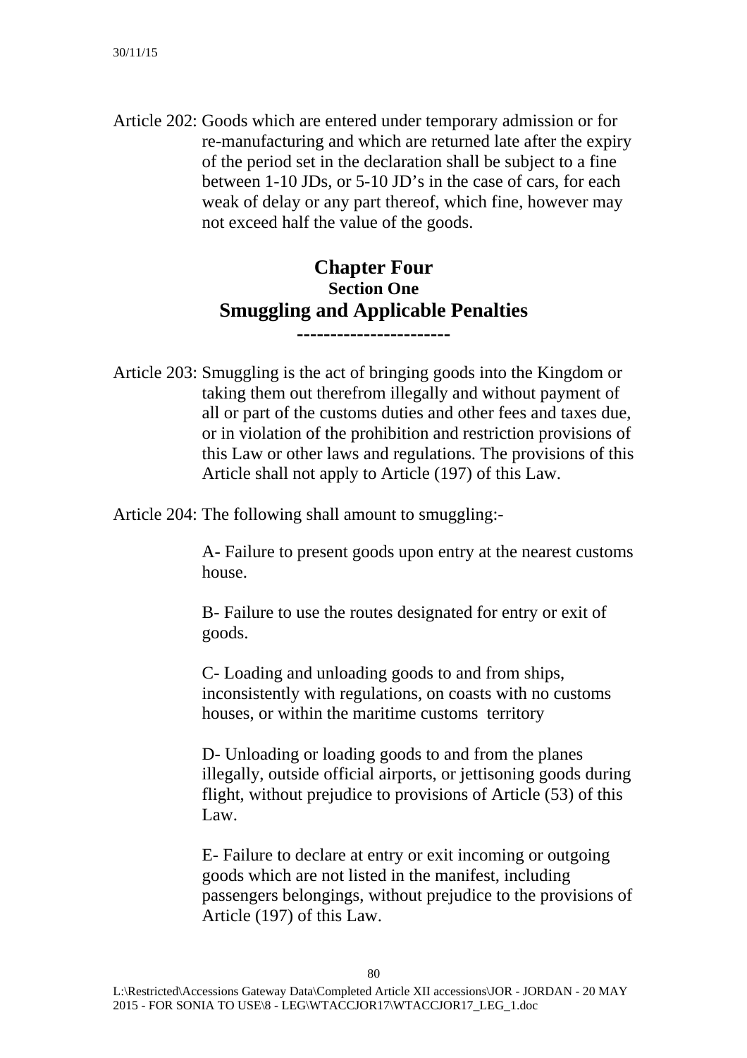Article 202: Goods which are entered under temporary admission or for re-manufacturing and which are returned late after the expiry of the period set in the declaration shall be subject to a fine between 1-10 JDs, or 5-10 JD's in the case of cars, for each weak of delay or any part thereof, which fine, however may not exceed half the value of the goods.

## Chapter Four

### Section One

## Smuggling and Applicable Penalties

-----------------------

Article 203: Smuggling is the act of bringing goods into the Kingdom or taking them out therefrom illegally and without payment of all or part of the customs duties and other fees and taxes due, or in violation of the prohibition and restriction provisions of this Law or other laws and regulations. The provisions of this Article shall not apply to Article (197) of this Law.

Article 204: The following shall amount to smuggling:-

A- Failure to present goods upon entry at the nearest customs house.

B- Failure to use the routes designated for entry or exit of goods.

C- Loading and unloading goods to and from ships, inconsistently with regulations, on coasts with no customs houses, or within the maritime customs territory

D- Unloading or loading goods to and from the planes illegally, outside official airports, or jettisoning goods during flight, without prejudice to provisions of Article (53) of this Law.

E- Failure to declare at entry or exit incoming or outgoing goods which are not listed in the manifest, including passengers belongings, without prejudice to the provisions of Article (197) of this Law.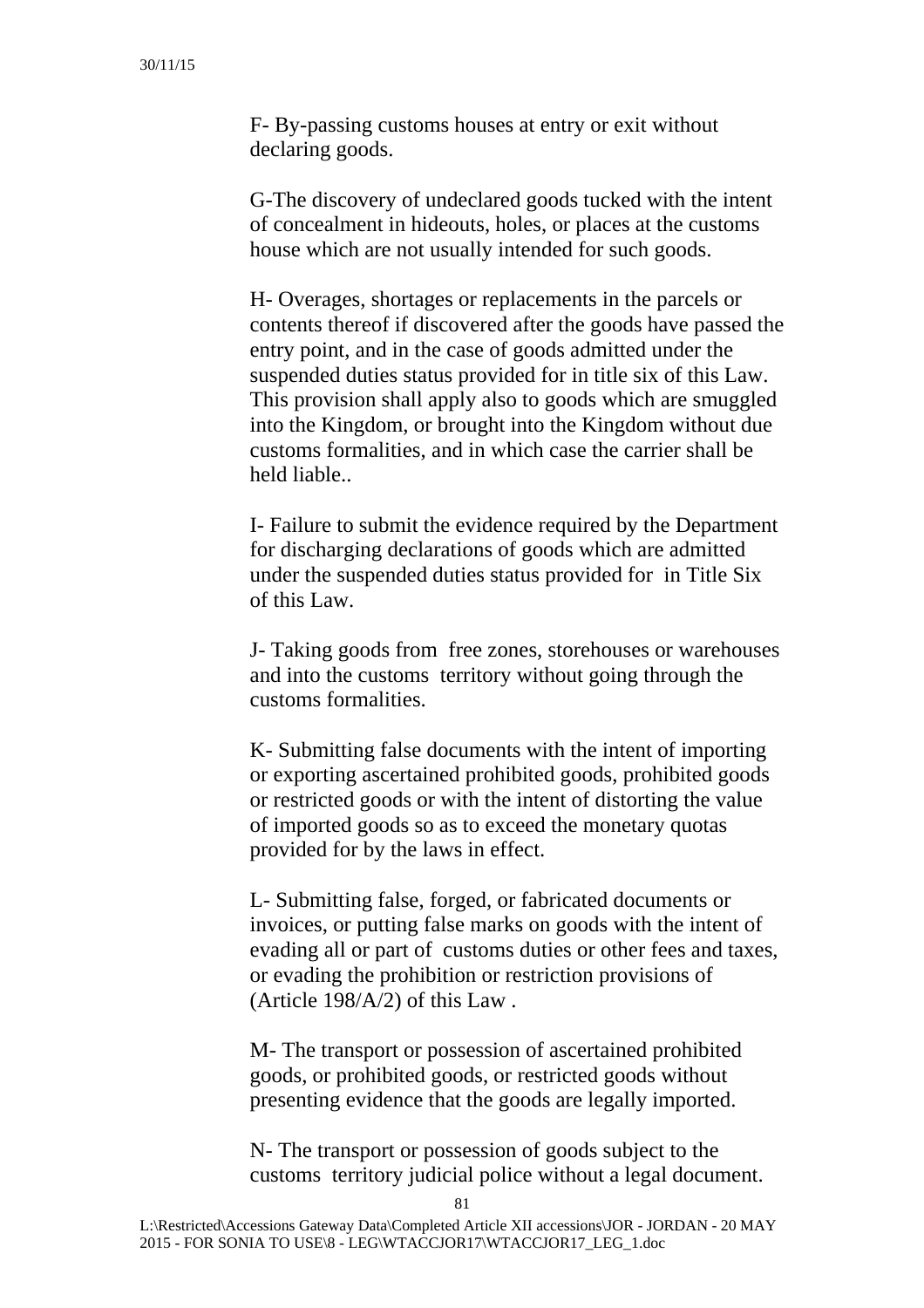F- By-passing customs houses at entry or exit without declaring goods.

G-The discovery of undeclared goods tucked with the intent of concealment in hideouts, holes, or places at the customs house which are not usually intended for such goods.

H- Overages, shortages or replacements in the parcels or contents thereof if discovered after the goods have passed the entry point, and in the case of goods admitted under the suspended duties status provided for in title six of this Law. This provision shall apply also to goods which are smuggled into the Kingdom, or brought into the Kingdom without due customs formalities, and in which case the carrier shall be held liable..

I- Failure to submit the evidence required by the Department for discharging declarations of goods which are admitted under the suspended duties status provided for in Title Six of this Law.

J- Taking goods from free zones, storehouses or warehouses and into the customs territory without going through the customs formalities.

K- Submitting false documents with the intent of importing or exporting ascertained prohibited goods, prohibited goods or restricted goods or with the intent of distorting the value of imported goods so as to exceed the monetary quotas provided for by the laws in effect.

L- Submitting false, forged, or fabricated documents or invoices, or putting false marks on goods with the intent of evading all or part of customs duties or other fees and taxes, or evading the prohibition or restriction provisions of (Article 198/A/2) of this Law .

M- The transport or possession of ascertained prohibited goods, or prohibited goods, or restricted goods without presenting evidence that the goods are legally imported.

N- The transport or possession of goods subject to the customs territory judicial police without a legal document.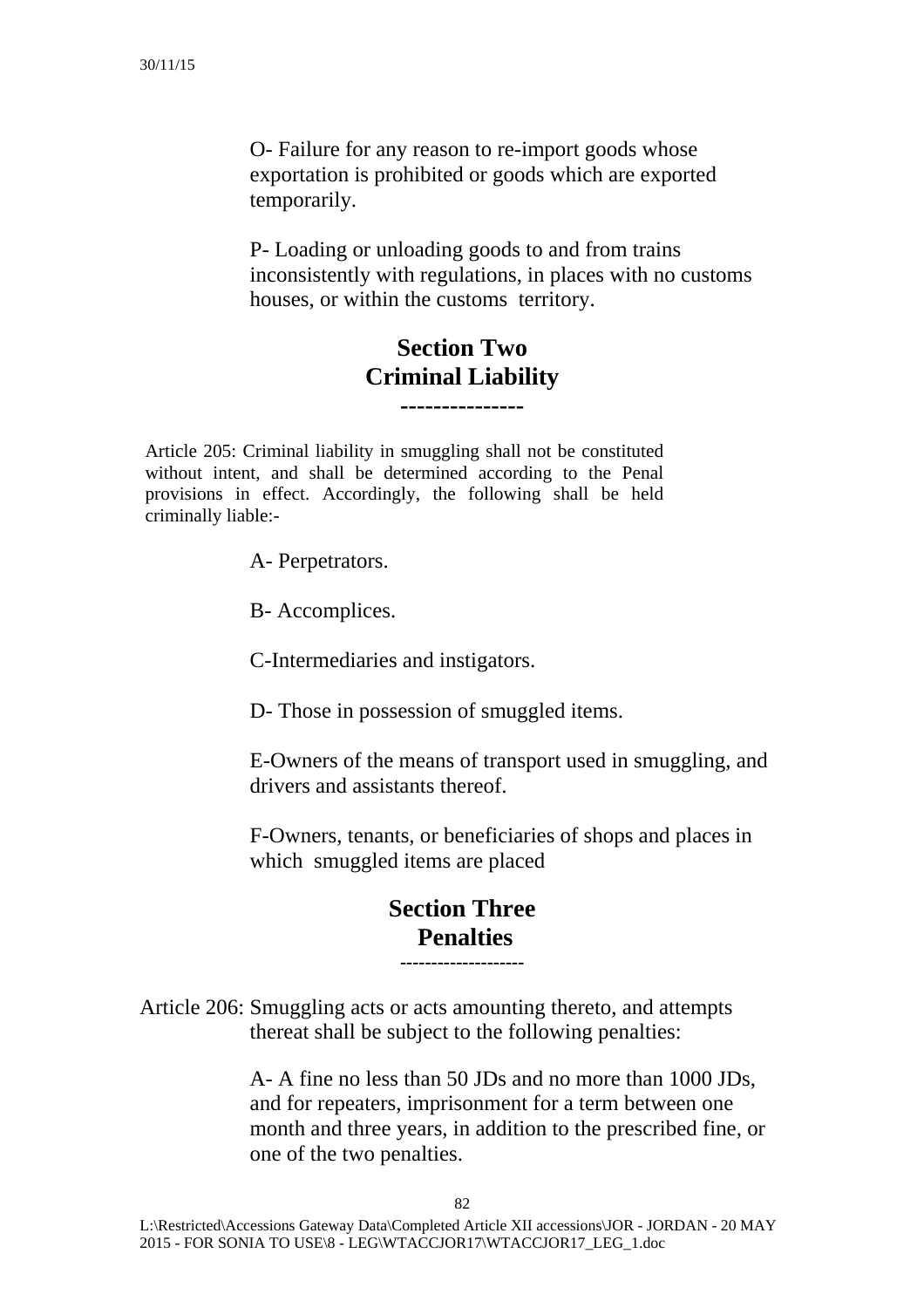O- Failure for any reason to re-import goods whose exportation is prohibited or goods which are exported temporarily.

P- Loading or unloading goods to and from trains inconsistently with regulations, in places with no customs houses, or within the customs territory.

## Section Two
## Criminal Liability

---------------

Article 205: Criminal liability in smuggling shall not be constituted without intent, and shall be determined according to the Penal provisions in effect. Accordingly, the following shall be held criminally liable:-

A- Perpetrators.

B- Accomplices.

C-Intermediaries and instigators.

D- Those in possession of smuggled items.

E-Owners of the means of transport used in smuggling, and drivers and assistants thereof.

F-Owners, tenants, or beneficiaries of shops and places in which smuggled items are placed

## Section Three
## Penalties

-------------------

Article 206: Smuggling acts or acts amounting thereto, and attempts thereat shall be subject to the following penalties:

A- A fine no less than 50 JDs and no more than 1000 JDs, and for repeaters, imprisonment for a term between one month and three years, in addition to the prescribed fine, or one of the two penalties.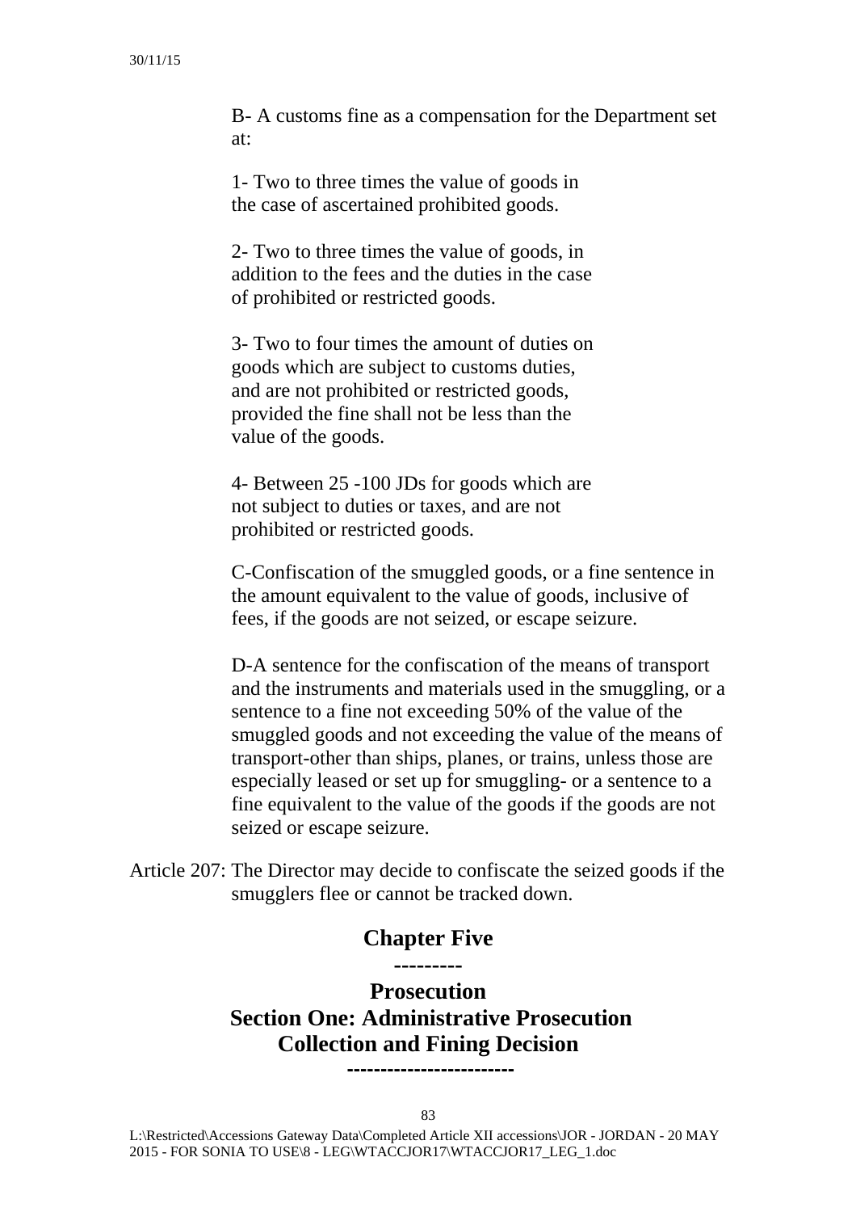B- A customs fine as a compensation for the Department set at:

1- Two to three times the value of goods in the case of ascertained prohibited goods.

2- Two to three times the value of goods, in addition to the fees and the duties in the case of prohibited or restricted goods.

3- Two to four times the amount of duties on goods which are subject to customs duties, and are not prohibited or restricted goods, provided the fine shall not be less than the value of the goods.

4- Between 25 -100 JDs for goods which are not subject to duties or taxes, and are not prohibited or restricted goods.

C-Confiscation of the smuggled goods, or a fine sentence in the amount equivalent to the value of goods, inclusive of fees, if the goods are not seized, or escape seizure.

D-A sentence for the confiscation of the means of transport and the instruments and materials used in the smuggling, or a sentence to a fine not exceeding 50% of the value of the smuggled goods and not exceeding the value of the means of transport-other than ships, planes, or trains, unless those are especially leased or set up for smuggling- or a sentence to a fine equivalent to the value of the goods if the goods are not seized or escape seizure.

Article 207: The Director may decide to confiscate the seized goods if the smugglers flee or cannot be tracked down.

## Chapter Five

---------

## Prosecution

### Section One: Administrative Prosecution Collection and Fining Decision

------------------------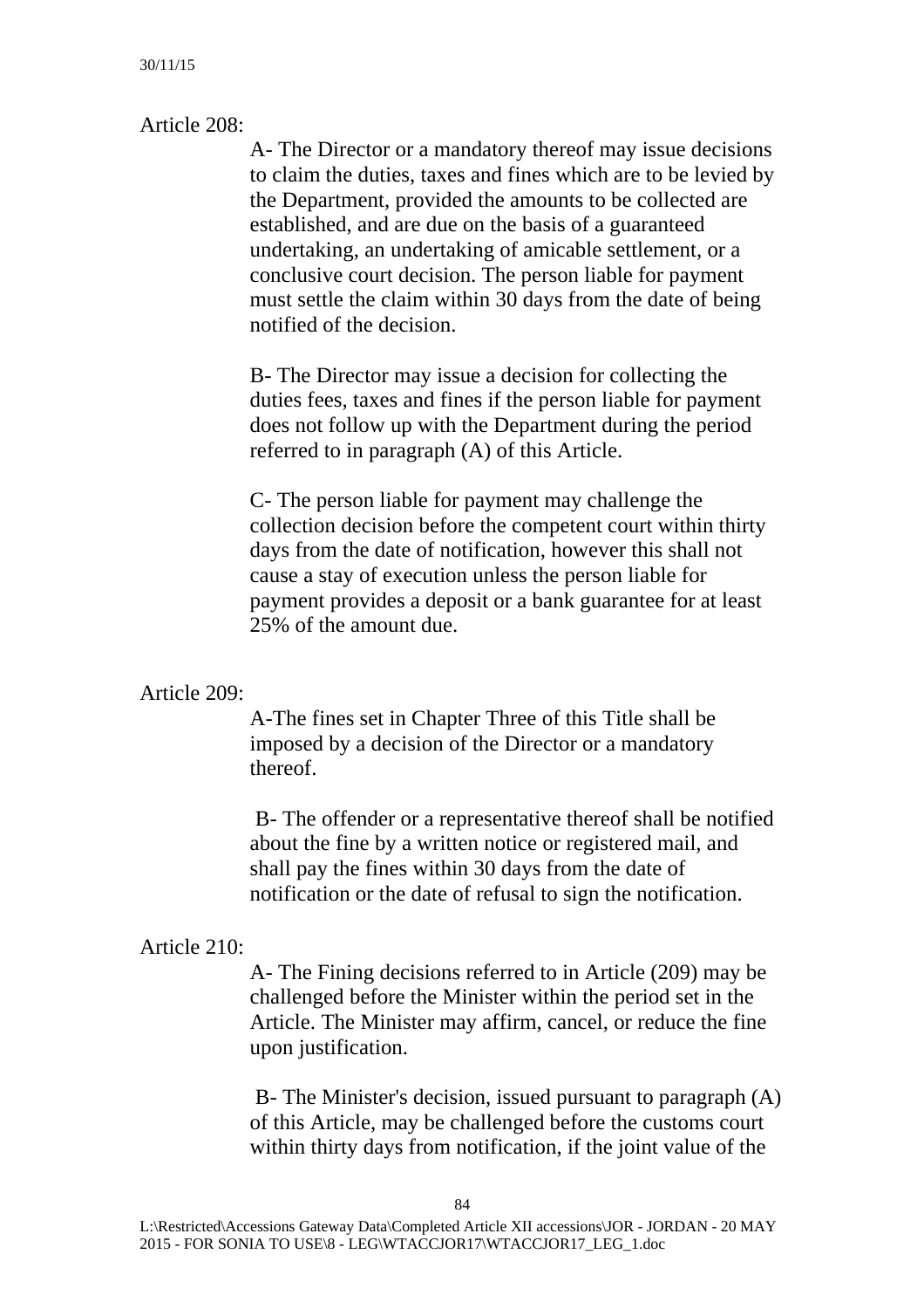Article 208:

A- The Director or a mandatory thereof may issue decisions to claim the duties, taxes and fines which are to be levied by the Department, provided the amounts to be collected are established, and are due on the basis of a guaranteed undertaking, an undertaking of amicable settlement, or a conclusive court decision. The person liable for payment must settle the claim within 30 days from the date of being notified of the decision.

B- The Director may issue a decision for collecting the duties fees, taxes and fines if the person liable for payment does not follow up with the Department during the period referred to in paragraph (A) of this Article.

C- The person liable for payment may challenge the collection decision before the competent court within thirty days from the date of notification, however this shall not cause a stay of execution unless the person liable for payment provides a deposit or a bank guarantee for at least 25% of the amount due.

Article 209:

A-The fines set in Chapter Three of this Title shall be imposed by a decision of the Director or a mandatory thereof.

B- The offender or a representative thereof shall be notified about the fine by a written notice or registered mail, and shall pay the fines within 30 days from the date of notification or the date of refusal to sign the notification.

Article 210:

A- The Fining decisions referred to in Article (209) may be challenged before the Minister within the period set in the Article. The Minister may affirm, cancel, or reduce the fine upon justification.

B- The Minister's decision, issued pursuant to paragraph (A) of this Article, may be challenged before the customs court within thirty days from notification, if the joint value of the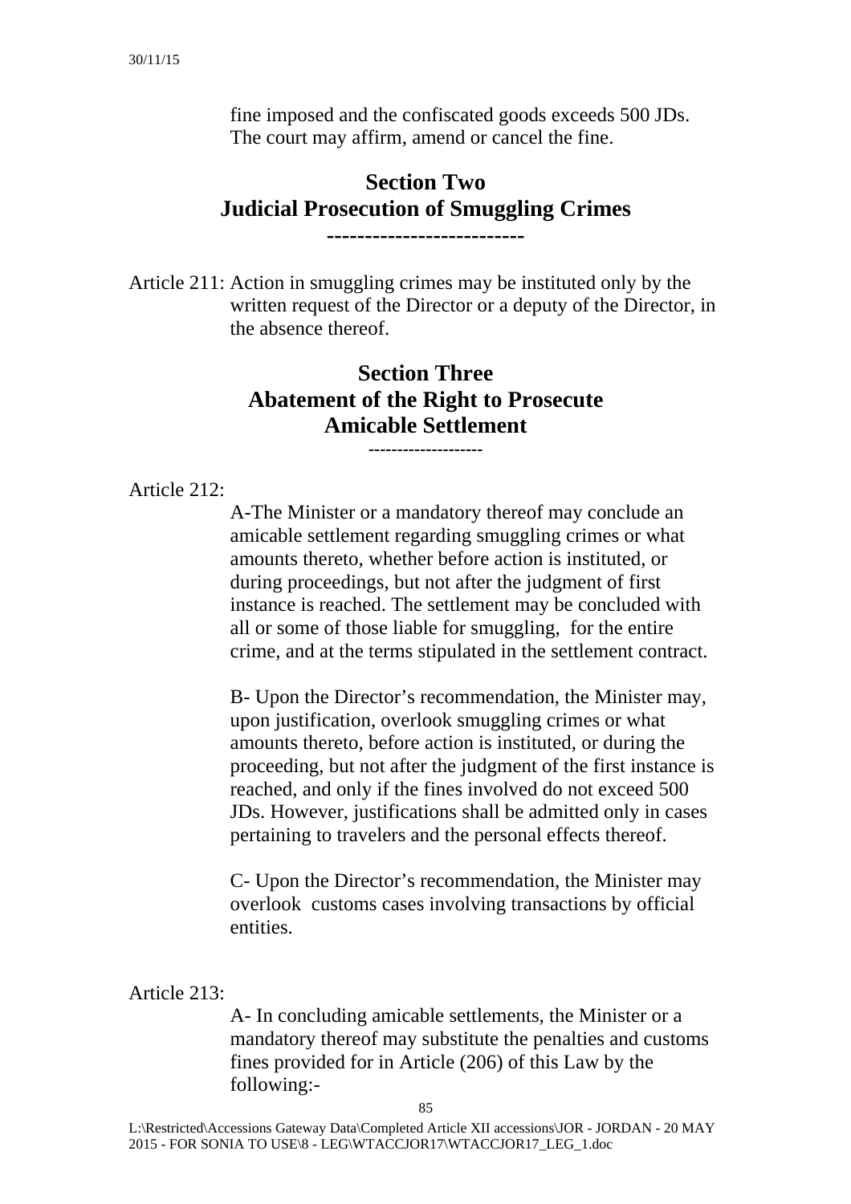fine imposed and the confiscated goods exceeds 500 JDs. The court may affirm, amend or cancel the fine.

## Section Two
## Judicial Prosecution of Smuggling Crimes

Article 211: Action in smuggling crimes may be instituted only by the written request of the Director or a deputy of the Director, in the absence thereof.

## Section Three
## Abatement of the Right to Prosecute
## Amicable Settlement

Article 212:

A-The Minister or a mandatory thereof may conclude an amicable settlement regarding smuggling crimes or what amounts thereto, whether before action is instituted, or during proceedings, but not after the judgment of first instance is reached. The settlement may be concluded with all or some of those liable for smuggling, for the entire crime, and at the terms stipulated in the settlement contract.

B- Upon the Director's recommendation, the Minister may, upon justification, overlook smuggling crimes or what amounts thereto, before action is instituted, or during the proceeding, but not after the judgment of the first instance is reached, and only if the fines involved do not exceed 500 JDs. However, justifications shall be admitted only in cases pertaining to travelers and the personal effects thereof.

C- Upon the Director's recommendation, the Minister may overlook customs cases involving transactions by official entities.

Article 213:

A- In concluding amicable settlements, the Minister or a mandatory thereof may substitute the penalties and customs fines provided for in Article (206) of this Law by the following:-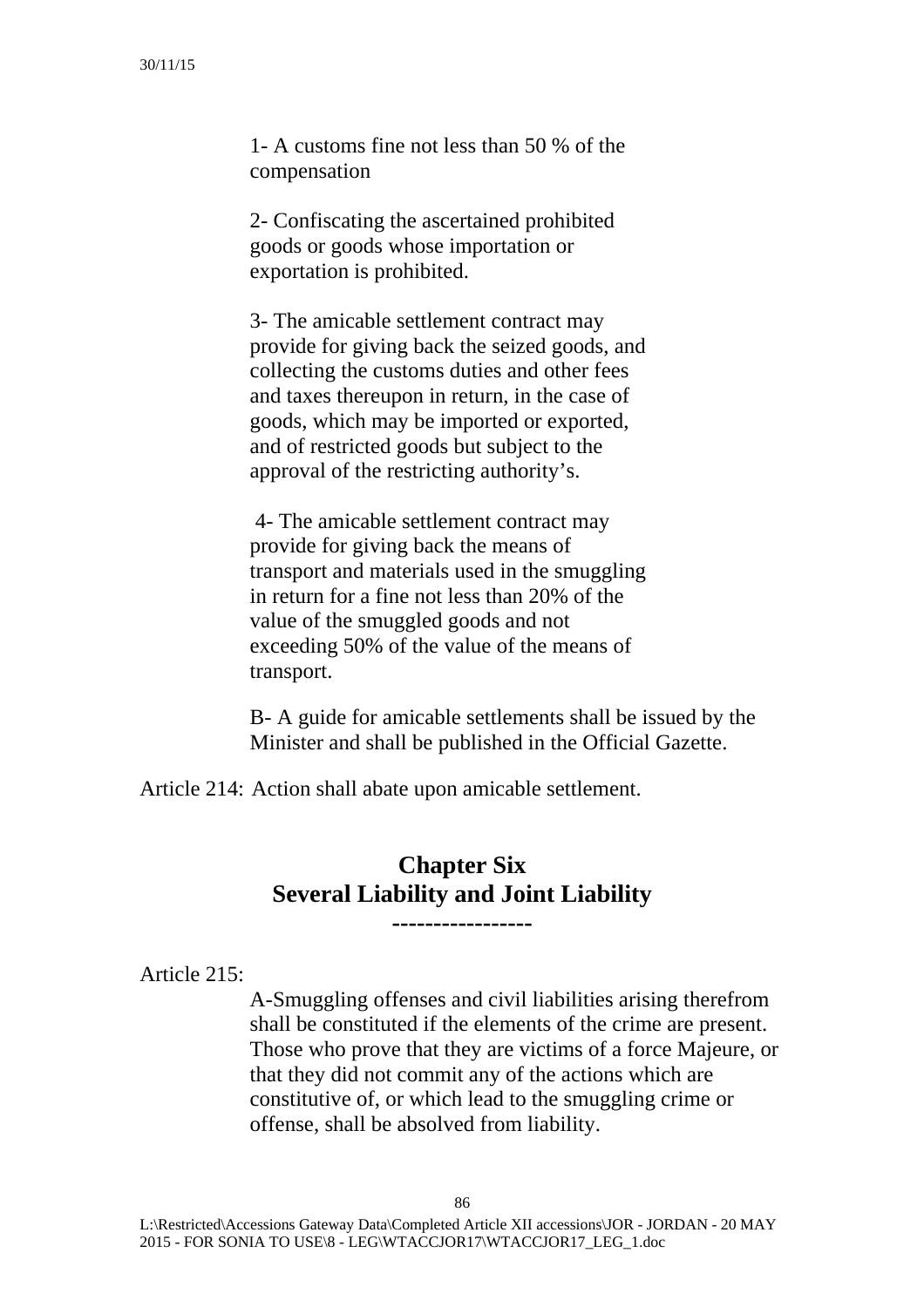1- A customs fine not less than 50 % of the compensation

2- Confiscating the ascertained prohibited goods or goods whose importation or exportation is prohibited.

3- The amicable settlement contract may provide for giving back the seized goods, and collecting the customs duties and other fees and taxes thereupon in return, in the case of goods, which may be imported or exported, and of restricted goods but subject to the approval of the restricting authority's.

4- The amicable settlement contract may provide for giving back the means of transport and materials used in the smuggling in return for a fine not less than 20% of the value of the smuggled goods and not exceeding 50% of the value of the means of transport.

B- A guide for amicable settlements shall be issued by the Minister and shall be published in the Official Gazette.

Article 214: Action shall abate upon amicable settlement.

## Chapter Six
## Several Liability and Joint Liability

-----------------

Article 215:

A-Smuggling offenses and civil liabilities arising therefrom shall be constituted if the elements of the crime are present. Those who prove that they are victims of a force Majeure, or that they did not commit any of the actions which are constitutive of, or which lead to the smuggling crime or offense, shall be absolved from liability.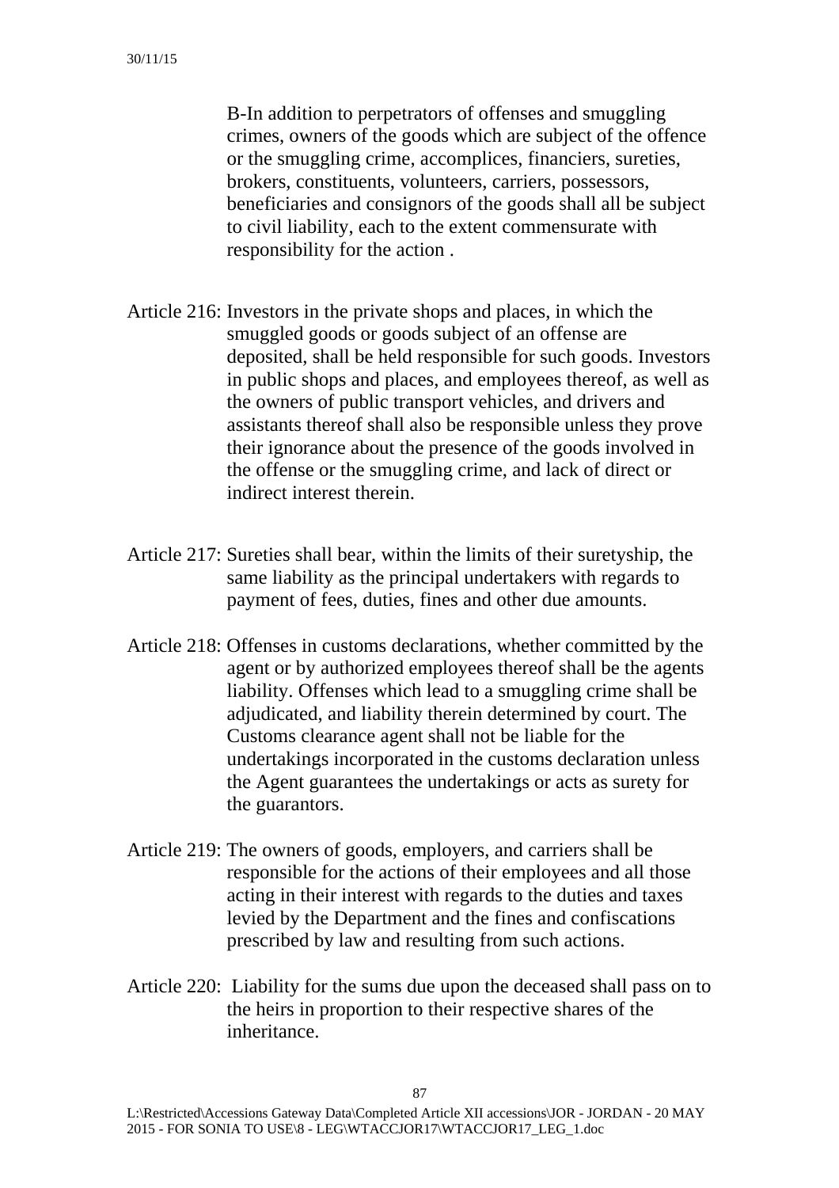B-In addition to perpetrators of offenses and smuggling crimes, owners of the goods which are subject of the offence or the smuggling crime, accomplices, financiers, sureties, brokers, constituents, volunteers, carriers, possessors, beneficiaries and consignors of the goods shall all be subject to civil liability, each to the extent commensurate with responsibility for the action .

Article 216: Investors in the private shops and places, in which the smuggled goods or goods subject of an offense are deposited, shall be held responsible for such goods. Investors in public shops and places, and employees thereof, as well as the owners of public transport vehicles, and drivers and assistants thereof shall also be responsible unless they prove their ignorance about the presence of the goods involved in the offense or the smuggling crime, and lack of direct or indirect interest therein.

Article 217: Sureties shall bear, within the limits of their suretyship, the same liability as the principal undertakers with regards to payment of fees, duties, fines and other due amounts.

Article 218: Offenses in customs declarations, whether committed by the agent or by authorized employees thereof shall be the agents liability. Offenses which lead to a smuggling crime shall be adjudicated, and liability therein determined by court. The Customs clearance agent shall not be liable for the undertakings incorporated in the customs declaration unless the Agent guarantees the undertakings or acts as surety for the guarantors.

Article 219: The owners of goods, employers, and carriers shall be responsible for the actions of their employees and all those acting in their interest with regards to the duties and taxes levied by the Department and the fines and confiscations prescribed by law and resulting from such actions.

Article 220: Liability for the sums due upon the deceased shall pass on to the heirs in proportion to their respective shares of the inheritance.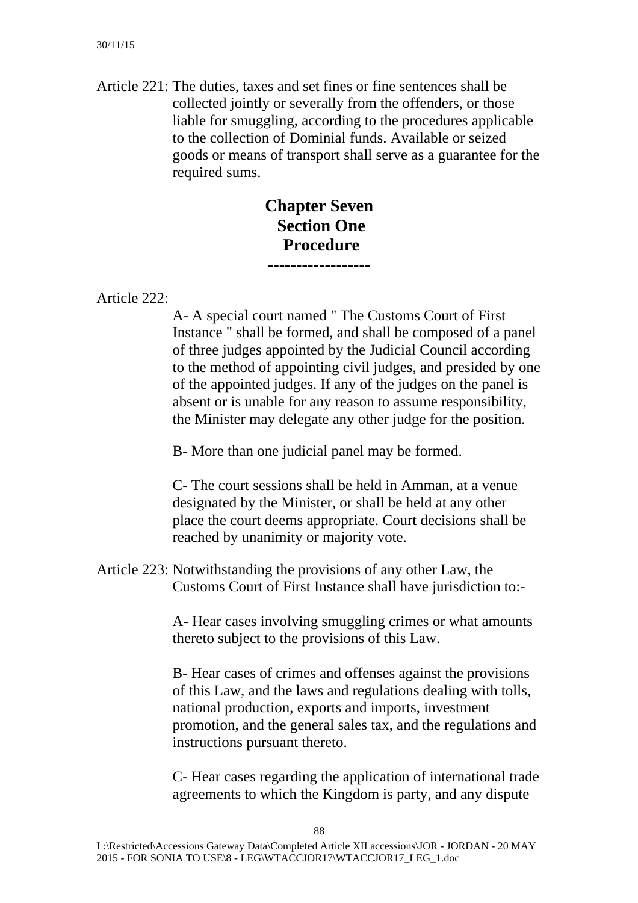Article 221: The duties, taxes and set fines or fine sentences shall be collected jointly or severally from the offenders, or those liable for smuggling, according to the procedures applicable to the collection of Dominial funds. Available or seized goods or means of transport shall serve as a guarantee for the required sums.

## Chapter Seven
## Section One
## Procedure

------------------

Article 222:

A- A special court named " The Customs Court of First Instance " shall be formed, and shall be composed of a panel of three judges appointed by the Judicial Council according to the method of appointing civil judges, and presided by one of the appointed judges. If any of the judges on the panel is absent or is unable for any reason to assume responsibility, the Minister may delegate any other judge for the position.

B- More than one judicial panel may be formed.

C- The court sessions shall be held in Amman, at a venue designated by the Minister, or shall be held at any other place the court deems appropriate. Court decisions shall be reached by unanimity or majority vote.

Article 223: Notwithstanding the provisions of any other Law, the Customs Court of First Instance shall have jurisdiction to:-

A- Hear cases involving smuggling crimes or what amounts thereto subject to the provisions of this Law.

B- Hear cases of crimes and offenses against the provisions of this Law, and the laws and regulations dealing with tolls, national production, exports and imports, investment promotion, and the general sales tax, and the regulations and instructions pursuant thereto.

C- Hear cases regarding the application of international trade agreements to which the Kingdom is party, and any dispute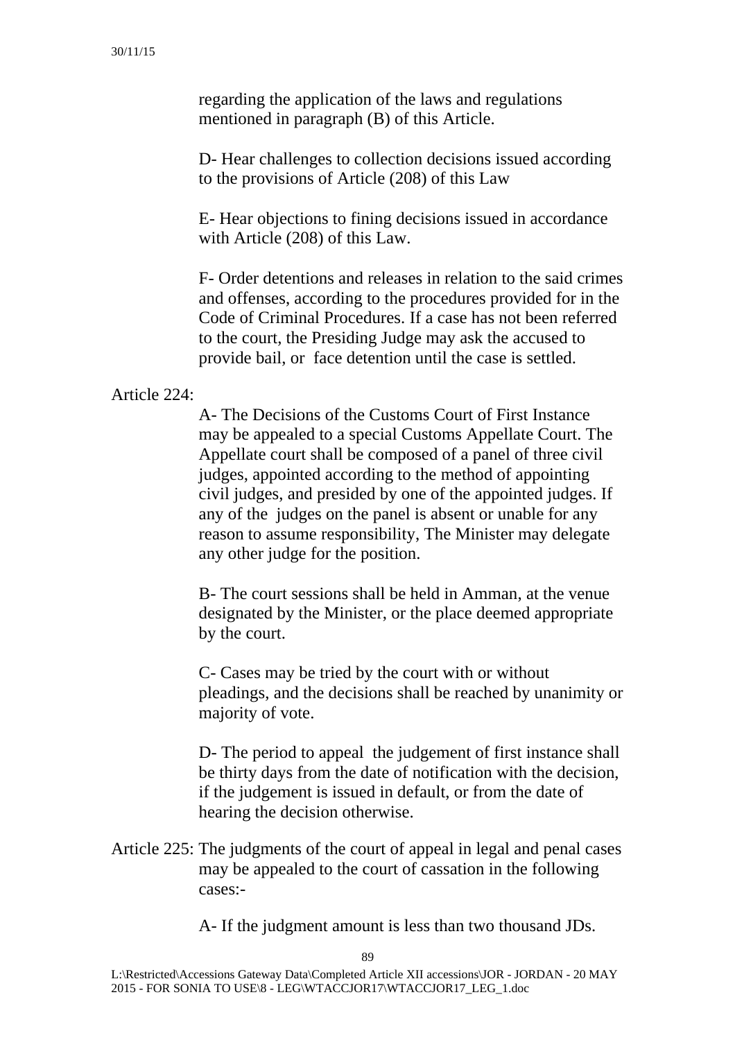regarding the application of the laws and regulations mentioned in paragraph (B) of this Article.

D- Hear challenges to collection decisions issued according to the provisions of Article (208) of this Law

E- Hear objections to fining decisions issued in accordance with Article (208) of this Law.

F- Order detentions and releases in relation to the said crimes and offenses, according to the procedures provided for in the Code of Criminal Procedures. If a case has not been referred to the court, the Presiding Judge may ask the accused to provide bail, or face detention until the case is settled.

Article 224:

A- The Decisions of the Customs Court of First Instance may be appealed to a special Customs Appellate Court. The Appellate court shall be composed of a panel of three civil judges, appointed according to the method of appointing civil judges, and presided by one of the appointed judges. If any of the judges on the panel is absent or unable for any reason to assume responsibility, The Minister may delegate any other judge for the position.

B- The court sessions shall be held in Amman, at the venue designated by the Minister, or the place deemed appropriate by the court.

C- Cases may be tried by the court with or without pleadings, and the decisions shall be reached by unanimity or majority of vote.

D- The period to appeal the judgement of first instance shall be thirty days from the date of notification with the decision, if the judgement is issued in default, or from the date of hearing the decision otherwise.

Article 225: The judgments of the court of appeal in legal and penal cases may be appealed to the court of cassation in the following cases:-

A- If the judgment amount is less than two thousand JDs.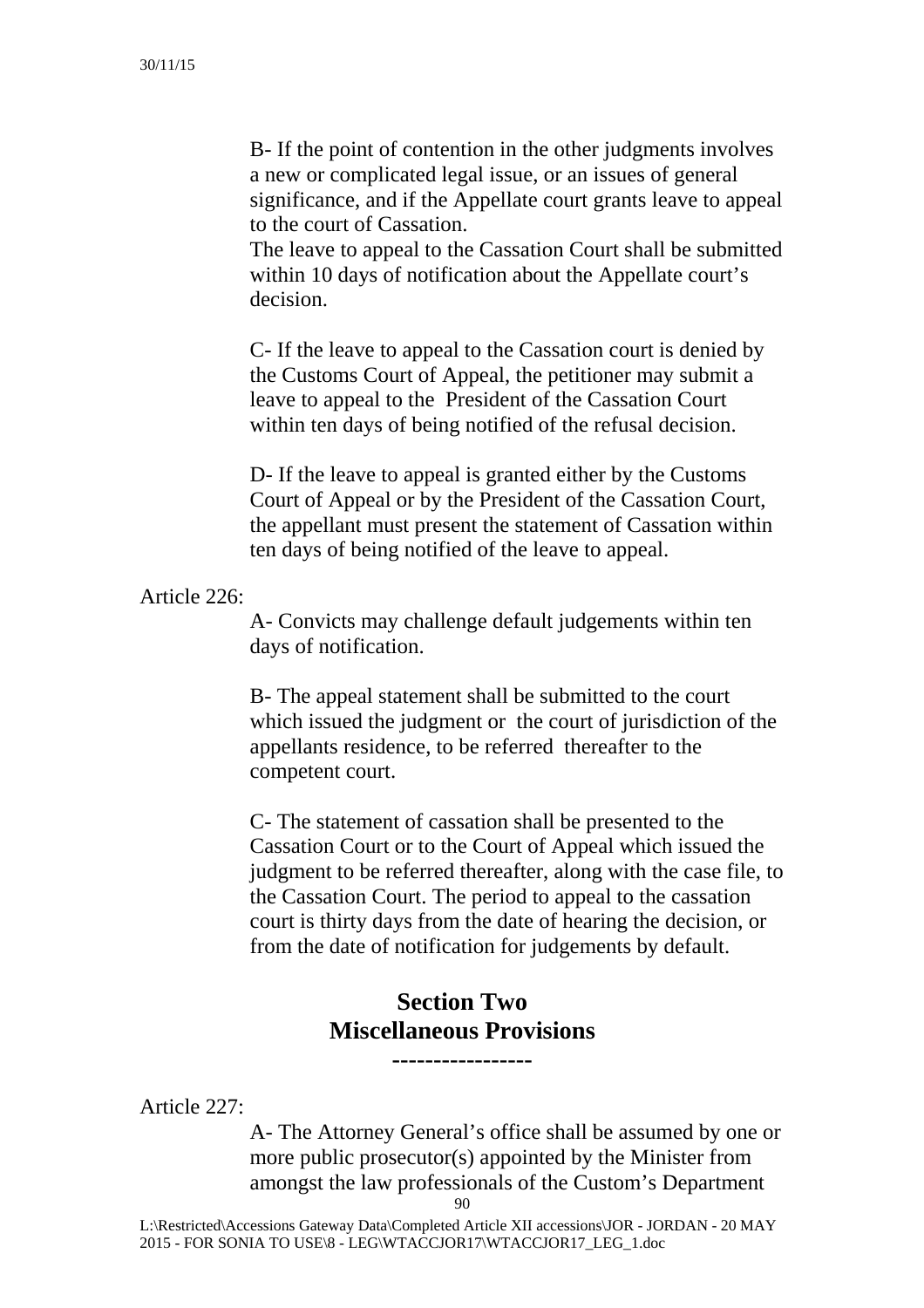B- If the point of contention in the other judgments involves a new or complicated legal issue, or an issues of general significance, and if the Appellate court grants leave to appeal to the court of Cassation.
The leave to appeal to the Cassation Court shall be submitted within 10 days of notification about the Appellate court's decision.

C- If the leave to appeal to the Cassation court is denied by the Customs Court of Appeal, the petitioner may submit a leave to appeal to the President of the Cassation Court within ten days of being notified of the refusal decision.

D- If the leave to appeal is granted either by the Customs Court of Appeal or by the President of the Cassation Court, the appellant must present the statement of Cassation within ten days of being notified of the leave to appeal.

Article 226:

A- Convicts may challenge default judgements within ten days of notification.

B- The appeal statement shall be submitted to the court which issued the judgment or the court of jurisdiction of the appellants residence, to be referred thereafter to the competent court.

C- The statement of cassation shall be presented to the Cassation Court or to the Court of Appeal which issued the judgment to be referred thereafter, along with the case file, to the Cassation Court. The period to appeal to the cassation court is thirty days from the date of hearing the decision, or from the date of notification for judgements by default.

## Section Two
## Miscellaneous Provisions

-----------------

Article 227:

A- The Attorney General's office shall be assumed by one or more public prosecutor(s) appointed by the Minister from amongst the law professionals of the Custom's Department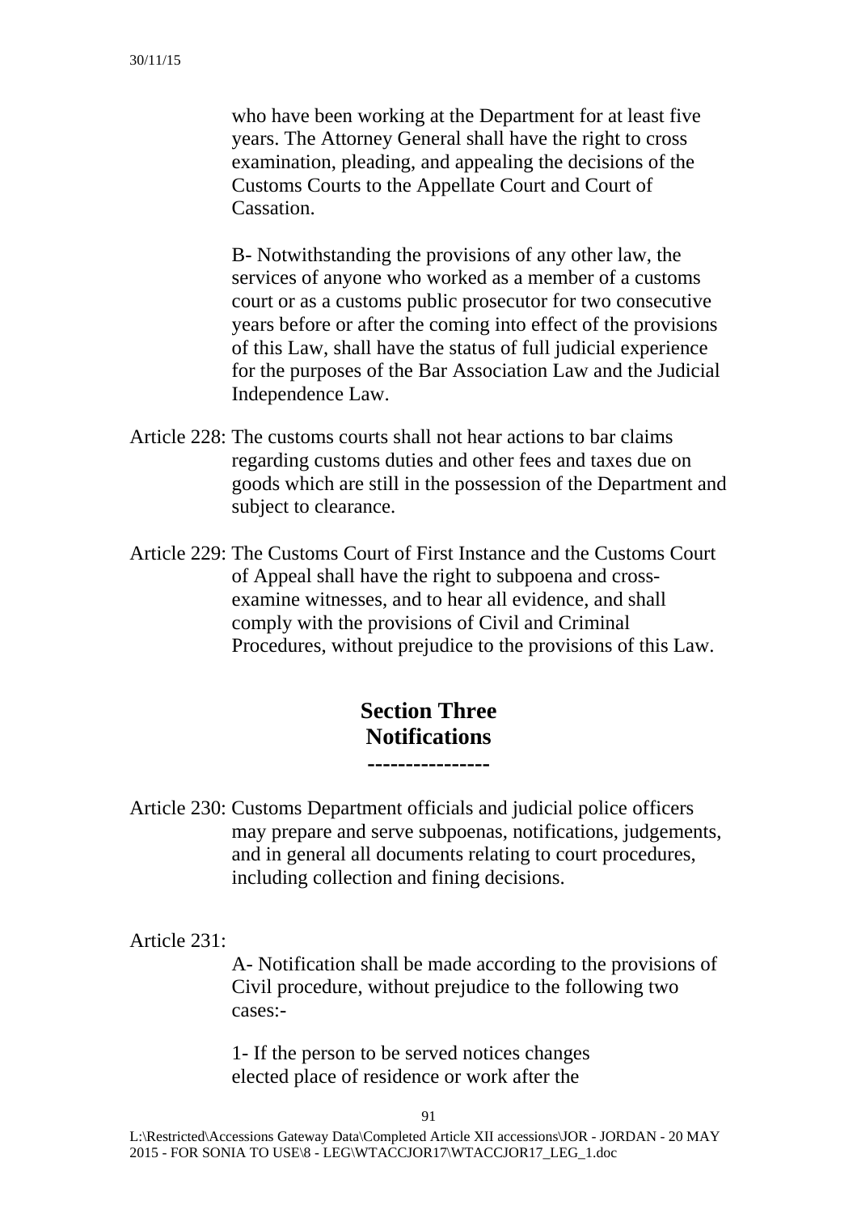who have been working at the Department for at least five years. The Attorney General shall have the right to cross examination, pleading, and appealing the decisions of the Customs Courts to the Appellate Court and Court of Cassation.

B- Notwithstanding the provisions of any other law, the services of anyone who worked as a member of a customs court or as a customs public prosecutor for two consecutive years before or after the coming into effect of the provisions of this Law, shall have the status of full judicial experience for the purposes of the Bar Association Law and the Judicial Independence Law.

Article 228: The customs courts shall not hear actions to bar claims regarding customs duties and other fees and taxes due on goods which are still in the possession of the Department and subject to clearance.

Article 229: The Customs Court of First Instance and the Customs Court of Appeal shall have the right to subpoena and cross-examine witnesses, and to hear all evidence, and shall comply with the provisions of Civil and Criminal Procedures, without prejudice to the provisions of this Law.

## Section Three
## Notifications

---

Article 230: Customs Department officials and judicial police officers may prepare and serve subpoenas, notifications, judgements, and in general all documents relating to court procedures, including collection and fining decisions.

Article 231:

A- Notification shall be made according to the provisions of Civil procedure, without prejudice to the following two cases:-

1- If the person to be served notices changes elected place of residence or work after the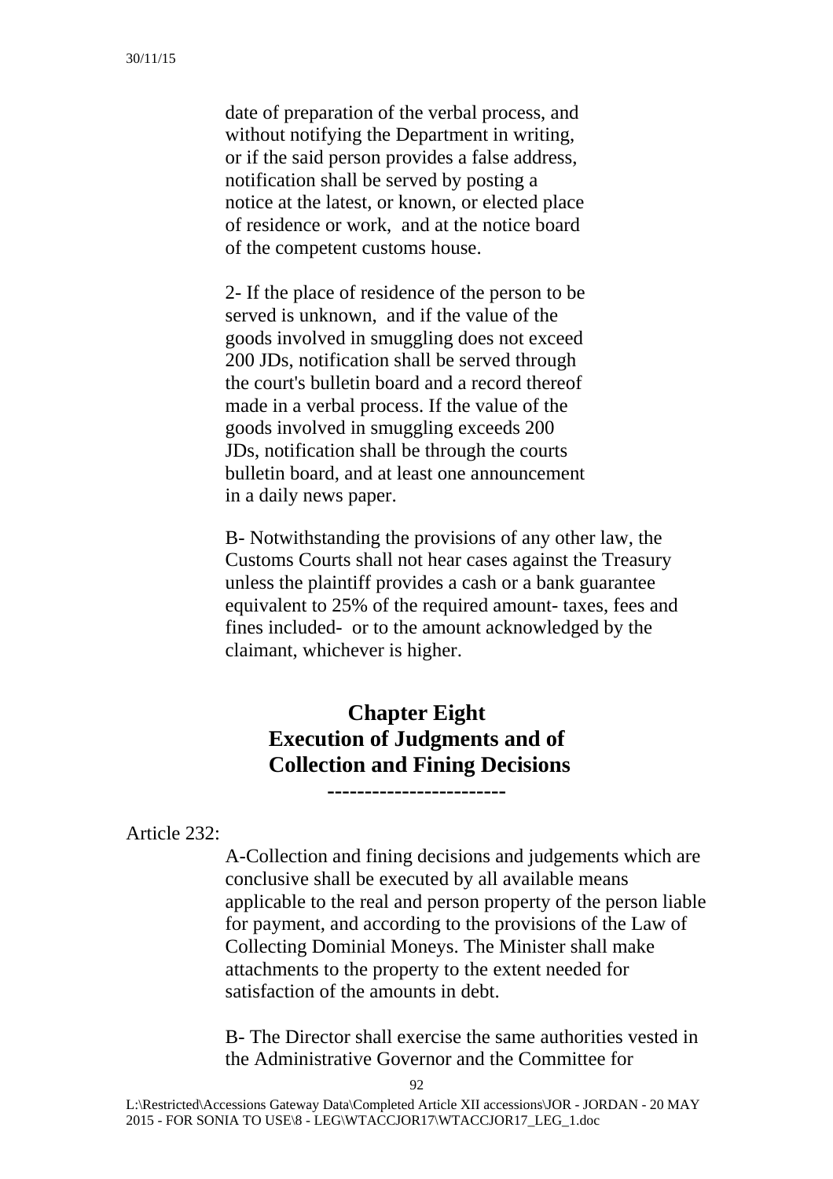date of preparation of the verbal process, and without notifying the Department in writing, or if the said person provides a false address, notification shall be served by posting a notice at the latest, or known, or elected place of residence or work, and at the notice board of the competent customs house.

2- If the place of residence of the person to be served is unknown, and if the value of the goods involved in smuggling does not exceed 200 JDs, notification shall be served through the court's bulletin board and a record thereof made in a verbal process. If the value of the goods involved in smuggling exceeds 200 JDs, notification shall be through the courts bulletin board, and at least one announcement in a daily news paper.

B- Notwithstanding the provisions of any other law, the Customs Courts shall not hear cases against the Treasury unless the plaintiff provides a cash or a bank guarantee equivalent to 25% of the required amount- taxes, fees and fines included- or to the amount acknowledged by the claimant, whichever is higher.

## Chapter Eight
## Execution of Judgments and of Collection and Fining Decisions

------------------------

Article 232:

A-Collection and fining decisions and judgements which are conclusive shall be executed by all available means applicable to the real and person property of the person liable for payment, and according to the provisions of the Law of Collecting Dominial Moneys. The Minister shall make attachments to the property to the extent needed for satisfaction of the amounts in debt.

B- The Director shall exercise the same authorities vested in the Administrative Governor and the Committee for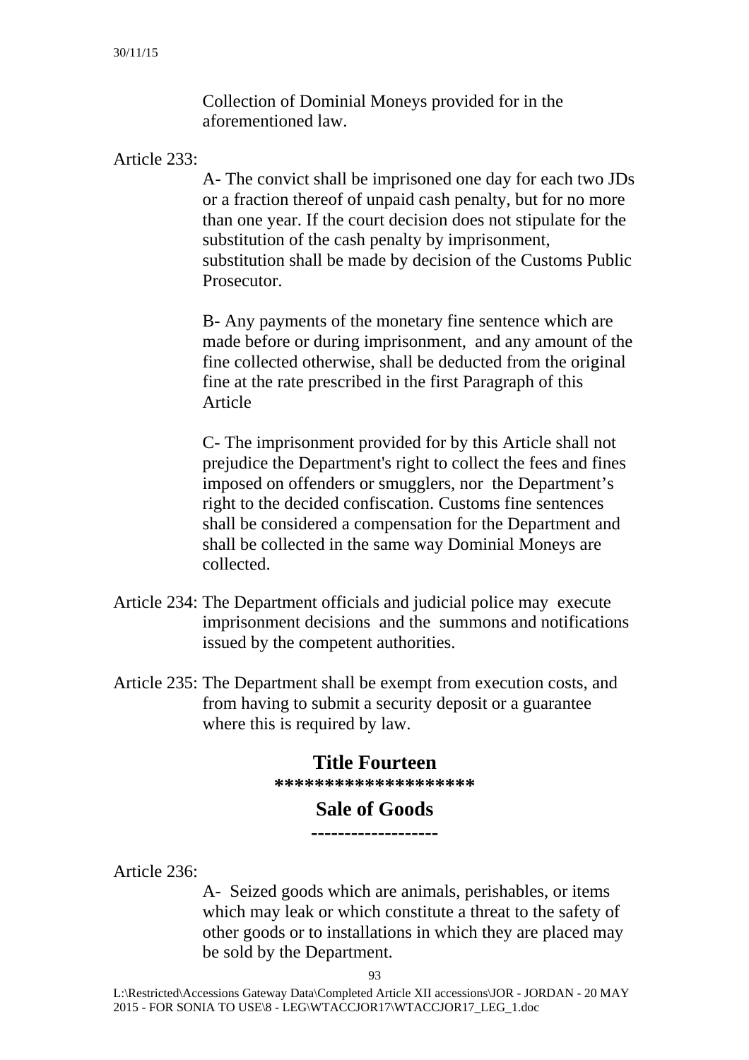Collection of Dominial Moneys provided for in the aforementioned law.

Article 233:

A- The convict shall be imprisoned one day for each two JDs or a fraction thereof of unpaid cash penalty, but for no more than one year. If the court decision does not stipulate for the substitution of the cash penalty by imprisonment, substitution shall be made by decision of the Customs Public Prosecutor.

B- Any payments of the monetary fine sentence which are made before or during imprisonment, and any amount of the fine collected otherwise, shall be deducted from the original fine at the rate prescribed in the first Paragraph of this Article

C- The imprisonment provided for by this Article shall not prejudice the Department's right to collect the fees and fines imposed on offenders or smugglers, nor the Department's right to the decided confiscation. Customs fine sentences shall be considered a compensation for the Department and shall be collected in the same way Dominial Moneys are collected.

Article 234: The Department officials and judicial police may execute imprisonment decisions and the summons and notifications issued by the competent authorities.

Article 235: The Department shall be exempt from execution costs, and from having to submit a security deposit or a guarantee where this is required by law.

## Title Fourteen

********************

## Sale of Goods

-------------------

Article 236:

A- Seized goods which are animals, perishables, or items which may leak or which constitute a threat to the safety of other goods or to installations in which they are placed may be sold by the Department.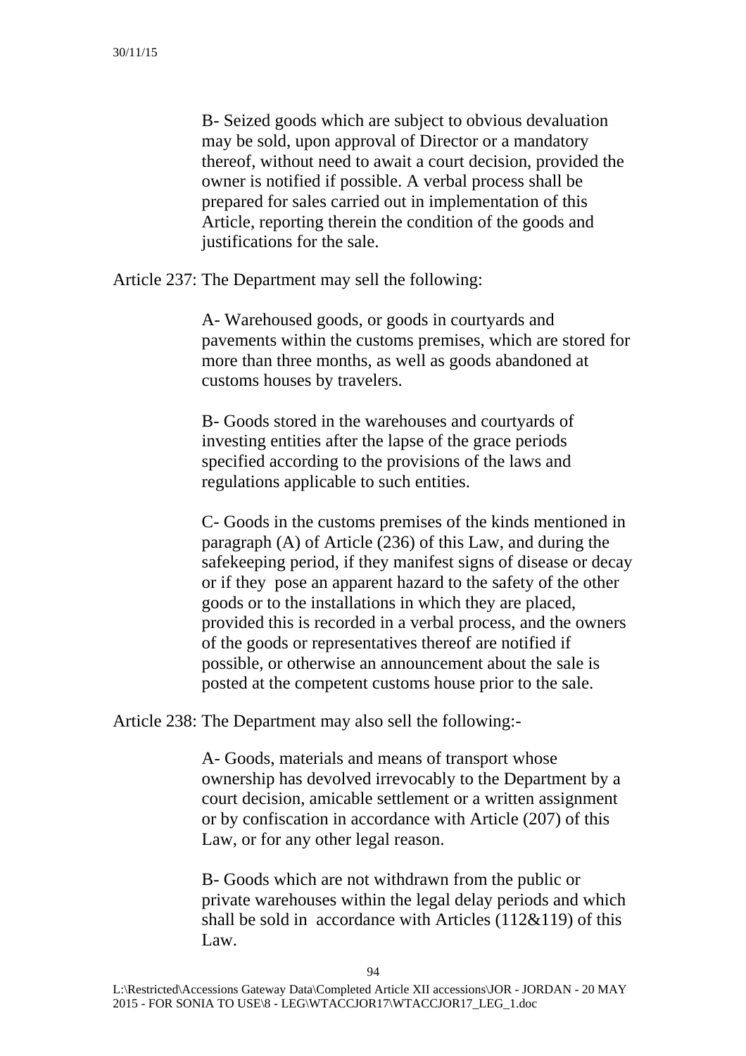B- Seized goods which are subject to obvious devaluation may be sold, upon approval of Director or a mandatory thereof, without need to await a court decision, provided the owner is notified if possible. A verbal process shall be prepared for sales carried out in implementation of this Article, reporting therein the condition of the goods and justifications for the sale.

Article 237: The Department may sell the following:

A- Warehoused goods, or goods in courtyards and pavements within the customs premises, which are stored for more than three months, as well as goods abandoned at customs houses by travelers.

B- Goods stored in the warehouses and courtyards of investing entities after the lapse of the grace periods specified according to the provisions of the laws and regulations applicable to such entities.

C- Goods in the customs premises of the kinds mentioned in paragraph (A) of Article (236) of this Law, and during the safekeeping period, if they manifest signs of disease or decay or if they pose an apparent hazard to the safety of the other goods or to the installations in which they are placed, provided this is recorded in a verbal process, and the owners of the goods or representatives thereof are notified if possible, or otherwise an announcement about the sale is posted at the competent customs house prior to the sale.

Article 238: The Department may also sell the following:-

A- Goods, materials and means of transport whose ownership has devolved irrevocably to the Department by a court decision, amicable settlement or a written assignment or by confiscation in accordance with Article (207) of this Law, or for any other legal reason.

B- Goods which are not withdrawn from the public or private warehouses within the legal delay periods and which shall be sold in accordance with Articles (112&119) of this Law.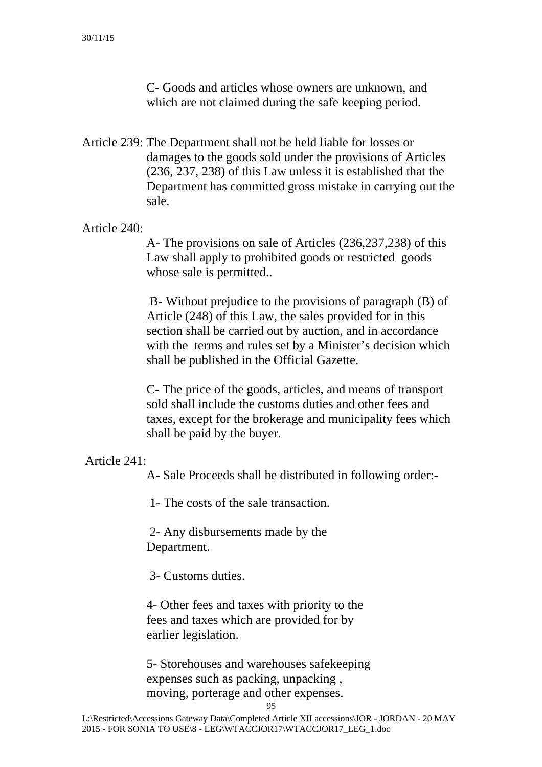C- Goods and articles whose owners are unknown, and which are not claimed during the safe keeping period.

Article 239: The Department shall not be held liable for losses or damages to the goods sold under the provisions of Articles (236, 237, 238) of this Law unless it is established that the Department has committed gross mistake in carrying out the sale.

Article 240:

A- The provisions on sale of Articles (236,237,238) of this Law shall apply to prohibited goods or restricted goods whose sale is permitted..

B- Without prejudice to the provisions of paragraph (B) of Article (248) of this Law, the sales provided for in this section shall be carried out by auction, and in accordance with the terms and rules set by a Minister's decision which shall be published in the Official Gazette.

C- The price of the goods, articles, and means of transport sold shall include the customs duties and other fees and taxes, except for the brokerage and municipality fees which shall be paid by the buyer.

Article 241:

A- Sale Proceeds shall be distributed in following order:-

1- The costs of the sale transaction.

2- Any disbursements made by the Department.

3- Customs duties.

4- Other fees and taxes with priority to the fees and taxes which are provided for by earlier legislation.

5- Storehouses and warehouses safekeeping expenses such as packing, unpacking , moving, porterage and other expenses.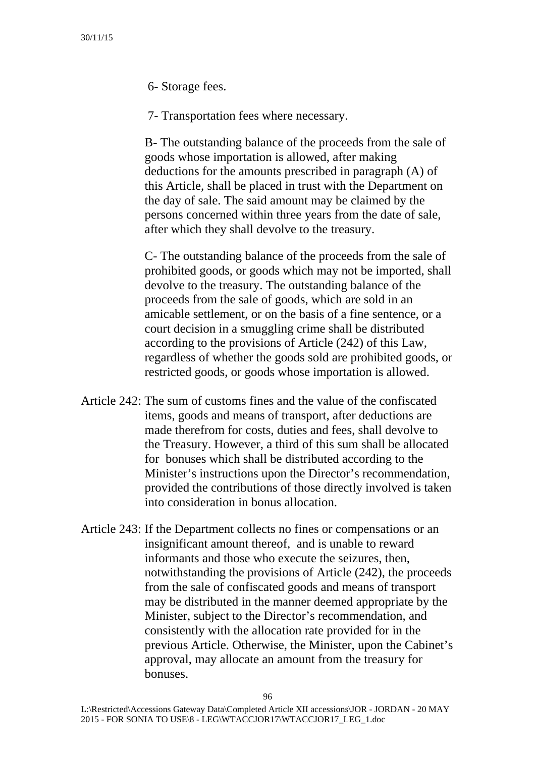6- Storage fees.

7- Transportation fees where necessary.

B- The outstanding balance of the proceeds from the sale of goods whose importation is allowed, after making deductions for the amounts prescribed in paragraph (A) of this Article, shall be placed in trust with the Department on the day of sale. The said amount may be claimed by the persons concerned within three years from the date of sale, after which they shall devolve to the treasury.

C- The outstanding balance of the proceeds from the sale of prohibited goods, or goods which may not be imported, shall devolve to the treasury. The outstanding balance of the proceeds from the sale of goods, which are sold in an amicable settlement, or on the basis of a fine sentence, or a court decision in a smuggling crime shall be distributed according to the provisions of Article (242) of this Law, regardless of whether the goods sold are prohibited goods, or restricted goods, or goods whose importation is allowed.

Article 242: The sum of customs fines and the value of the confiscated items, goods and means of transport, after deductions are made therefrom for costs, duties and fees, shall devolve to the Treasury. However, a third of this sum shall be allocated for bonuses which shall be distributed according to the Minister's instructions upon the Director's recommendation, provided the contributions of those directly involved is taken into consideration in bonus allocation.

Article 243: If the Department collects no fines or compensations or an insignificant amount thereof, and is unable to reward informants and those who execute the seizures, then, notwithstanding the provisions of Article (242), the proceeds from the sale of confiscated goods and means of transport may be distributed in the manner deemed appropriate by the Minister, subject to the Director's recommendation, and consistently with the allocation rate provided for in the previous Article. Otherwise, the Minister, upon the Cabinet's approval, may allocate an amount from the treasury for bonuses.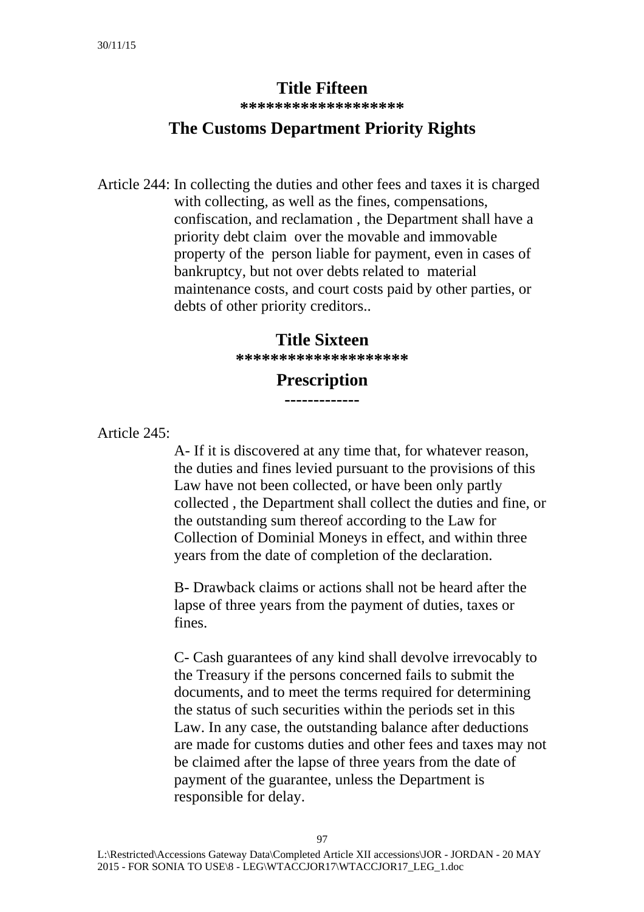## Title Fifteen

*******************

## The Customs Department Priority Rights

Article 244: In collecting the duties and other fees and taxes it is charged with collecting, as well as the fines, compensations, confiscation, and reclamation , the Department shall have a priority debt claim over the movable and immovable property of the person liable for payment, even in cases of bankruptcy, but not over debts related to material maintenance costs, and court costs paid by other parties, or debts of other priority creditors..

## Title Sixteen

*******************

## Prescription

-------------

Article 245:

A- If it is discovered at any time that, for whatever reason, the duties and fines levied pursuant to the provisions of this Law have not been collected, or have been only partly collected , the Department shall collect the duties and fine, or the outstanding sum thereof according to the Law for Collection of Dominial Moneys in effect, and within three years from the date of completion of the declaration.

B- Drawback claims or actions shall not be heard after the lapse of three years from the payment of duties, taxes or fines.

C- Cash guarantees of any kind shall devolve irrevocably to the Treasury if the persons concerned fails to submit the documents, and to meet the terms required for determining the status of such securities within the periods set in this Law. In any case, the outstanding balance after deductions are made for customs duties and other fees and taxes may not be claimed after the lapse of three years from the date of payment of the guarantee, unless the Department is responsible for delay.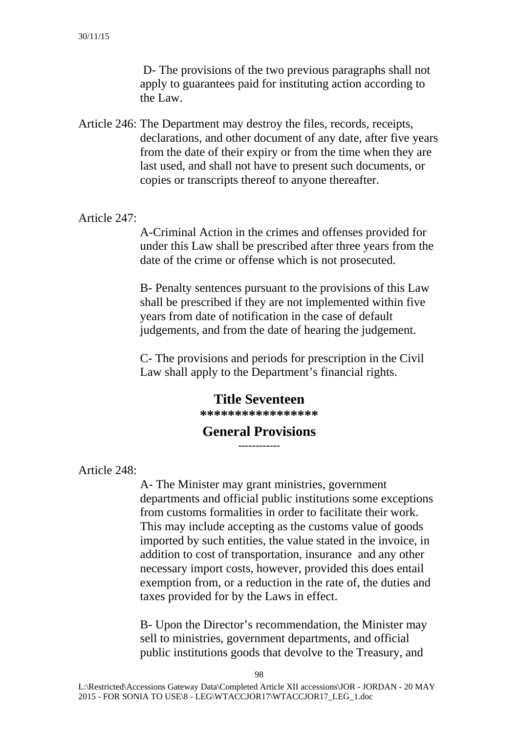D- The provisions of the two previous paragraphs shall not apply to guarantees paid for instituting action according to the Law.

Article 246: The Department may destroy the files, records, receipts, declarations, and other document of any date, after five years from the date of their expiry or from the time when they are last used, and shall not have to present such documents, or copies or transcripts thereof to anyone thereafter.

Article 247:

A-Criminal Action in the crimes and offenses provided for under this Law shall be prescribed after three years from the date of the crime or offense which is not prosecuted.

B- Penalty sentences pursuant to the provisions of this Law shall be prescribed if they are not implemented within five years from date of notification in the case of default judgements, and from the date of hearing the judgement.

C- The provisions and periods for prescription in the Civil Law shall apply to the Department's financial rights.

## Title Seventeen

*****************

## General Provisions

------------

Article 248:

A- The Minister may grant ministries, government departments and official public institutions some exceptions from customs formalities in order to facilitate their work. This may include accepting as the customs value of goods imported by such entities, the value stated in the invoice, in addition to cost of transportation, insurance and any other necessary import costs, however, provided this does entail exemption from, or a reduction in the rate of, the duties and taxes provided for by the Laws in effect.

B- Upon the Director's recommendation, the Minister may sell to ministries, government departments, and official public institutions goods that devolve to the Treasury, and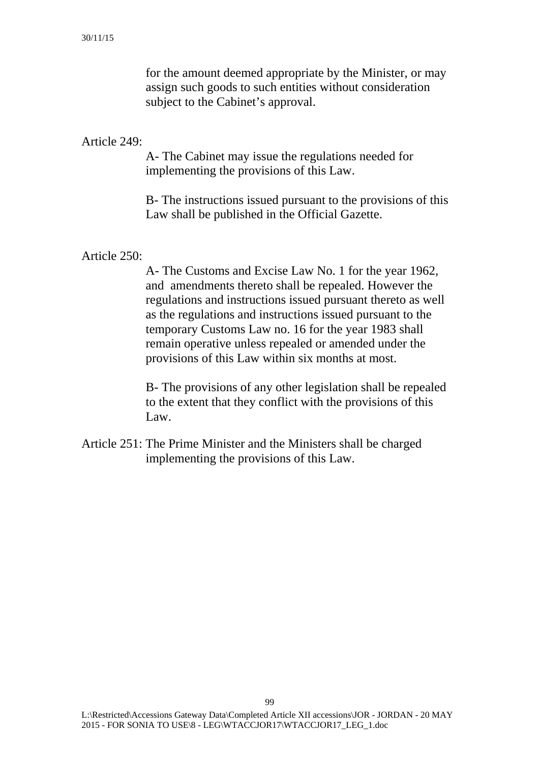for the amount deemed appropriate by the Minister, or may assign such goods to such entities without consideration subject to the Cabinet's approval.

Article 249:

A- The Cabinet may issue the regulations needed for implementing the provisions of this Law.

B- The instructions issued pursuant to the provisions of this Law shall be published in the Official Gazette.

Article 250:

A- The Customs and Excise Law No. 1 for the year 1962, and amendments thereto shall be repealed. However the regulations and instructions issued pursuant thereto as well as the regulations and instructions issued pursuant to the temporary Customs Law no. 16 for the year 1983 shall remain operative unless repealed or amended under the provisions of this Law within six months at most.

B- The provisions of any other legislation shall be repealed to the extent that they conflict with the provisions of this Law.

Article 251: The Prime Minister and the Ministers shall be charged implementing the provisions of this Law.